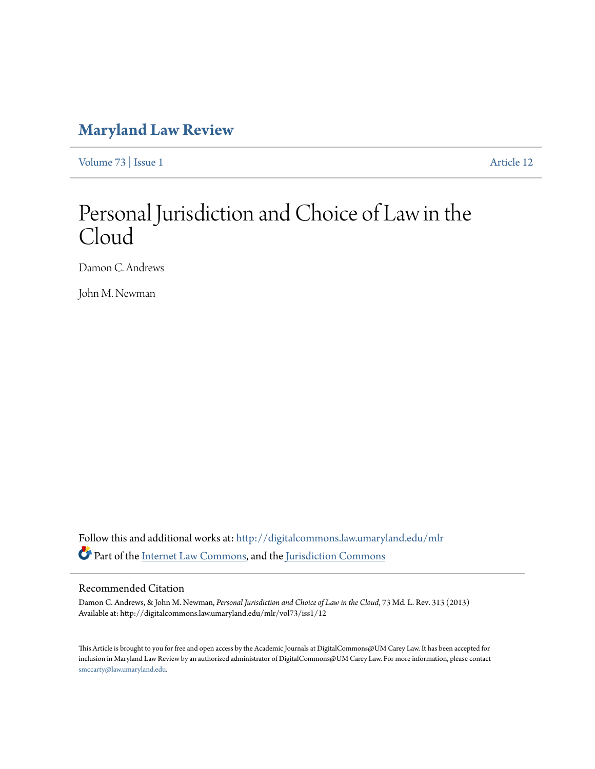# Maryland Law Review

Volume 73 | Issue 1 Article 12

# Personal Jurisdiction and Choice of Law in the Cloud

Damon C. Andrews

John M. Newman

Follow this and additional works at: http://digitalcommons.law.umaryland.edu/mlr

Part of the Internet Law Commons, and the Jurisdiction Commons

## Recommended Citation

Damon C. Andrews, & John M. Newman, *Personal Jurisdiction and Choice of Law in the Cloud*, 73 Md. L. Rev. 313 (2013)
Available at: http://digitalcommons.law.umaryland.edu/mlr/vol73/iss1/12

This Article is brought to you for free and open access by the Academic Journals at DigitalCommons@UM Carey Law. It has been accepted for inclusion in Maryland Law Review by an authorized administrator of DigitalCommons@UM Carey Law. For more information, please contact smccarty@law.umaryland.edu.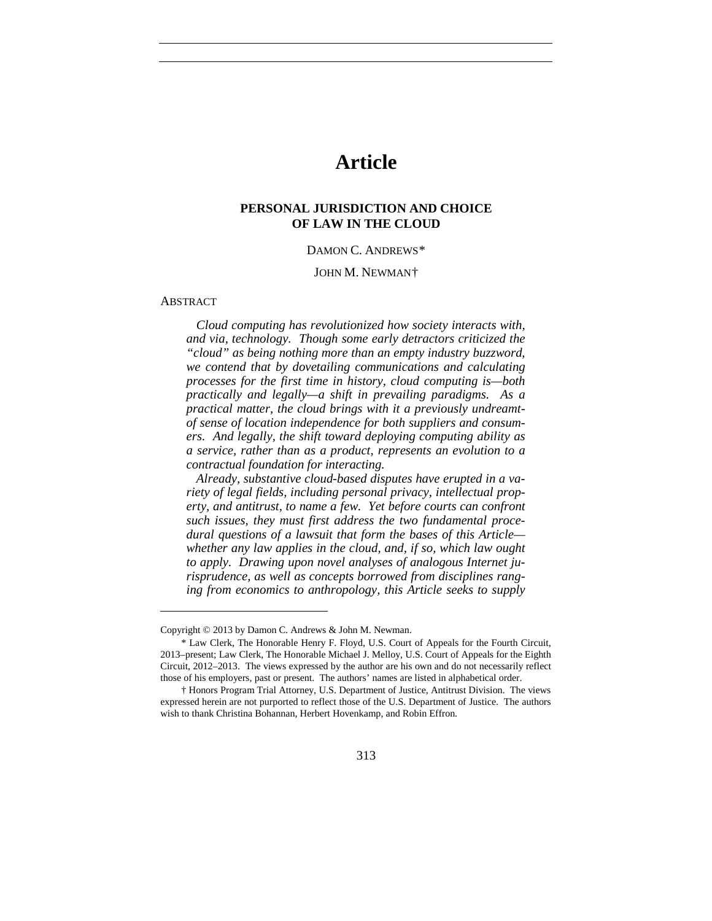# Article

## PERSONAL JURISDICTION AND CHOICE OF LAW IN THE CLOUD

DAMON C. ANDREWS*

JOHN M. NEWMAN†

ABSTRACT

*Cloud computing has revolutionized how society interacts with, and via, technology. Though some early detractors criticized the "cloud" as being nothing more than an empty industry buzzword, we contend that by dovetailing communications and calculating processes for the first time in history, cloud computing is—both practically and legally—a shift in prevailing paradigms. As a practical matter, the cloud brings with it a previously undreamt-of sense of location independence for both suppliers and consumers. And legally, the shift toward deploying computing ability as a service, rather than as a product, represents an evolution to a contractual foundation for interacting.*

*Already, substantive cloud-based disputes have erupted in a variety of legal fields, including personal privacy, intellectual property, and antitrust, to name a few. Yet before courts can confront such issues, they must first address the two fundamental procedural questions of a lawsuit that form the bases of this Article—whether any law applies in the cloud, and, if so, which law ought to apply. Drawing upon novel analyses of analogous Internet jurisprudence, as well as concepts borrowed from disciplines ranging from economics to anthropology, this Article seeks to supply*

---

Copyright © 2013 by Damon C. Andrews & John M. Newman.

\* Law Clerk, The Honorable Henry F. Floyd, U.S. Court of Appeals for the Fourth Circuit, 2013–present; Law Clerk, The Honorable Michael J. Melloy, U.S. Court of Appeals for the Eighth Circuit, 2012–2013. The views expressed by the author are his own and do not necessarily reflect those of his employers, past or present. The authors' names are listed in alphabetical order.

† Honors Program Trial Attorney, U.S. Department of Justice, Antitrust Division. The views expressed herein are not purported to reflect those of the U.S. Department of Justice. The authors wish to thank Christina Bohannan, Herbert Hovenkamp, and Robin Effron.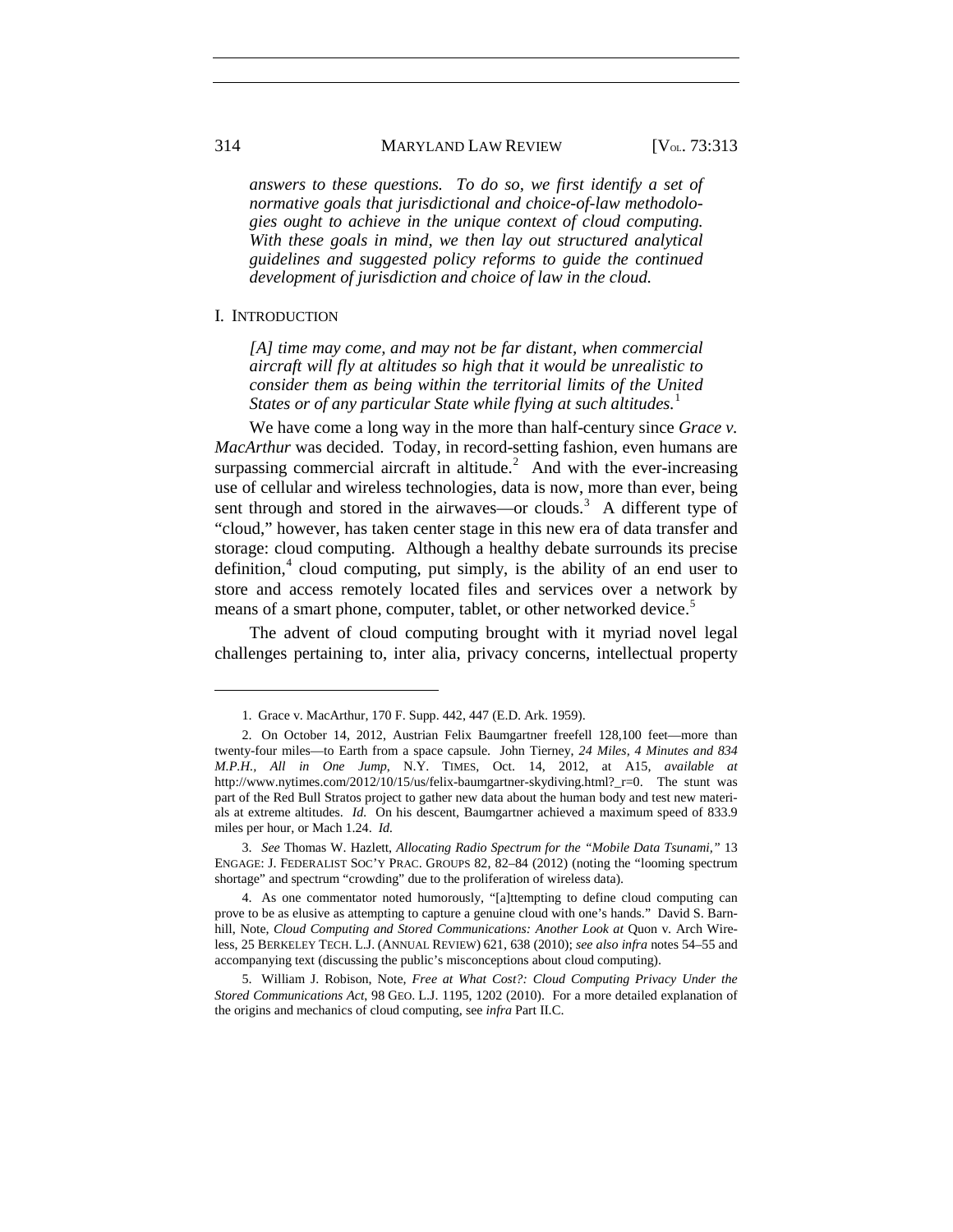*answers to these questions. To do so, we first identify a set of normative goals that jurisdictional and choice-of-law methodologies ought to achieve in the unique context of cloud computing. With these goals in mind, we then lay out structured analytical guidelines and suggested policy reforms to guide the continued development of jurisdiction and choice of law in the cloud.*

## I. INTRODUCTION

> *[A] time may come, and may not be far distant, when commercial aircraft will fly at altitudes so high that it would be unrealistic to consider them as being within the territorial limits of the United States or of any particular State while flying at such altitudes.*[1]

We have come a long way in the more than half-century since *Grace v. MacArthur* was decided. Today, in record-setting fashion, even humans are surpassing commercial aircraft in altitude.[2] And with the ever-increasing use of cellular and wireless technologies, data is now, more than ever, being sent through and stored in the airwaves—or clouds.[3] A different type of "cloud," however, has taken center stage in this new era of data transfer and storage: cloud computing. Although a healthy debate surrounds its precise definition,[4] cloud computing, put simply, is the ability of an end user to store and access remotely located files and services over a network by means of a smart phone, computer, tablet, or other networked device.[5]

The advent of cloud computing brought with it myriad novel legal challenges pertaining to, inter alia, privacy concerns, intellectual property

---

1. Grace v. MacArthur, 170 F. Supp. 442, 447 (E.D. Ark. 1959).

2. On October 14, 2012, Austrian Felix Baumgartner freefell 128,100 feet—more than twenty-four miles—to Earth from a space capsule. John Tierney, *24 Miles, 4 Minutes and 834 M.P.H., All in One Jump*, N.Y. TIMES, Oct. 14, 2012, at A15, *available at* http://www.nytimes.com/2012/10/15/us/felix-baumgartner-skydiving.html?_r=0. The stunt was part of the Red Bull Stratos project to gather new data about the human body and test new materials at extreme altitudes. *Id.* On his descent, Baumgartner achieved a maximum speed of 833.9 miles per hour, or Mach 1.24. *Id.*

3. *See* Thomas W. Hazlett, *Allocating Radio Spectrum for the "Mobile Data Tsunami,"* 13 ENGAGE: J. FEDERALIST SOC'Y PRAC. GROUPS 82, 82–84 (2012) (noting the "looming spectrum shortage" and spectrum "crowding" due to the proliferation of wireless data).

4. As one commentator noted humorously, "[a]ttempting to define cloud computing can prove to be as elusive as attempting to capture a genuine cloud with one's hands." David S. Barnhill, Note, *Cloud Computing and Stored Communications: Another Look at* Quon v. Arch Wireless, 25 BERKELEY TECH. L.J. (ANNUAL REVIEW) 621, 638 (2010); *see also infra* notes 54–55 and accompanying text (discussing the public's misconceptions about cloud computing).

5. William J. Robison, Note, *Free at What Cost?: Cloud Computing Privacy Under the Stored Communications Act*, 98 GEO. L.J. 1195, 1202 (2010). For a more detailed explanation of the origins and mechanics of cloud computing, see *infra* Part II.C.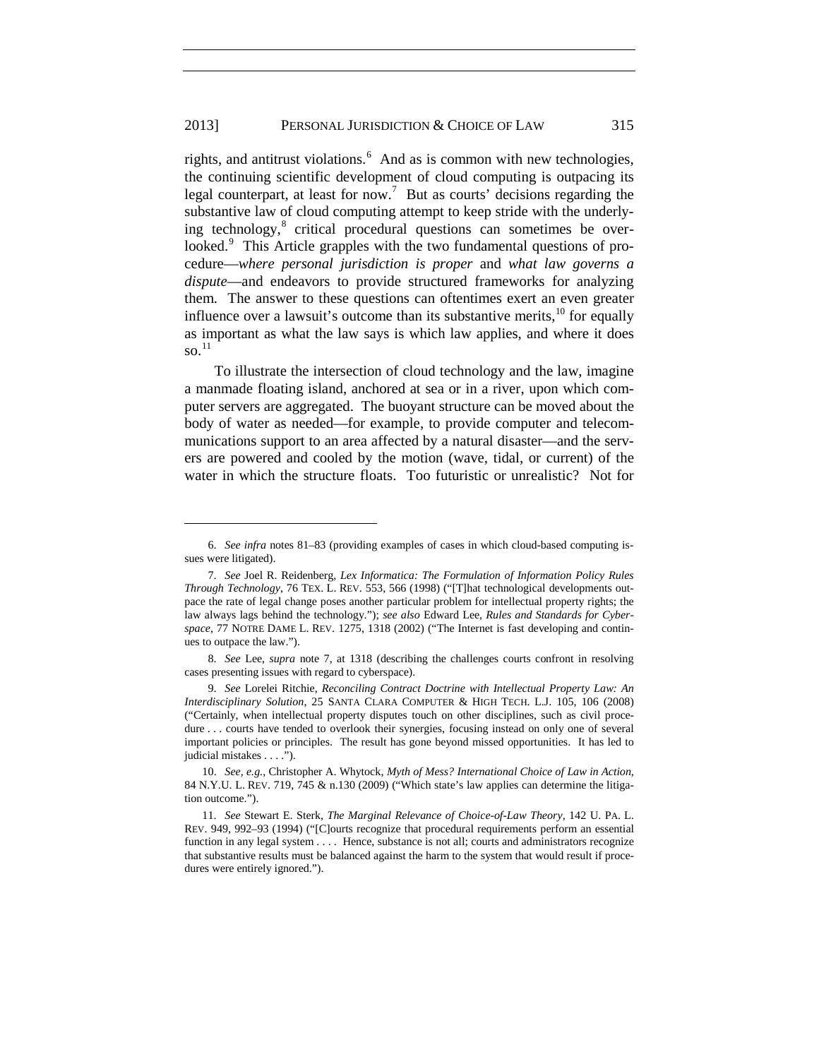rights, and antitrust violations.[6] And as is common with new technologies, the continuing scientific development of cloud computing is outpacing its legal counterpart, at least for now.[7] But as courts' decisions regarding the substantive law of cloud computing attempt to keep stride with the underlying technology,[8] critical procedural questions can sometimes be overlooked.[9] This Article grapples with the two fundamental questions of procedure—*where personal jurisdiction is proper* and *what law governs a dispute*—and endeavors to provide structured frameworks for analyzing them. The answer to these questions can oftentimes exert an even greater influence over a lawsuit's outcome than its substantive merits,[10] for equally as important as what the law says is which law applies, and where it does so.[11]

To illustrate the intersection of cloud technology and the law, imagine a manmade floating island, anchored at sea or in a river, upon which computer servers are aggregated. The buoyant structure can be moved about the body of water as needed—for example, to provide computer and telecommunications support to an area affected by a natural disaster—and the servers are powered and cooled by the motion (wave, tidal, or current) of the water in which the structure floats. Too futuristic or unrealistic? Not for

---

6. *See infra* notes 81–83 (providing examples of cases in which cloud-based computing issues were litigated).

7. *See* Joel R. Reidenberg, *Lex Informatica: The Formulation of Information Policy Rules Through Technology*, 76 TEX. L. REV. 553, 566 (1998) ("[T]hat technological developments outpace the rate of legal change poses another particular problem for intellectual property rights; the law always lags behind the technology."); *see also* Edward Lee, *Rules and Standards for Cyberspace*, 77 NOTRE DAME L. REV. 1275, 1318 (2002) ("The Internet is fast developing and continues to outpace the law.").

8. *See* Lee, *supra* note 7, at 1318 (describing the challenges courts confront in resolving cases presenting issues with regard to cyberspace).

9. *See* Lorelei Ritchie, *Reconciling Contract Doctrine with Intellectual Property Law: An Interdisciplinary Solution*, 25 SANTA CLARA COMPUTER & HIGH TECH. L.J. 105, 106 (2008) ("Certainly, when intellectual property disputes touch on other disciplines, such as civil procedure . . . courts have tended to overlook their synergies, focusing instead on only one of several important policies or principles. The result has gone beyond missed opportunities. It has led to judicial mistakes . . . .").

10. *See, e.g.*, Christopher A. Whytock, *Myth of Mess? International Choice of Law in Action*, 84 N.Y.U. L. REV. 719, 745 & n.130 (2009) ("Which state's law applies can determine the litigation outcome.").

11. *See* Stewart E. Sterk, *The Marginal Relevance of Choice-of-Law Theory*, 142 U. PA. L. REV. 949, 992–93 (1994) ("[C]ourts recognize that procedural requirements perform an essential function in any legal system . . . . Hence, substance is not all; courts and administrators recognize that substantive results must be balanced against the harm to the system that would result if procedures were entirely ignored.").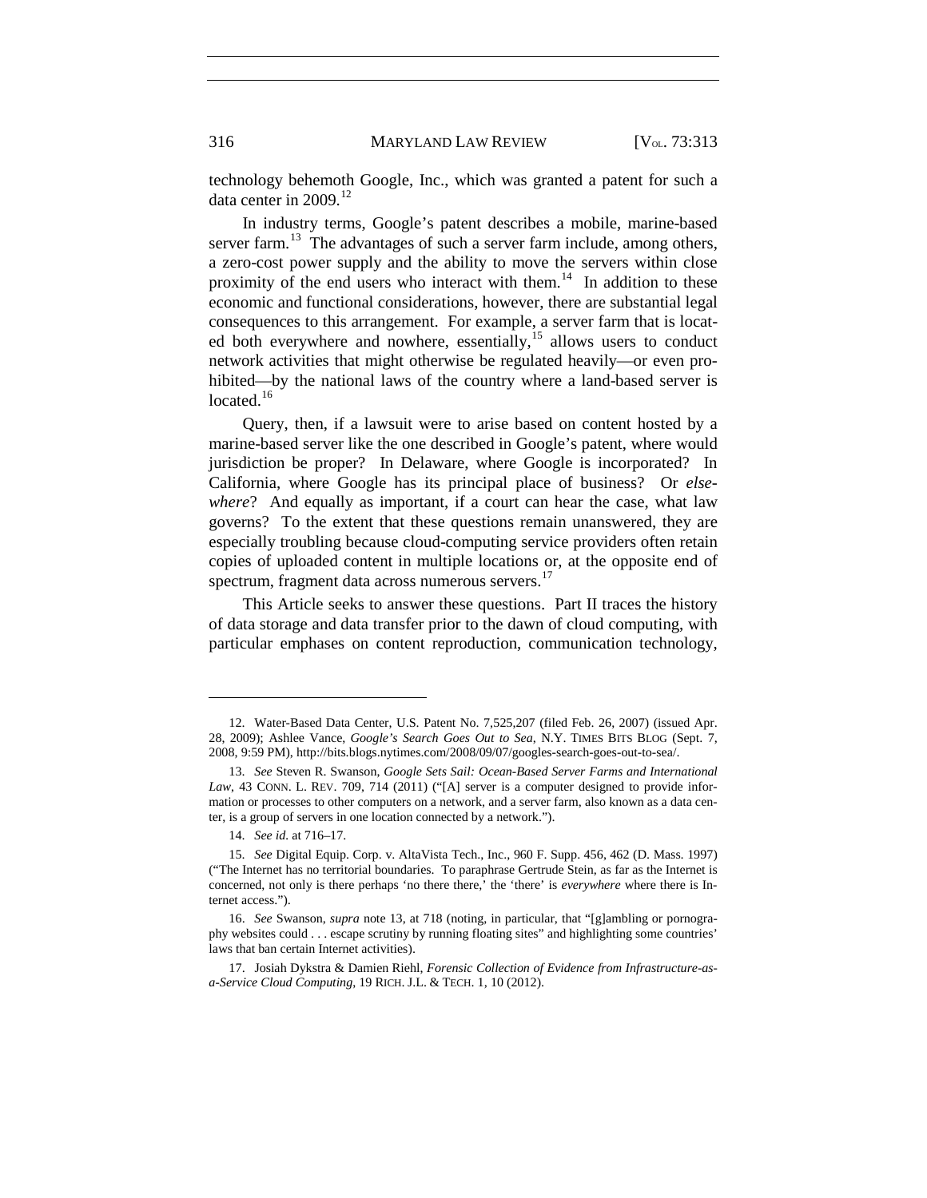technology behemoth Google, Inc., which was granted a patent for such a data center in 2009.[12]

In industry terms, Google's patent describes a mobile, marine-based server farm.[13] The advantages of such a server farm include, among others, a zero-cost power supply and the ability to move the servers within close proximity of the end users who interact with them.[14] In addition to these economic and functional considerations, however, there are substantial legal consequences to this arrangement. For example, a server farm that is located both everywhere and nowhere, essentially,[15] allows users to conduct network activities that might otherwise be regulated heavily—or even prohibited—by the national laws of the country where a land-based server is located.[16]

Query, then, if a lawsuit were to arise based on content hosted by a marine-based server like the one described in Google's patent, where would jurisdiction be proper? In Delaware, where Google is incorporated? In California, where Google has its principal place of business? Or *elsewhere*? And equally as important, if a court can hear the case, what law governs? To the extent that these questions remain unanswered, they are especially troubling because cloud-computing service providers often retain copies of uploaded content in multiple locations or, at the opposite end of spectrum, fragment data across numerous servers.[17]

This Article seeks to answer these questions. Part II traces the history of data storage and data transfer prior to the dawn of cloud computing, with particular emphases on content reproduction, communication technology,

---

12. Water-Based Data Center, U.S. Patent No. 7,525,207 (filed Feb. 26, 2007) (issued Apr. 28, 2009); Ashlee Vance, *Google's Search Goes Out to Sea*, N.Y. TIMES BITS BLOG (Sept. 7, 2008, 9:59 PM), http://bits.blogs.nytimes.com/2008/09/07/googles-search-goes-out-to-sea/.

13. *See* Steven R. Swanson, *Google Sets Sail: Ocean-Based Server Farms and International Law*, 43 CONN. L. REV. 709, 714 (2011) ("[A] server is a computer designed to provide information or processes to other computers on a network, and a server farm, also known as a data center, is a group of servers in one location connected by a network.").

14. *See id.* at 716–17.

15. *See* Digital Equip. Corp. v. AltaVista Tech., Inc., 960 F. Supp. 456, 462 (D. Mass. 1997) ("The Internet has no territorial boundaries. To paraphrase Gertrude Stein, as far as the Internet is concerned, not only is there perhaps 'no there there,' the 'there' is *everywhere* where there is Internet access.").

16. *See* Swanson, *supra* note 13, at 718 (noting, in particular, that "[g]ambling or pornography websites could . . . escape scrutiny by running floating sites" and highlighting some countries' laws that ban certain Internet activities).

17. Josiah Dykstra & Damien Riehl, *Forensic Collection of Evidence from Infrastructure-as-a-Service Cloud Computing*, 19 RICH. J.L. & TECH. 1, 10 (2012).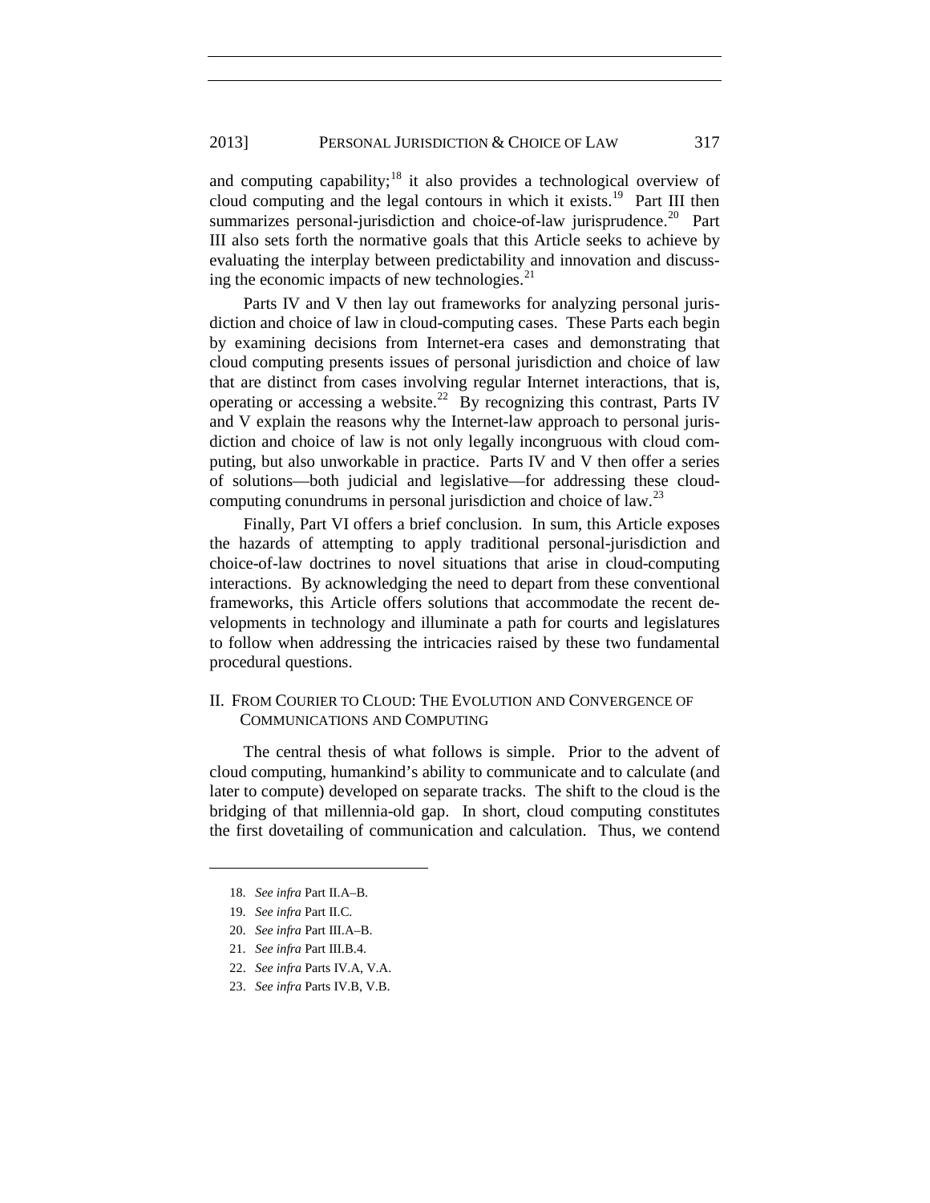and computing capability;[18] it also provides a technological overview of cloud computing and the legal contours in which it exists.[19] Part III then summarizes personal-jurisdiction and choice-of-law jurisprudence.[20] Part III also sets forth the normative goals that this Article seeks to achieve by evaluating the interplay between predictability and innovation and discussing the economic impacts of new technologies.[21]

Parts IV and V then lay out frameworks for analyzing personal jurisdiction and choice of law in cloud-computing cases. These Parts each begin by examining decisions from Internet-era cases and demonstrating that cloud computing presents issues of personal jurisdiction and choice of law that are distinct from cases involving regular Internet interactions, that is, operating or accessing a website.[22] By recognizing this contrast, Parts IV and V explain the reasons why the Internet-law approach to personal jurisdiction and choice of law is not only legally incongruous with cloud computing, but also unworkable in practice. Parts IV and V then offer a series of solutions—both judicial and legislative—for addressing these cloud-computing conundrums in personal jurisdiction and choice of law.[23]

Finally, Part VI offers a brief conclusion. In sum, this Article exposes the hazards of attempting to apply traditional personal-jurisdiction and choice-of-law doctrines to novel situations that arise in cloud-computing interactions. By acknowledging the need to depart from these conventional frameworks, this Article offers solutions that accommodate the recent developments in technology and illuminate a path for courts and legislatures to follow when addressing the intricacies raised by these two fundamental procedural questions.

## II. From Courier to Cloud: The Evolution and Convergence of Communications and Computing

The central thesis of what follows is simple. Prior to the advent of cloud computing, humankind's ability to communicate and to calculate (and later to compute) developed on separate tracks. The shift to the cloud is the bridging of that millennia-old gap. In short, cloud computing constitutes the first dovetailing of communication and calculation. Thus, we contend

---

18. *See infra* Part II.A–B.

19. *See infra* Part II.C.

20. *See infra* Part III.A–B.

21. *See infra* Part III.B.4.

22. *See infra* Parts IV.A, V.A.

23. *See infra* Parts IV.B, V.B.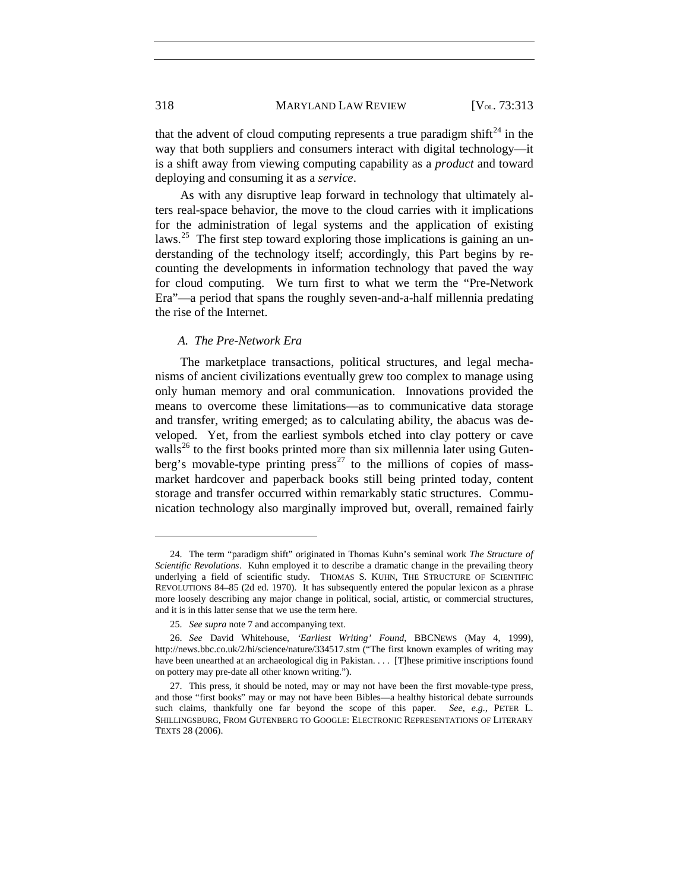that the advent of cloud computing represents a true paradigm shift[24] in the way that both suppliers and consumers interact with digital technology—it is a shift away from viewing computing capability as a *product* and toward deploying and consuming it as a *service*.

As with any disruptive leap forward in technology that ultimately alters real-space behavior, the move to the cloud carries with it implications for the administration of legal systems and the application of existing laws.[25] The first step toward exploring those implications is gaining an understanding of the technology itself; accordingly, this Part begins by recounting the developments in information technology that paved the way for cloud computing. We turn first to what we term the "Pre-Network Era"—a period that spans the roughly seven-and-a-half millennia predating the rise of the Internet.

### *A. The Pre-Network Era*

The marketplace transactions, political structures, and legal mechanisms of ancient civilizations eventually grew too complex to manage using only human memory and oral communication. Innovations provided the means to overcome these limitations—as to communicative data storage and transfer, writing emerged; as to calculating ability, the abacus was developed. Yet, from the earliest symbols etched into clay pottery or cave walls[26] to the first books printed more than six millennia later using Gutenberg's movable-type printing press[27] to the millions of copies of mass-market hardcover and paperback books still being printed today, content storage and transfer occurred within remarkably static structures. Communication technology also marginally improved but, overall, remained fairly

---

24. The term "paradigm shift" originated in Thomas Kuhn's seminal work *The Structure of Scientific Revolutions*. Kuhn employed it to describe a dramatic change in the prevailing theory underlying a field of scientific study. THOMAS S. KUHN, THE STRUCTURE OF SCIENTIFIC REVOLUTIONS 84–85 (2d ed. 1970). It has subsequently entered the popular lexicon as a phrase more loosely describing any major change in political, social, artistic, or commercial structures, and it is in this latter sense that we use the term here.

25. *See supra* note 7 and accompanying text.

26. *See* David Whitehouse, *'Earliest Writing' Found*, BBCNEWS (May 4, 1999), http://news.bbc.co.uk/2/hi/science/nature/334517.stm ("The first known examples of writing may have been unearthed at an archaeological dig in Pakistan. . . . [T]hese primitive inscriptions found on pottery may pre-date all other known writing.").

27. This press, it should be noted, may or may not have been the first movable-type press, and those "first books" may or may not have been Bibles—a healthy historical debate surrounds such claims, thankfully one far beyond the scope of this paper. *See, e.g.*, PETER L. SHILLINGSBURG, FROM GUTENBERG TO GOOGLE: ELECTRONIC REPRESENTATIONS OF LITERARY TEXTS 28 (2006).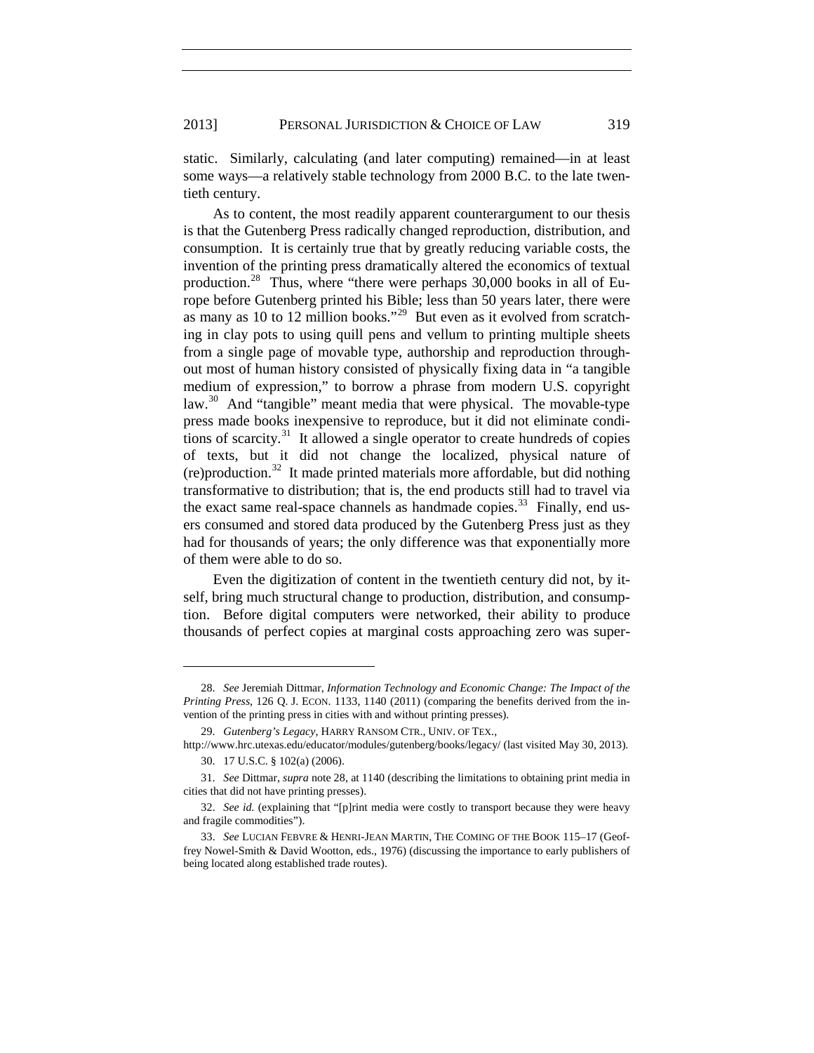static. Similarly, calculating (and later computing) remained—in at least some ways—a relatively stable technology from 2000 B.C. to the late twentieth century.

As to content, the most readily apparent counterargument to our thesis is that the Gutenberg Press radically changed reproduction, distribution, and consumption. It is certainly true that by greatly reducing variable costs, the invention of the printing press dramatically altered the economics of textual production.[28] Thus, where "there were perhaps 30,000 books in all of Europe before Gutenberg printed his Bible; less than 50 years later, there were as many as 10 to 12 million books."[29] But even as it evolved from scratching in clay pots to using quill pens and vellum to printing multiple sheets from a single page of movable type, authorship and reproduction throughout most of human history consisted of physically fixing data in "a tangible medium of expression," to borrow a phrase from modern U.S. copyright law.[30] And "tangible" meant media that were physical. The movable-type press made books inexpensive to reproduce, but it did not eliminate conditions of scarcity.[31] It allowed a single operator to create hundreds of copies of texts, but it did not change the localized, physical nature of (re)production.[32] It made printed materials more affordable, but did nothing transformative to distribution; that is, the end products still had to travel via the exact same real-space channels as handmade copies.[33] Finally, end users consumed and stored data produced by the Gutenberg Press just as they had for thousands of years; the only difference was that exponentially more of them were able to do so.

Even the digitization of content in the twentieth century did not, by itself, bring much structural change to production, distribution, and consumption. Before digital computers were networked, their ability to produce thousands of perfect copies at marginal costs approaching zero was super-

---

28. *See* Jeremiah Dittmar, *Information Technology and Economic Change: The Impact of the Printing Press*, 126 Q. J. ECON. 1133, 1140 (2011) (comparing the benefits derived from the invention of the printing press in cities with and without printing presses).

29. *Gutenberg's Legacy*, HARRY RANSOM CTR., UNIV. OF TEX., http://www.hrc.utexas.edu/educator/modules/gutenberg/books/legacy/ (last visited May 30, 2013).

30. 17 U.S.C. § 102(a) (2006).

31. *See* Dittmar, *supra* note 28, at 1140 (describing the limitations to obtaining print media in cities that did not have printing presses).

32. *See id.* (explaining that "[p]rint media were costly to transport because they were heavy and fragile commodities").

33. *See* LUCIAN FEBVRE & HENRI-JEAN MARTIN, THE COMING OF THE BOOK 115–17 (Geoffrey Nowel-Smith & David Wootton, eds., 1976) (discussing the importance to early publishers of being located along established trade routes).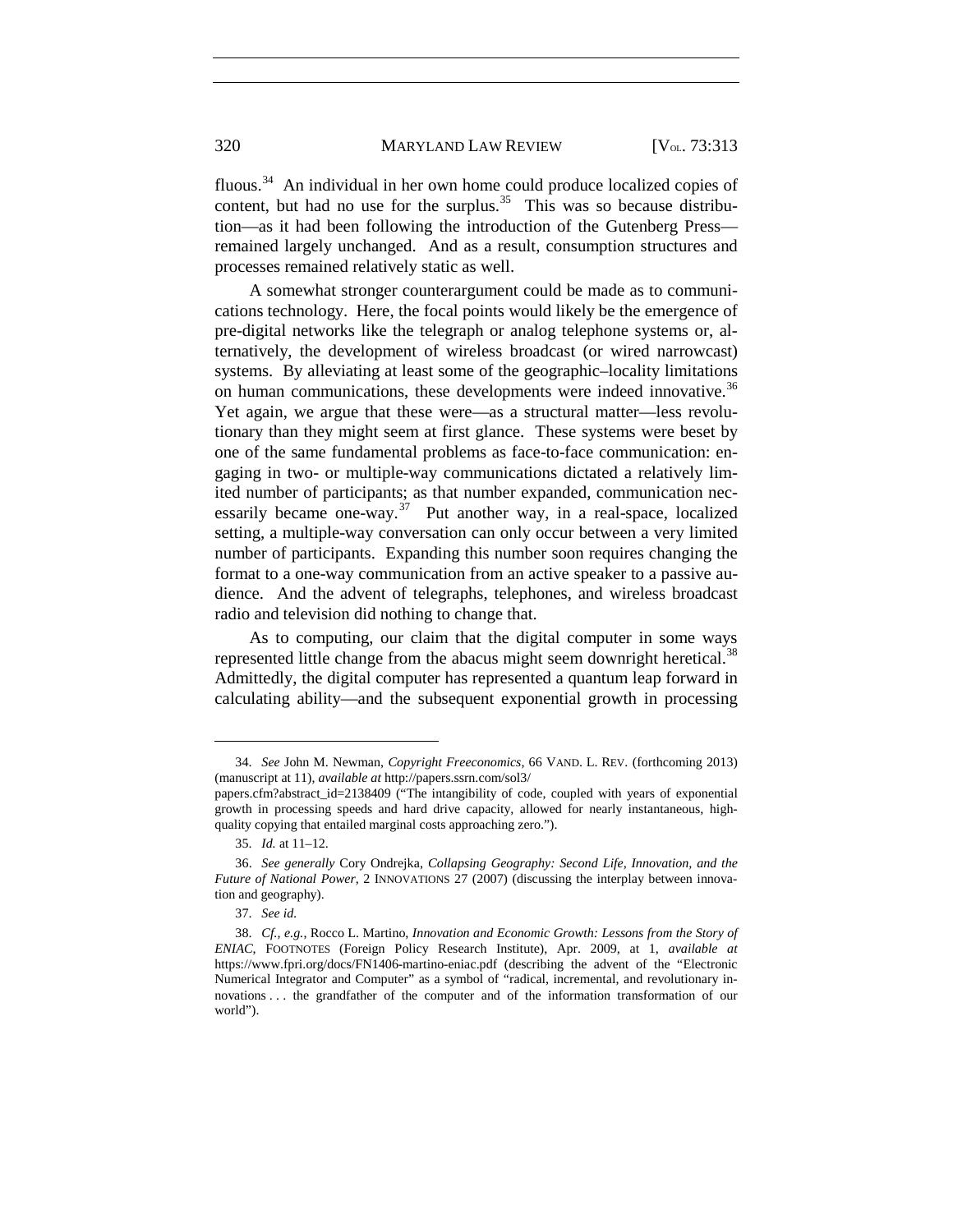fluous.[34] An individual in her own home could produce localized copies of content, but had no use for the surplus.[35] This was so because distribution—as it had been following the introduction of the Gutenberg Press—remained largely unchanged. And as a result, consumption structures and processes remained relatively static as well.

A somewhat stronger counterargument could be made as to communications technology. Here, the focal points would likely be the emergence of pre-digital networks like the telegraph or analog telephone systems or, alternatively, the development of wireless broadcast (or wired narrowcast) systems. By alleviating at least some of the geographic–locality limitations on human communications, these developments were indeed innovative.[36] Yet again, we argue that these were—as a structural matter—less revolutionary than they might seem at first glance. These systems were beset by one of the same fundamental problems as face-to-face communication: engaging in two- or multiple-way communications dictated a relatively limited number of participants; as that number expanded, communication necessarily became one-way.[37] Put another way, in a real-space, localized setting, a multiple-way conversation can only occur between a very limited number of participants. Expanding this number soon requires changing the format to a one-way communication from an active speaker to a passive audience. And the advent of telegraphs, telephones, and wireless broadcast radio and television did nothing to change that.

As to computing, our claim that the digital computer in some ways represented little change from the abacus might seem downright heretical.[38] Admittedly, the digital computer has represented a quantum leap forward in calculating ability—and the subsequent exponential growth in processing

---

34. *See* John M. Newman, *Copyright Freeconomics*, 66 VAND. L. REV. (forthcoming 2013) (manuscript at 11), *available at* http://papers.ssrn.com/sol3/papers.cfm?abstract_id=2138409 ("The intangibility of code, coupled with years of exponential growth in processing speeds and hard drive capacity, allowed for nearly instantaneous, high-quality copying that entailed marginal costs approaching zero.").

35. *Id.* at 11–12.

36. *See generally* Cory Ondrejka, *Collapsing Geography: Second Life, Innovation, and the Future of National Power*, 2 INNOVATIONS 27 (2007) (discussing the interplay between innovation and geography).

37. *See id.*

38. *Cf., e.g.*, Rocco L. Martino, *Innovation and Economic Growth: Lessons from the Story of ENIAC*, FOOTNOTES (Foreign Policy Research Institute), Apr. 2009, at 1, *available at* https://www.fpri.org/docs/FN1406-martino-eniac.pdf (describing the advent of the "Electronic Numerical Integrator and Computer" as a symbol of "radical, incremental, and revolutionary innovations . . . the grandfather of the computer and of the information transformation of our world").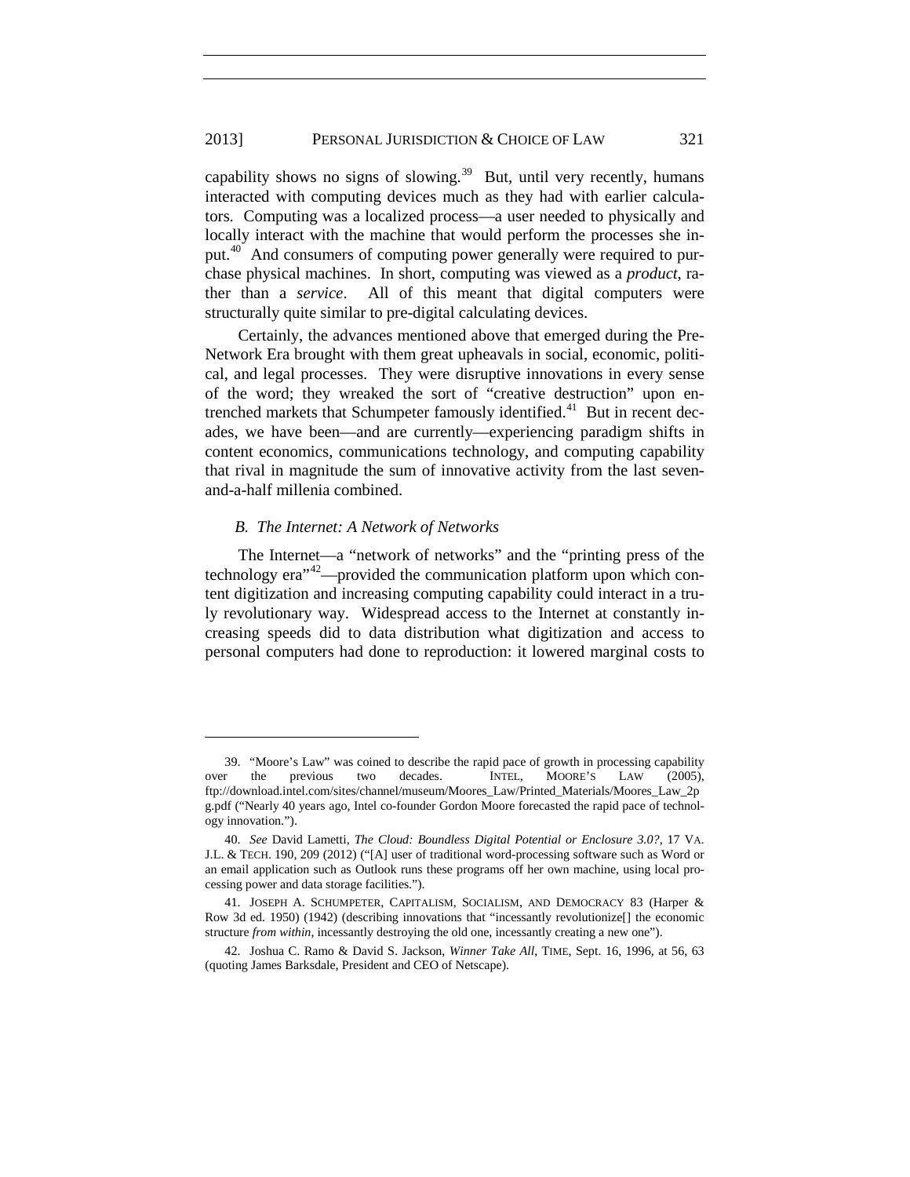capability shows no signs of slowing.[39] But, until very recently, humans interacted with computing devices much as they had with earlier calculators. Computing was a localized process—a user needed to physically and locally interact with the machine that would perform the processes she input.[40] And consumers of computing power generally were required to purchase physical machines. In short, computing was viewed as a *product*, rather than a *service*. All of this meant that digital computers were structurally quite similar to pre-digital calculating devices.

Certainly, the advances mentioned above that emerged during the Pre-Network Era brought with them great upheavals in social, economic, political, and legal processes. They were disruptive innovations in every sense of the word; they wreaked the sort of "creative destruction" upon entrenched markets that Schumpeter famously identified.[41] But in recent decades, we have been—and are currently—experiencing paradigm shifts in content economics, communications technology, and computing capability that rival in magnitude the sum of innovative activity from the last seven-and-a-half millenia combined.

### *B. The Internet: A Network of Networks*

The Internet—a "network of networks" and the "printing press of the technology era"[42]—provided the communication platform upon which content digitization and increasing computing capability could interact in a truly revolutionary way. Widespread access to the Internet at constantly increasing speeds did to data distribution what digitization and access to personal computers had done to reproduction: it lowered marginal costs to

---

39. "Moore's Law" was coined to describe the rapid pace of growth in processing capability over the previous two decades. INTEL, MOORE'S LAW (2005), ftp://download.intel.com/sites/channel/museum/Moores_Law/Printed_Materials/Moores_Law_2pg.pdf ("Nearly 40 years ago, Intel co-founder Gordon Moore forecasted the rapid pace of technology innovation.").

40. *See* David Lametti, *The Cloud: Boundless Digital Potential or Enclosure 3.0?*, 17 VA. J.L. & TECH. 190, 209 (2012) ("[A] user of traditional word-processing software such as Word or an email application such as Outlook runs these programs off her own machine, using local processing power and data storage facilities.").

41. JOSEPH A. SCHUMPETER, CAPITALISM, SOCIALISM, AND DEMOCRACY 83 (Harper & Row 3d ed. 1950) (1942) (describing innovations that "incessantly revolutionize[] the economic structure *from within*, incessantly destroying the old one, incessantly creating a new one").

42. Joshua C. Ramo & David S. Jackson, *Winner Take All*, TIME, Sept. 16, 1996, at 56, 63 (quoting James Barksdale, President and CEO of Netscape).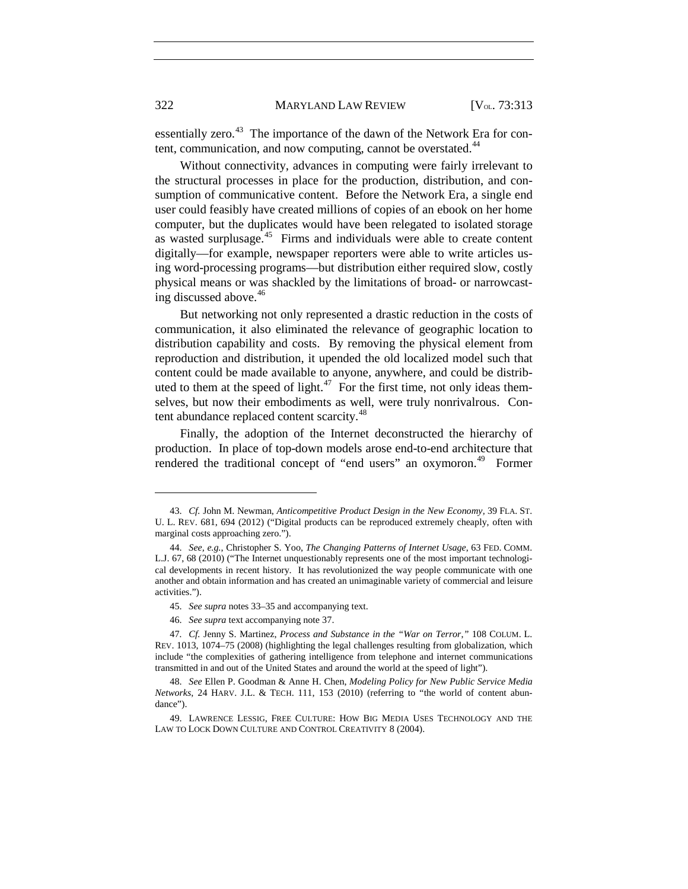essentially zero.[43] The importance of the dawn of the Network Era for content, communication, and now computing, cannot be overstated.[44]

Without connectivity, advances in computing were fairly irrelevant to the structural processes in place for the production, distribution, and consumption of communicative content. Before the Network Era, a single end user could feasibly have created millions of copies of an ebook on her home computer, but the duplicates would have been relegated to isolated storage as wasted surplusage.[45] Firms and individuals were able to create content digitally—for example, newspaper reporters were able to write articles using word-processing programs—but distribution either required slow, costly physical means or was shackled by the limitations of broad- or narrowcasting discussed above.[46]

But networking not only represented a drastic reduction in the costs of communication, it also eliminated the relevance of geographic location to distribution capability and costs. By removing the physical element from reproduction and distribution, it upended the old localized model such that content could be made available to anyone, anywhere, and could be distributed to them at the speed of light.[47] For the first time, not only ideas themselves, but now their embodiments as well, were truly nonrivalrous. Content abundance replaced content scarcity.[48]

Finally, the adoption of the Internet deconstructed the hierarchy of production. In place of top-down models arose end-to-end architecture that rendered the traditional concept of "end users" an oxymoron.[49] Former

---

43. *Cf.* John M. Newman, *Anticompetitive Product Design in the New Economy*, 39 FLA. ST. U. L. REV. 681, 694 (2012) ("Digital products can be reproduced extremely cheaply, often with marginal costs approaching zero.").

44. *See, e.g.*, Christopher S. Yoo, *The Changing Patterns of Internet Usage*, 63 FED. COMM. L.J. 67, 68 (2010) ("The Internet unquestionably represents one of the most important technological developments in recent history. It has revolutionized the way people communicate with one another and obtain information and has created an unimaginable variety of commercial and leisure activities.").

45. *See supra* notes 33–35 and accompanying text.

46. *See supra* text accompanying note 37.

47. *Cf.* Jenny S. Martinez, *Process and Substance in the "War on Terror*,*"* 108 COLUM. L. REV. 1013, 1074–75 (2008) (highlighting the legal challenges resulting from globalization, which include "the complexities of gathering intelligence from telephone and internet communications transmitted in and out of the United States and around the world at the speed of light").

48. *See* Ellen P. Goodman & Anne H. Chen, *Modeling Policy for New Public Service Media Networks*, 24 HARV. J.L. & TECH. 111, 153 (2010) (referring to "the world of content abundance").

49. LAWRENCE LESSIG, FREE CULTURE: HOW BIG MEDIA USES TECHNOLOGY AND THE LAW TO LOCK DOWN CULTURE AND CONTROL CREATIVITY 8 (2004).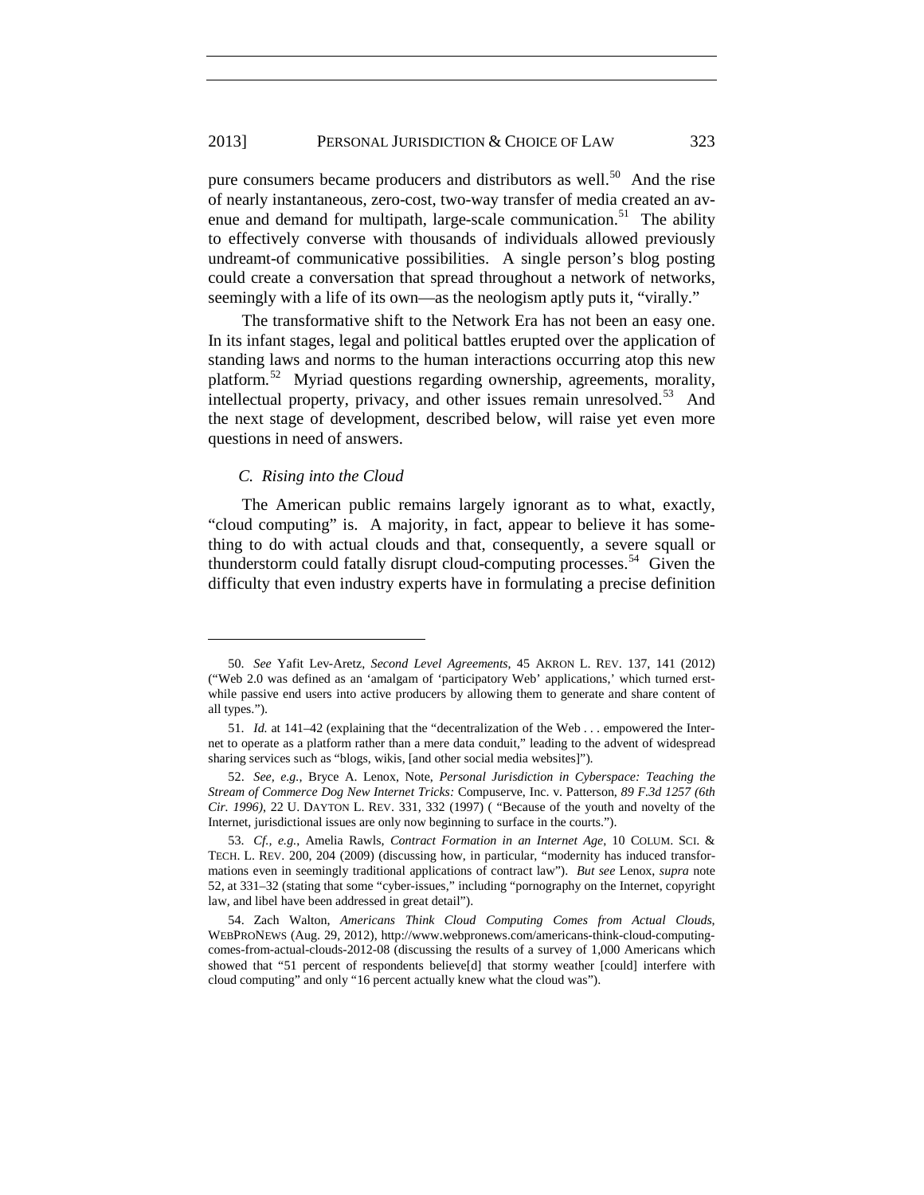pure consumers became producers and distributors as well.[50] And the rise of nearly instantaneous, zero-cost, two-way transfer of media created an avenue and demand for multipath, large-scale communication.[51] The ability to effectively converse with thousands of individuals allowed previously undreamt-of communicative possibilities. A single person's blog posting could create a conversation that spread throughout a network of networks, seemingly with a life of its own—as the neologism aptly puts it, "virally."

The transformative shift to the Network Era has not been an easy one. In its infant stages, legal and political battles erupted over the application of standing laws and norms to the human interactions occurring atop this new platform.[52] Myriad questions regarding ownership, agreements, morality, intellectual property, privacy, and other issues remain unresolved.[53] And the next stage of development, described below, will raise yet even more questions in need of answers.

### *C. Rising into the Cloud*

The American public remains largely ignorant as to what, exactly, "cloud computing" is. A majority, in fact, appear to believe it has something to do with actual clouds and that, consequently, a severe squall or thunderstorm could fatally disrupt cloud-computing processes.[54] Given the difficulty that even industry experts have in formulating a precise definition

---

50. *See* Yafit Lev-Aretz, *Second Level Agreements*, 45 AKRON L. REV. 137, 141 (2012) ("Web 2.0 was defined as an 'amalgam of 'participatory Web' applications,' which turned erstwhile passive end users into active producers by allowing them to generate and share content of all types.").

51. *Id.* at 141–42 (explaining that the "decentralization of the Web . . . empowered the Internet to operate as a platform rather than a mere data conduit," leading to the advent of widespread sharing services such as "blogs, wikis, [and other social media websites]").

52. *See, e.g.*, Bryce A. Lenox, Note, *Personal Jurisdiction in Cyberspace: Teaching the Stream of Commerce Dog New Internet Tricks:* Compuserve, Inc. v. Patterson, *89 F.3d 1257 (6th Cir. 1996)*, 22 U. DAYTON L. REV. 331, 332 (1997) ( "Because of the youth and novelty of the Internet, jurisdictional issues are only now beginning to surface in the courts.").

53. *Cf., e.g.*, Amelia Rawls, *Contract Formation in an Internet Age*, 10 COLUM. SCI. & TECH. L. REV. 200, 204 (2009) (discussing how, in particular, "modernity has induced transformations even in seemingly traditional applications of contract law"). *But see* Lenox, *supra* note 52, at 331–32 (stating that some "cyber-issues," including "pornography on the Internet, copyright law, and libel have been addressed in great detail").

54. Zach Walton, *Americans Think Cloud Computing Comes from Actual Clouds*, WEBPRONEWS (Aug. 29, 2012), http://www.webpronews.com/americans-think-cloud-computing-comes-from-actual-clouds-2012-08 (discussing the results of a survey of 1,000 Americans which showed that "51 percent of respondents believe[d] that stormy weather [could] interfere with cloud computing" and only "16 percent actually knew what the cloud was").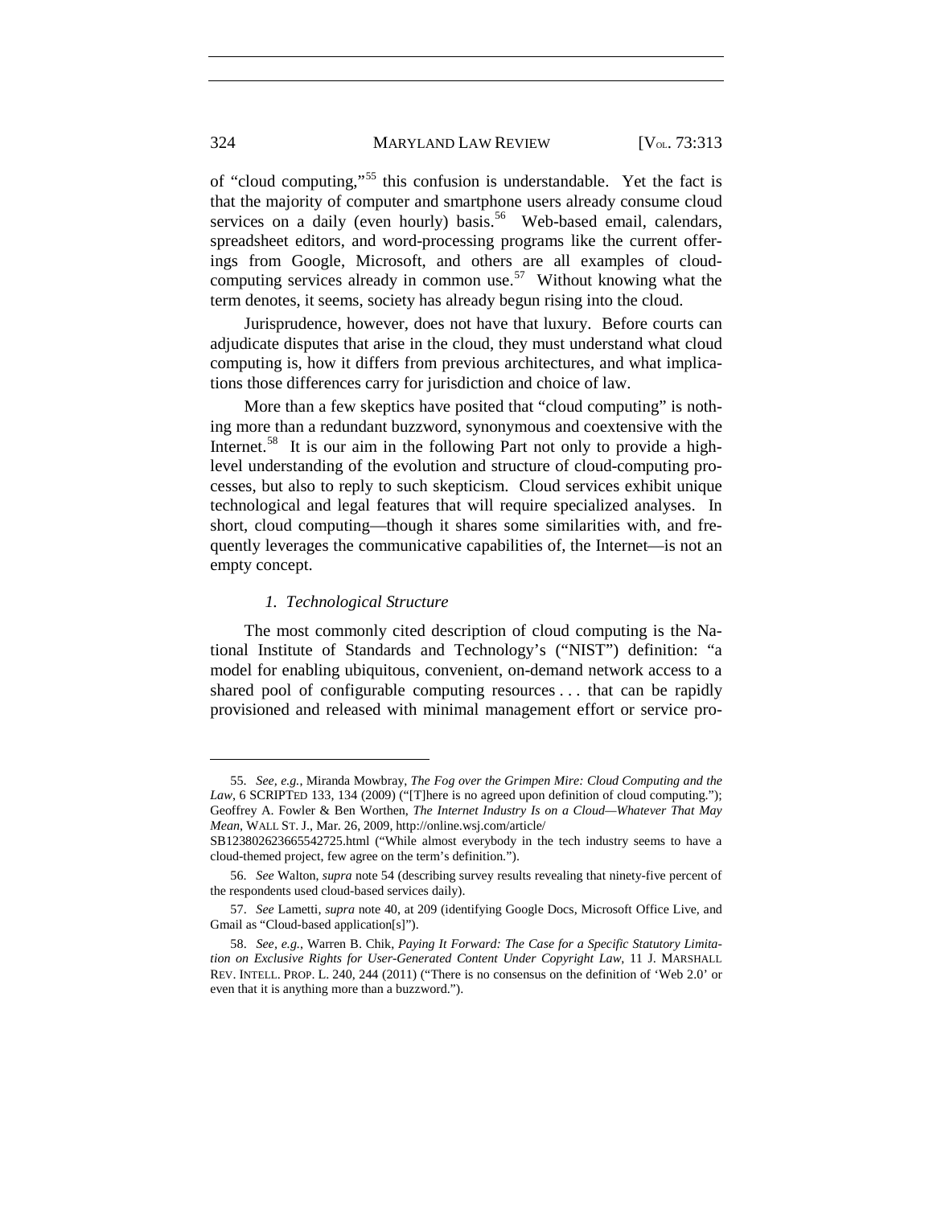of "cloud computing,"[55] this confusion is understandable. Yet the fact is that the majority of computer and smartphone users already consume cloud services on a daily (even hourly) basis.[56] Web-based email, calendars, spreadsheet editors, and word-processing programs like the current offerings from Google, Microsoft, and others are all examples of cloud-computing services already in common use.[57] Without knowing what the term denotes, it seems, society has already begun rising into the cloud.

Jurisprudence, however, does not have that luxury. Before courts can adjudicate disputes that arise in the cloud, they must understand what cloud computing is, how it differs from previous architectures, and what implications those differences carry for jurisdiction and choice of law.

More than a few skeptics have posited that "cloud computing" is nothing more than a redundant buzzword, synonymous and coextensive with the Internet.[58] It is our aim in the following Part not only to provide a high-level understanding of the evolution and structure of cloud-computing processes, but also to reply to such skepticism. Cloud services exhibit unique technological and legal features that will require specialized analyses. In short, cloud computing—though it shares some similarities with, and frequently leverages the communicative capabilities of, the Internet—is not an empty concept.

#### *1. Technological Structure*

The most commonly cited description of cloud computing is the National Institute of Standards and Technology's ("NIST") definition: "a model for enabling ubiquitous, convenient, on-demand network access to a shared pool of configurable computing resources . . . that can be rapidly provisioned and released with minimal management effort or service pro-

---

55. *See, e.g.*, Miranda Mowbray, *The Fog over the Grimpen Mire: Cloud Computing and the Law*, 6 SCRIPTED 133, 134 (2009) ("[T]here is no agreed upon definition of cloud computing."); Geoffrey A. Fowler & Ben Worthen, *The Internet Industry Is on a Cloud—Whatever That May Mean*, WALL ST. J., Mar. 26, 2009, http://online.wsj.com/article/SB123802623665542725.html ("While almost everybody in the tech industry seems to have a cloud-themed project, few agree on the term's definition.").

56. *See* Walton, *supra* note 54 (describing survey results revealing that ninety-five percent of the respondents used cloud-based services daily).

57. *See* Lametti, *supra* note 40, at 209 (identifying Google Docs, Microsoft Office Live, and Gmail as "Cloud-based application[s]").

58. *See, e.g.*, Warren B. Chik, *Paying It Forward: The Case for a Specific Statutory Limitation on Exclusive Rights for User-Generated Content Under Copyright Law*, 11 J. MARSHALL REV. INTELL. PROP. L. 240, 244 (2011) ("There is no consensus on the definition of 'Web 2.0' or even that it is anything more than a buzzword.").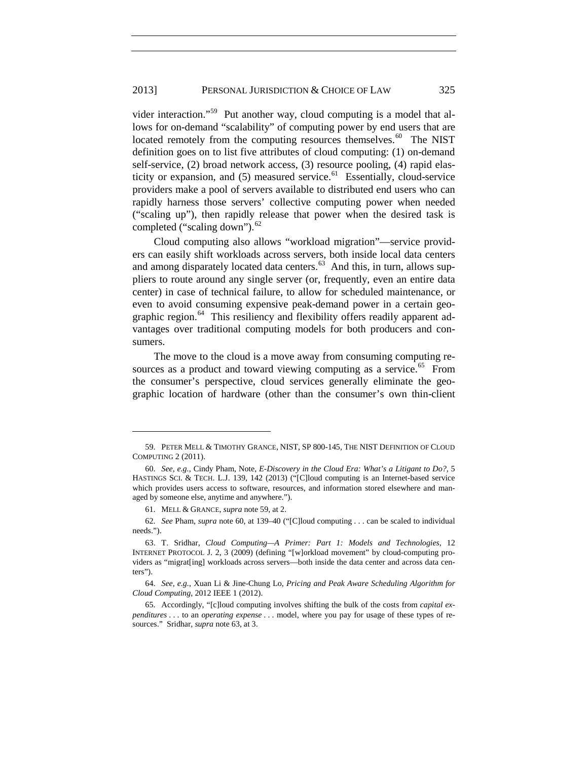vider interaction."[59] Put another way, cloud computing is a model that allows for on-demand "scalability" of computing power by end users that are located remotely from the computing resources themselves.[60] The NIST definition goes on to list five attributes of cloud computing: (1) on-demand self-service, (2) broad network access, (3) resource pooling, (4) rapid elasticity or expansion, and (5) measured service.[61] Essentially, cloud-service providers make a pool of servers available to distributed end users who can rapidly harness those servers' collective computing power when needed ("scaling up"), then rapidly release that power when the desired task is completed ("scaling down").[62]

Cloud computing also allows "workload migration"—service providers can easily shift workloads across servers, both inside local data centers and among disparately located data centers.[63] And this, in turn, allows suppliers to route around any single server (or, frequently, even an entire data center) in case of technical failure, to allow for scheduled maintenance, or even to avoid consuming expensive peak-demand power in a certain geographic region.[64] This resiliency and flexibility offers readily apparent advantages over traditional computing models for both producers and consumers.

The move to the cloud is a move away from consuming computing resources as a product and toward viewing computing as a service.[65] From the consumer's perspective, cloud services generally eliminate the geographic location of hardware (other than the consumer's own thin-client

---

59. PETER MELL & TIMOTHY GRANCE, NIST, SP 800-145, THE NIST DEFINITION OF CLOUD COMPUTING 2 (2011).

60. *See, e.g.*, Cindy Pham, Note, *E-Discovery in the Cloud Era: What's a Litigant to Do?*, 5 HASTINGS SCI. & TECH. L.J. 139, 142 (2013) ("[C]loud computing is an Internet-based service which provides users access to software, resources, and information stored elsewhere and managed by someone else, anytime and anywhere.").

61. MELL & GRANCE, *supra* note 59, at 2.

62. *See* Pham, *supra* note 60, at 139–40 ("[C]loud computing . . . can be scaled to individual needs.").

63. T. Sridhar, *Cloud Computing—A Primer: Part 1: Models and Technologies*, 12 INTERNET PROTOCOL J. 2, 3 (2009) (defining "[w]orkload movement" by cloud-computing providers as "migrat[ing] workloads across servers—both inside the data center and across data centers").

64. *See, e.g.*, Xuan Li & Jine-Chung Lo, *Pricing and Peak Aware Scheduling Algorithm for Cloud Computing*, 2012 IEEE 1 (2012).

65. Accordingly, "[c]loud computing involves shifting the bulk of the costs from *capital expenditures* . . . to an *operating expense* . . . model, where you pay for usage of these types of resources." Sridhar, *supra* note 63, at 3.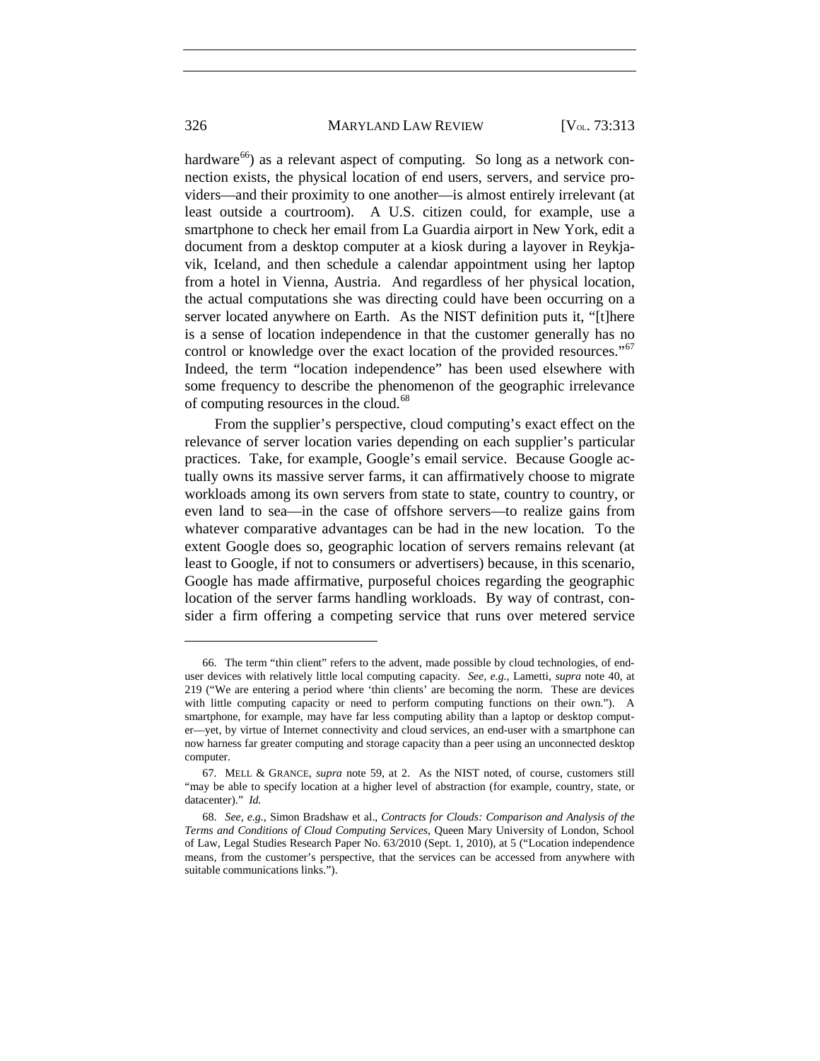hardware[66]) as a relevant aspect of computing. So long as a network connection exists, the physical location of end users, servers, and service providers—and their proximity to one another—is almost entirely irrelevant (at least outside a courtroom). A U.S. citizen could, for example, use a smartphone to check her email from La Guardia airport in New York, edit a document from a desktop computer at a kiosk during a layover in Reykjavik, Iceland, and then schedule a calendar appointment using her laptop from a hotel in Vienna, Austria. And regardless of her physical location, the actual computations she was directing could have been occurring on a server located anywhere on Earth. As the NIST definition puts it, "[t]here is a sense of location independence in that the customer generally has no control or knowledge over the exact location of the provided resources."[67] Indeed, the term "location independence" has been used elsewhere with some frequency to describe the phenomenon of the geographic irrelevance of computing resources in the cloud.[68]

From the supplier's perspective, cloud computing's exact effect on the relevance of server location varies depending on each supplier's particular practices. Take, for example, Google's email service. Because Google actually owns its massive server farms, it can affirmatively choose to migrate workloads among its own servers from state to state, country to country, or even land to sea—in the case of offshore servers—to realize gains from whatever comparative advantages can be had in the new location. To the extent Google does so, geographic location of servers remains relevant (at least to Google, if not to consumers or advertisers) because, in this scenario, Google has made affirmative, purposeful choices regarding the geographic location of the server farms handling workloads. By way of contrast, consider a firm offering a competing service that runs over metered service

---

66. The term "thin client" refers to the advent, made possible by cloud technologies, of end-user devices with relatively little local computing capacity. *See, e.g.*, Lametti, *supra* note 40, at 219 ("We are entering a period where 'thin clients' are becoming the norm. These are devices with little computing capacity or need to perform computing functions on their own."). A smartphone, for example, may have far less computing ability than a laptop or desktop computer—yet, by virtue of Internet connectivity and cloud services, an end-user with a smartphone can now harness far greater computing and storage capacity than a peer using an unconnected desktop computer.

67. MELL & GRANCE, *supra* note 59, at 2. As the NIST noted, of course, customers still "may be able to specify location at a higher level of abstraction (for example, country, state, or datacenter)." *Id.*

68. *See, e.g.*, Simon Bradshaw et al., *Contracts for Clouds: Comparison and Analysis of the Terms and Conditions of Cloud Computing Services*, Queen Mary University of London, School of Law, Legal Studies Research Paper No. 63/2010 (Sept. 1, 2010), at 5 ("Location independence means, from the customer's perspective, that the services can be accessed from anywhere with suitable communications links.").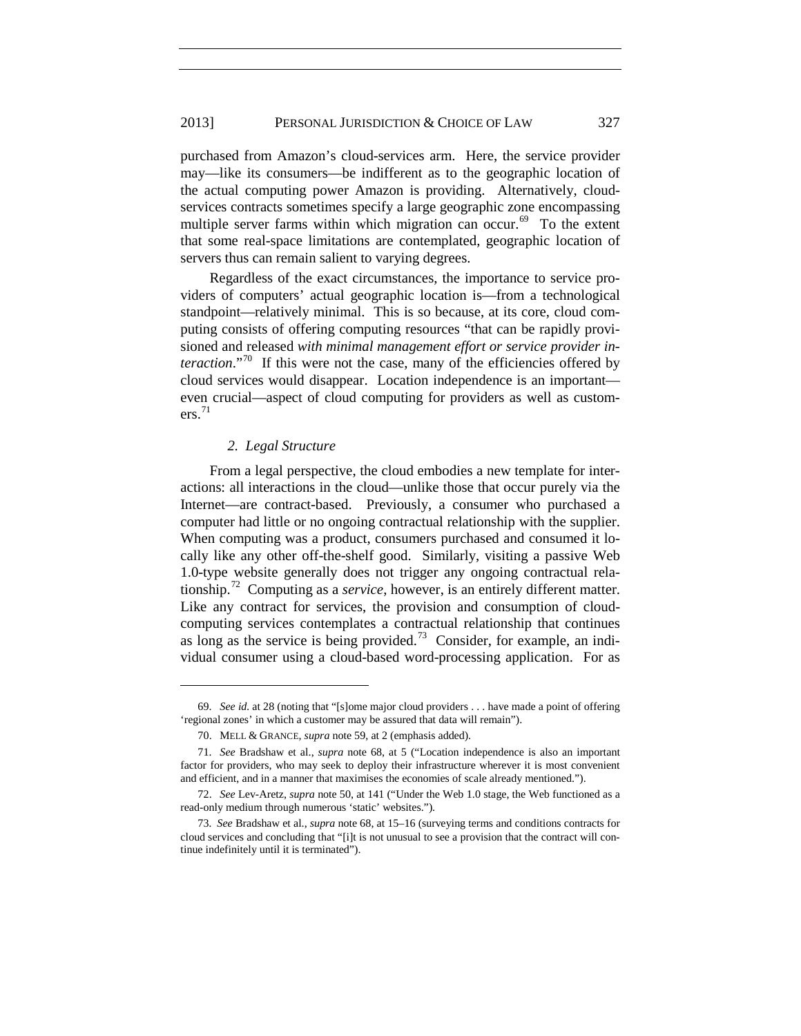purchased from Amazon's cloud-services arm. Here, the service provider may—like its consumers—be indifferent as to the geographic location of the actual computing power Amazon is providing. Alternatively, cloud-services contracts sometimes specify a large geographic zone encompassing multiple server farms within which migration can occur.[69] To the extent that some real-space limitations are contemplated, geographic location of servers thus can remain salient to varying degrees.

Regardless of the exact circumstances, the importance to service providers of computers' actual geographic location is—from a technological standpoint—relatively minimal. This is so because, at its core, cloud computing consists of offering computing resources "that can be rapidly provisioned and released *with minimal management effort or service provider interaction*."[70] If this were not the case, many of the efficiencies offered by cloud services would disappear. Location independence is an important—even crucial—aspect of cloud computing for providers as well as customers.[71]

### *2. Legal Structure*

From a legal perspective, the cloud embodies a new template for interactions: all interactions in the cloud—unlike those that occur purely via the Internet—are contract-based. Previously, a consumer who purchased a computer had little or no ongoing contractual relationship with the supplier. When computing was a product, consumers purchased and consumed it locally like any other off-the-shelf good. Similarly, visiting a passive Web 1.0-type website generally does not trigger any ongoing contractual relationship.[72] Computing as a *service*, however, is an entirely different matter. Like any contract for services, the provision and consumption of cloud-computing services contemplates a contractual relationship that continues as long as the service is being provided.[73] Consider, for example, an individual consumer using a cloud-based word-processing application. For as

---

69. *See id.* at 28 (noting that "[s]ome major cloud providers . . . have made a point of offering 'regional zones' in which a customer may be assured that data will remain").

70. MELL & GRANCE, *supra* note 59, at 2 (emphasis added).

71. *See* Bradshaw et al., *supra* note 68, at 5 ("Location independence is also an important factor for providers, who may seek to deploy their infrastructure wherever it is most convenient and efficient, and in a manner that maximises the economies of scale already mentioned.").

72. *See* Lev-Aretz, *supra* note 50, at 141 ("Under the Web 1.0 stage, the Web functioned as a read-only medium through numerous 'static' websites.").

73. *See* Bradshaw et al., *supra* note 68, at 15–16 (surveying terms and conditions contracts for cloud services and concluding that "[i]t is not unusual to see a provision that the contract will continue indefinitely until it is terminated").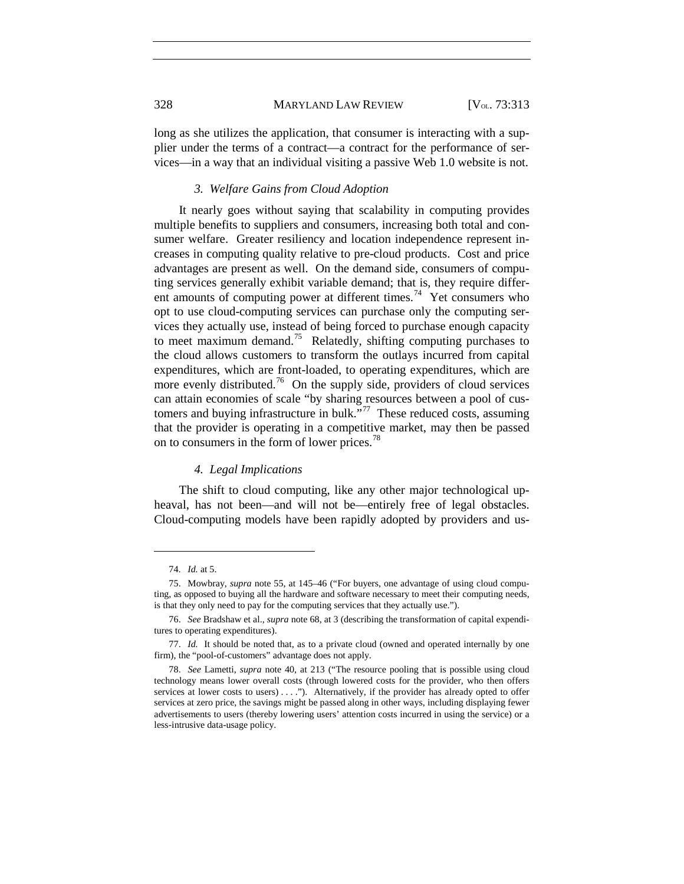long as she utilizes the application, that consumer is interacting with a supplier under the terms of a contract—a contract for the performance of services—in a way that an individual visiting a passive Web 1.0 website is not.

#### *3. Welfare Gains from Cloud Adoption*

It nearly goes without saying that scalability in computing provides multiple benefits to suppliers and consumers, increasing both total and consumer welfare. Greater resiliency and location independence represent increases in computing quality relative to pre-cloud products. Cost and price advantages are present as well. On the demand side, consumers of computing services generally exhibit variable demand; that is, they require different amounts of computing power at different times.[74] Yet consumers who opt to use cloud-computing services can purchase only the computing services they actually use, instead of being forced to purchase enough capacity to meet maximum demand.[75] Relatedly, shifting computing purchases to the cloud allows customers to transform the outlays incurred from capital expenditures, which are front-loaded, to operating expenditures, which are more evenly distributed.[76] On the supply side, providers of cloud services can attain economies of scale "by sharing resources between a pool of customers and buying infrastructure in bulk."[77] These reduced costs, assuming that the provider is operating in a competitive market, may then be passed on to consumers in the form of lower prices.[78]

#### *4. Legal Implications*

The shift to cloud computing, like any other major technological upheaval, has not been—and will not be—entirely free of legal obstacles. Cloud-computing models have been rapidly adopted by providers and us-

---

74. *Id.* at 5.

75. Mowbray, *supra* note 55, at 145–46 ("For buyers, one advantage of using cloud computing, as opposed to buying all the hardware and software necessary to meet their computing needs, is that they only need to pay for the computing services that they actually use.").

76. *See* Bradshaw et al., *supra* note 68, at 3 (describing the transformation of capital expenditures to operating expenditures).

77. *Id.* It should be noted that, as to a private cloud (owned and operated internally by one firm), the "pool-of-customers" advantage does not apply.

78. *See* Lametti, *supra* note 40, at 213 ("The resource pooling that is possible using cloud technology means lower overall costs (through lowered costs for the provider, who then offers services at lower costs to users) . . . ."). Alternatively, if the provider has already opted to offer services at zero price, the savings might be passed along in other ways, including displaying fewer advertisements to users (thereby lowering users' attention costs incurred in using the service) or a less-intrusive data-usage policy.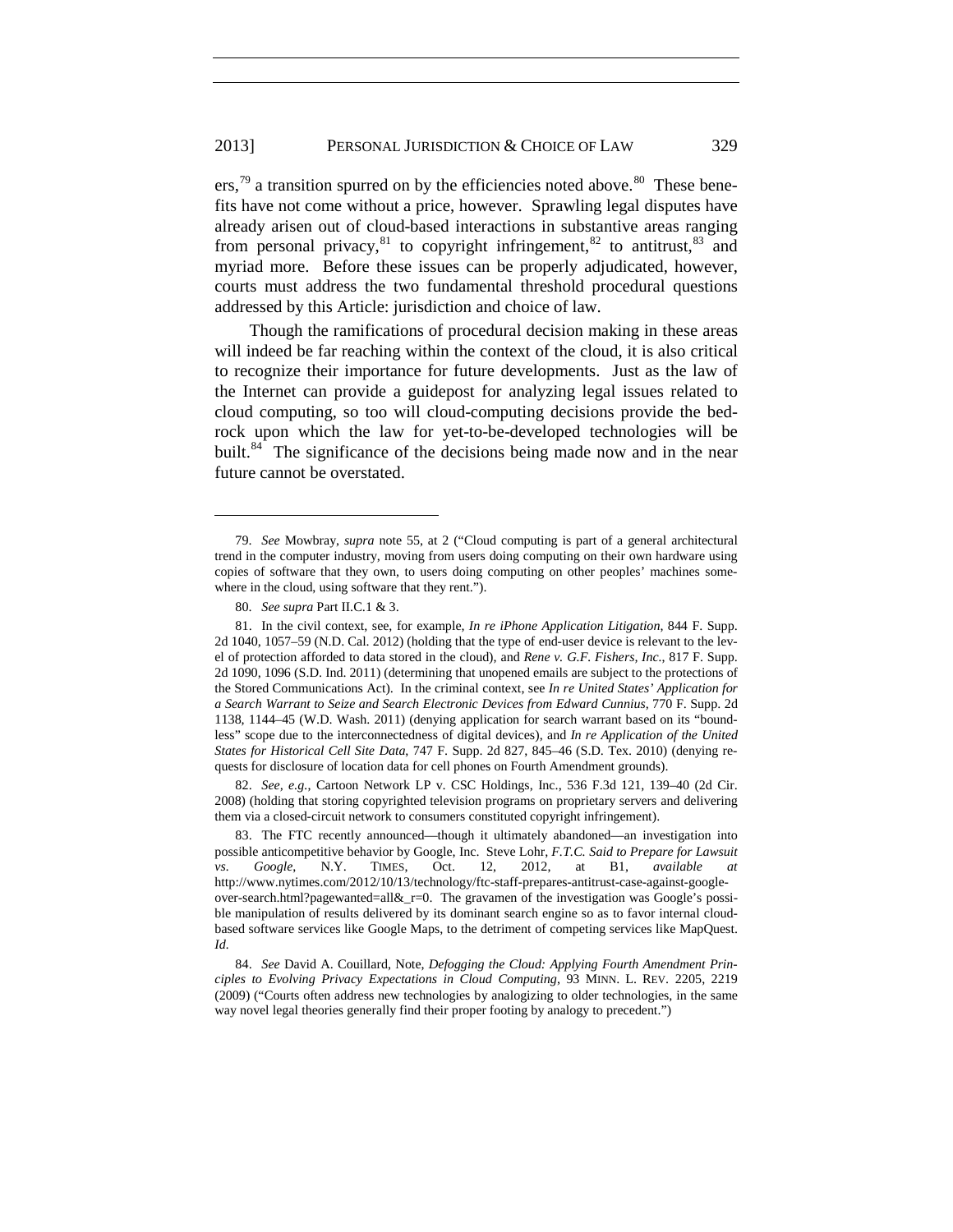ers,[79] a transition spurred on by the efficiencies noted above.[80] These benefits have not come without a price, however. Sprawling legal disputes have already arisen out of cloud-based interactions in substantive areas ranging from personal privacy,[81] to copyright infringement,[82] to antitrust,[83] and myriad more. Before these issues can be properly adjudicated, however, courts must address the two fundamental threshold procedural questions addressed by this Article: jurisdiction and choice of law.

Though the ramifications of procedural decision making in these areas will indeed be far reaching within the context of the cloud, it is also critical to recognize their importance for future developments. Just as the law of the Internet can provide a guidepost for analyzing legal issues related to cloud computing, so too will cloud-computing decisions provide the bedrock upon which the law for yet-to-be-developed technologies will be built.[84] The significance of the decisions being made now and in the near future cannot be overstated.

---

79. *See* Mowbray, *supra* note 55, at 2 ("Cloud computing is part of a general architectural trend in the computer industry, moving from users doing computing on their own hardware using copies of software that they own, to users doing computing on other peoples' machines somewhere in the cloud, using software that they rent.").

80. *See supra* Part II.C.1 & 3.

81. In the civil context, see, for example, *In re iPhone Application Litigation*, 844 F. Supp. 2d 1040, 1057–59 (N.D. Cal. 2012) (holding that the type of end-user device is relevant to the level of protection afforded to data stored in the cloud), and *Rene v. G.F. Fishers, Inc.*, 817 F. Supp. 2d 1090, 1096 (S.D. Ind. 2011) (determining that unopened emails are subject to the protections of the Stored Communications Act). In the criminal context, see *In re United States' Application for a Search Warrant to Seize and Search Electronic Devices from Edward Cunnius*, 770 F. Supp. 2d 1138, 1144–45 (W.D. Wash. 2011) (denying application for search warrant based on its "boundless" scope due to the interconnectedness of digital devices), and *In re Application of the United States for Historical Cell Site Data*, 747 F. Supp. 2d 827, 845–46 (S.D. Tex. 2010) (denying requests for disclosure of location data for cell phones on Fourth Amendment grounds).

82. *See, e.g.*, Cartoon Network LP v. CSC Holdings, Inc., 536 F.3d 121, 139–40 (2d Cir. 2008) (holding that storing copyrighted television programs on proprietary servers and delivering them via a closed-circuit network to consumers constituted copyright infringement).

83. The FTC recently announced—though it ultimately abandoned—an investigation into possible anticompetitive behavior by Google, Inc. Steve Lohr, *F.T.C. Said to Prepare for Lawsuit vs. Google*, N.Y. TIMES, Oct. 12, 2012, at B1, *available at* http://www.nytimes.com/2012/10/13/technology/ftc-staff-prepares-antitrust-case-against-google-over-search.html?pagewanted=all&_r=0. The gravamen of the investigation was Google's possible manipulation of results delivered by its dominant search engine so as to favor internal cloud-based software services like Google Maps, to the detriment of competing services like MapQuest. *Id.*

84. *See* David A. Couillard, Note, *Defogging the Cloud: Applying Fourth Amendment Principles to Evolving Privacy Expectations in Cloud Computing*, 93 MINN. L. REV. 2205, 2219 (2009) ("Courts often address new technologies by analogizing to older technologies, in the same way novel legal theories generally find their proper footing by analogy to precedent.")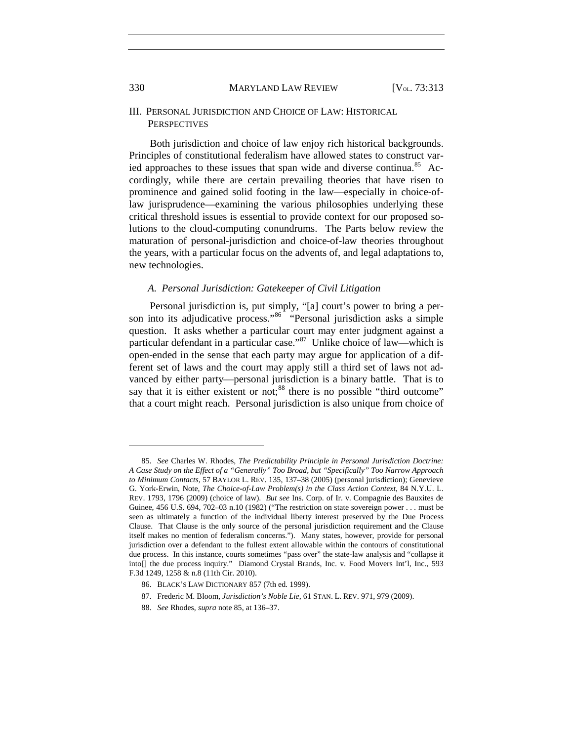## III. PERSONAL JURISDICTION AND CHOICE OF LAW: HISTORICAL PERSPECTIVES

Both jurisdiction and choice of law enjoy rich historical backgrounds. Principles of constitutional federalism have allowed states to construct varied approaches to these issues that span wide and diverse continua.[85] Accordingly, while there are certain prevailing theories that have risen to prominence and gained solid footing in the law—especially in choice-of-law jurisprudence—examining the various philosophies underlying these critical threshold issues is essential to provide context for our proposed solutions to the cloud-computing conundrums. The Parts below review the maturation of personal-jurisdiction and choice-of-law theories throughout the years, with a particular focus on the advents of, and legal adaptations to, new technologies.

### *A. Personal Jurisdiction: Gatekeeper of Civil Litigation*

Personal jurisdiction is, put simply, "[a] court's power to bring a person into its adjudicative process."[86] "Personal jurisdiction asks a simple question. It asks whether a particular court may enter judgment against a particular defendant in a particular case."[87] Unlike choice of law—which is open-ended in the sense that each party may argue for application of a different set of laws and the court may apply still a third set of laws not advanced by either party—personal jurisdiction is a binary battle. That is to say that it is either existent or not;[88] there is no possible "third outcome" that a court might reach. Personal jurisdiction is also unique from choice of

---

85. *See* Charles W. Rhodes, *The Predictability Principle in Personal Jurisdiction Doctrine: A Case Study on the Effect of a "Generally" Too Broad, but "Specifically" Too Narrow Approach to Minimum Contacts*, 57 BAYLOR L. REV. 135, 137–38 (2005) (personal jurisdiction); Genevieve G. York-Erwin, Note, *The Choice-of-Law Problem(s) in the Class Action Context*, 84 N.Y.U. L. REV. 1793, 1796 (2009) (choice of law). *But see* Ins. Corp. of Ir. v. Compagnie des Bauxites de Guinee, 456 U.S. 694, 702–03 n.10 (1982) ("The restriction on state sovereign power . . . must be seen as ultimately a function of the individual liberty interest preserved by the Due Process Clause. That Clause is the only source of the personal jurisdiction requirement and the Clause itself makes no mention of federalism concerns."). Many states, however, provide for personal jurisdiction over a defendant to the fullest extent allowable within the contours of constitutional due process. In this instance, courts sometimes "pass over" the state-law analysis and "collapse it into[] the due process inquiry." Diamond Crystal Brands, Inc. v. Food Movers Int'l, Inc., 593 F.3d 1249, 1258 & n.8 (11th Cir. 2010).

86. BLACK'S LAW DICTIONARY 857 (7th ed. 1999).

87. Frederic M. Bloom, *Jurisdiction's Noble Lie*, 61 STAN. L. REV. 971, 979 (2009).

88. *See* Rhodes, *supra* note 85, at 136–37.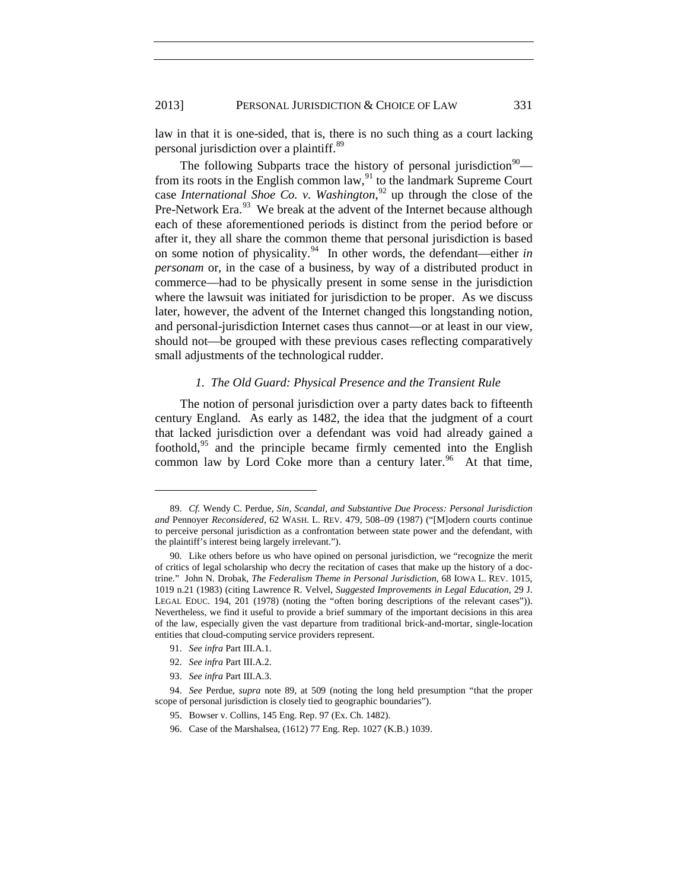law in that it is one-sided, that is, there is no such thing as a court lacking personal jurisdiction over a plaintiff.[89]

The following Subparts trace the history of personal jurisdiction[90]—from its roots in the English common law,[91] to the landmark Supreme Court case *International Shoe Co. v. Washington*,[92] up through the close of the Pre-Network Era.[93] We break at the advent of the Internet because although each of these aforementioned periods is distinct from the period before or after it, they all share the common theme that personal jurisdiction is based on some notion of physicality.[94] In other words, the defendant—either *in personam* or, in the case of a business, by way of a distributed product in commerce—had to be physically present in some sense in the jurisdiction where the lawsuit was initiated for jurisdiction to be proper. As we discuss later, however, the advent of the Internet changed this longstanding notion, and personal-jurisdiction Internet cases thus cannot—or at least in our view, should not—be grouped with these previous cases reflecting comparatively small adjustments of the technological rudder.

### *1. The Old Guard: Physical Presence and the Transient Rule*

The notion of personal jurisdiction over a party dates back to fifteenth century England. As early as 1482, the idea that the judgment of a court that lacked jurisdiction over a defendant was void had already gained a foothold,[95] and the principle became firmly cemented into the English common law by Lord Coke more than a century later.[96] At that time,

---

89. *Cf.* Wendy C. Perdue, *Sin, Scandal, and Substantive Due Process: Personal Jurisdiction and* Pennoyer *Reconsidered*, 62 WASH. L. REV. 479, 508–09 (1987) ("[M]odern courts continue to perceive personal jurisdiction as a confrontation between state power and the defendant, with the plaintiff's interest being largely irrelevant.").

90. Like others before us who have opined on personal jurisdiction, we "recognize the merit of critics of legal scholarship who decry the recitation of cases that make up the history of a doctrine." John N. Drobak, *The Federalism Theme in Personal Jurisdiction*, 68 IOWA L. REV. 1015, 1019 n.21 (1983) (citing Lawrence R. Velvel, *Suggested Improvements in Legal Education*, 29 J. LEGAL EDUC. 194, 201 (1978) (noting the "often boring descriptions of the relevant cases")). Nevertheless, we find it useful to provide a brief summary of the important decisions in this area of the law, especially given the vast departure from traditional brick-and-mortar, single-location entities that cloud-computing service providers represent.

91. *See infra* Part III.A.1.

92. *See infra* Part III.A.2.

93. *See infra* Part III.A.3.

94. *See* Perdue, *supra* note 89, at 509 (noting the long held presumption "that the proper scope of personal jurisdiction is closely tied to geographic boundaries").

95. Bowser v. Collins, 145 Eng. Rep. 97 (Ex. Ch. 1482).

96. Case of the Marshalsea, (1612) 77 Eng. Rep. 1027 (K.B.) 1039.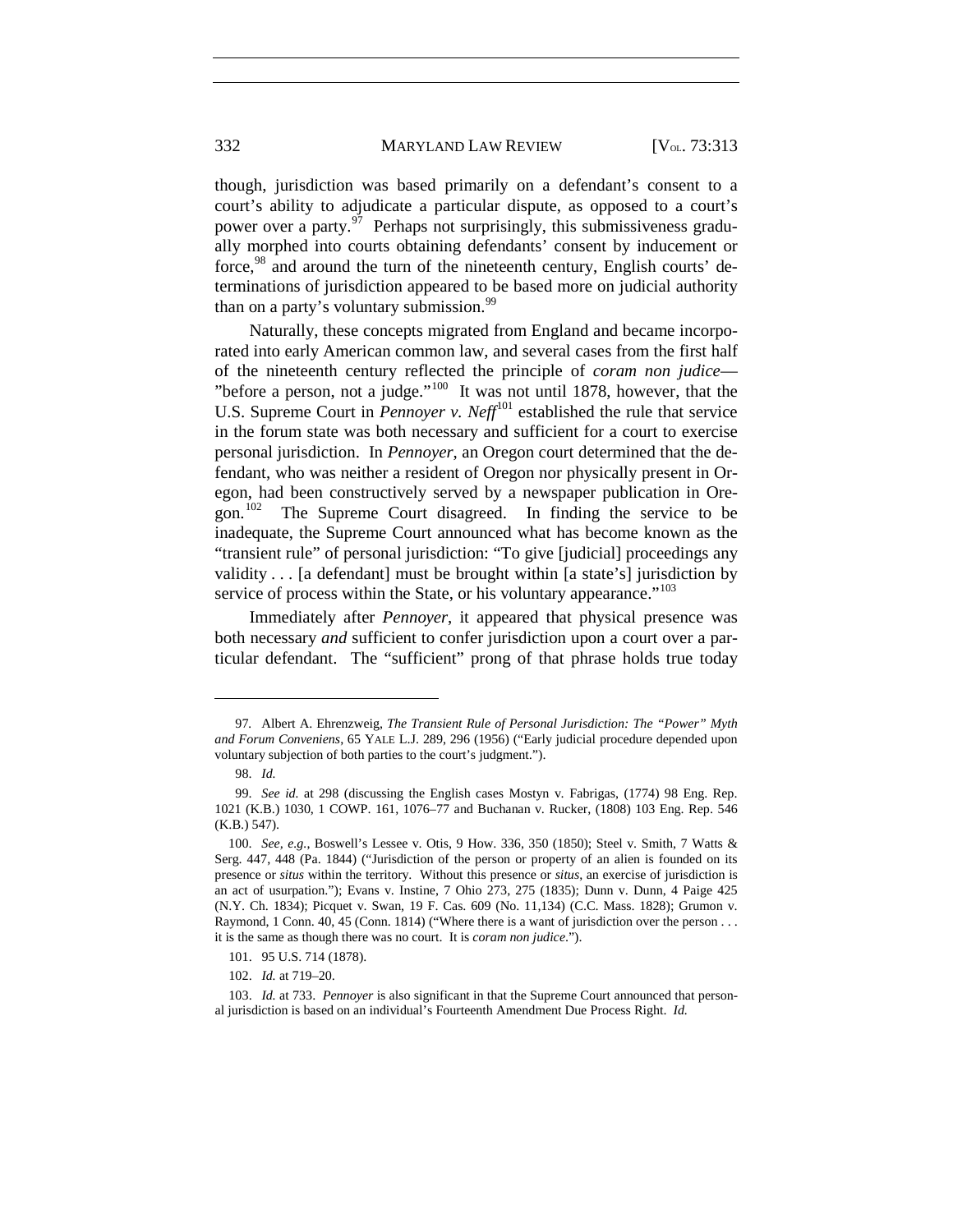though, jurisdiction was based primarily on a defendant's consent to a court's ability to adjudicate a particular dispute, as opposed to a court's power over a party.[97] Perhaps not surprisingly, this submissiveness gradually morphed into courts obtaining defendants' consent by inducement or force,[98] and around the turn of the nineteenth century, English courts' determinations of jurisdiction appeared to be based more on judicial authority than on a party's voluntary submission.[99]

Naturally, these concepts migrated from England and became incorporated into early American common law, and several cases from the first half of the nineteenth century reflected the principle of *coram non judice*—"before a person, not a judge."[100] It was not until 1878, however, that the U.S. Supreme Court in *Pennoyer v. Neff*[101] established the rule that service in the forum state was both necessary and sufficient for a court to exercise personal jurisdiction. In *Pennoyer*, an Oregon court determined that the defendant, who was neither a resident of Oregon nor physically present in Oregon, had been constructively served by a newspaper publication in Oregon.[102] The Supreme Court disagreed. In finding the service to be inadequate, the Supreme Court announced what has become known as the "transient rule" of personal jurisdiction: "To give [judicial] proceedings any validity . . . [a defendant] must be brought within [a state's] jurisdiction by service of process within the State, or his voluntary appearance."[103]

Immediately after *Pennoyer*, it appeared that physical presence was both necessary *and* sufficient to confer jurisdiction upon a court over a particular defendant. The "sufficient" prong of that phrase holds true today

---

97. Albert A. Ehrenzweig, *The Transient Rule of Personal Jurisdiction: The "Power" Myth and Forum Conveniens*, 65 YALE L.J. 289, 296 (1956) ("Early judicial procedure depended upon voluntary subjection of both parties to the court's judgment.").

98. *Id.*

99. *See id.* at 298 (discussing the English cases Mostyn v. Fabrigas, (1774) 98 Eng. Rep. 1021 (K.B.) 1030, 1 COWP. 161, 1076–77 and Buchanan v. Rucker, (1808) 103 Eng. Rep. 546 (K.B.) 547).

100. *See, e.g.*, Boswell's Lessee v. Otis, 9 How. 336, 350 (1850); Steel v. Smith, 7 Watts & Serg. 447, 448 (Pa. 1844) ("Jurisdiction of the person or property of an alien is founded on its presence or *situs* within the territory. Without this presence or *situs*, an exercise of jurisdiction is an act of usurpation."); Evans v. Instine, 7 Ohio 273, 275 (1835); Dunn v. Dunn, 4 Paige 425 (N.Y. Ch. 1834); Picquet v. Swan, 19 F. Cas. 609 (No. 11,134) (C.C. Mass. 1828); Grumon v. Raymond, 1 Conn. 40, 45 (Conn. 1814) ("Where there is a want of jurisdiction over the person . . . it is the same as though there was no court. It is *coram non judice*.").

101. 95 U.S. 714 (1878).

102. *Id.* at 719–20.

103. *Id.* at 733. *Pennoyer* is also significant in that the Supreme Court announced that personal jurisdiction is based on an individual's Fourteenth Amendment Due Process Right. *Id.*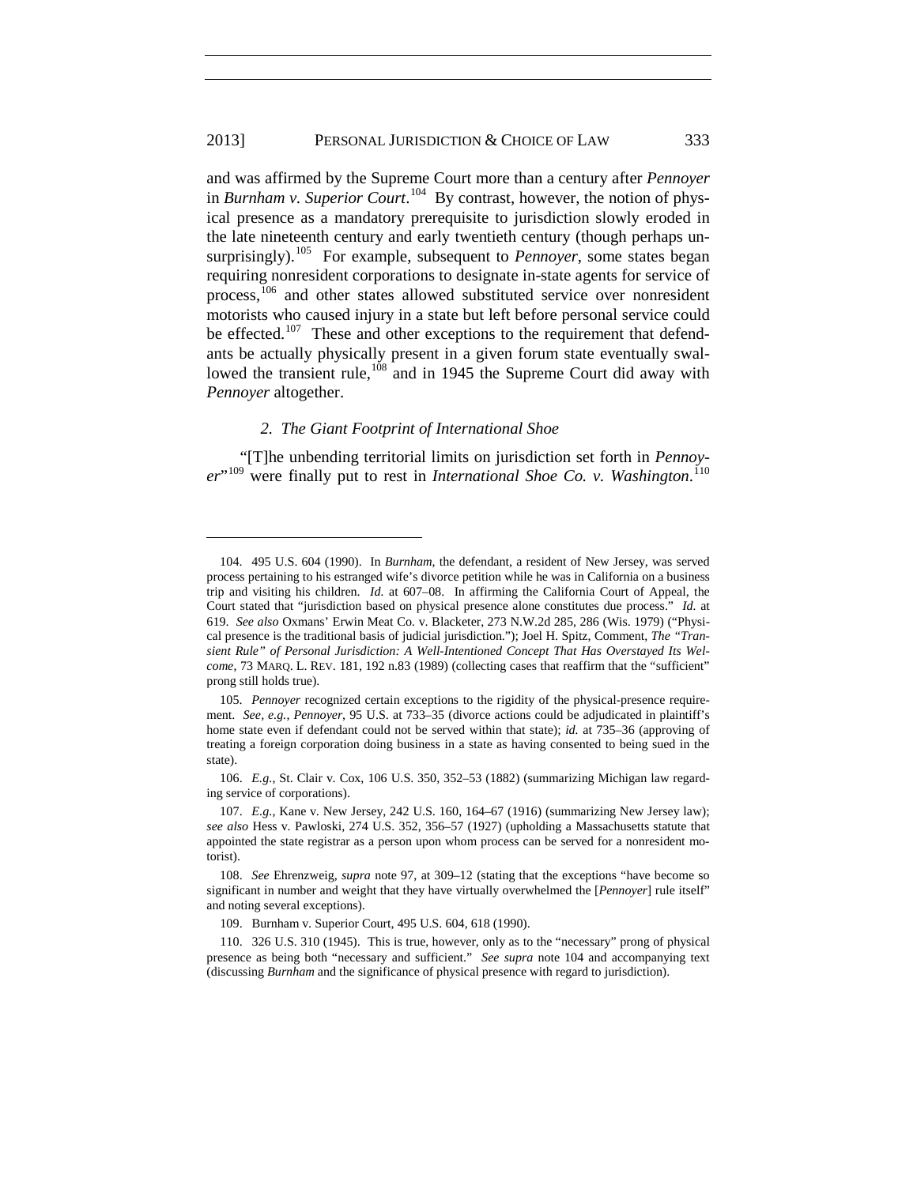and was affirmed by the Supreme Court more than a century after *Pennoyer* in *Burnham v. Superior Court*.[104] By contrast, however, the notion of physical presence as a mandatory prerequisite to jurisdiction slowly eroded in the late nineteenth century and early twentieth century (though perhaps unsurprisingly).[105] For example, subsequent to *Pennoyer*, some states began requiring nonresident corporations to designate in-state agents for service of process,[106] and other states allowed substituted service over nonresident motorists who caused injury in a state but left before personal service could be effected.[107] These and other exceptions to the requirement that defendants be actually physically present in a given forum state eventually swallowed the transient rule,[108] and in 1945 the Supreme Court did away with *Pennoyer* altogether.

### *2. The Giant Footprint of International Shoe*

"[T]he unbending territorial limits on jurisdiction set forth in *Pennoyer*"[109] were finally put to rest in *International Shoe Co. v. Washington*.[110]

---

104. 495 U.S. 604 (1990). In *Burnham*, the defendant, a resident of New Jersey, was served process pertaining to his estranged wife's divorce petition while he was in California on a business trip and visiting his children. *Id.* at 607–08. In affirming the California Court of Appeal, the Court stated that "jurisdiction based on physical presence alone constitutes due process." *Id.* at 619. *See also* Oxmans' Erwin Meat Co. v. Blacketer, 273 N.W.2d 285, 286 (Wis. 1979) ("Physical presence is the traditional basis of judicial jurisdiction."); Joel H. Spitz, Comment, *The "Transient Rule" of Personal Jurisdiction: A Well-Intentioned Concept That Has Overstayed Its Welcome*, 73 MARQ. L. REV. 181, 192 n.83 (1989) (collecting cases that reaffirm that the "sufficient" prong still holds true).

105. *Pennoyer* recognized certain exceptions to the rigidity of the physical-presence requirement. *See, e.g.*, *Pennoyer*, 95 U.S. at 733–35 (divorce actions could be adjudicated in plaintiff's home state even if defendant could not be served within that state); *id.* at 735–36 (approving of treating a foreign corporation doing business in a state as having consented to being sued in the state).

106. *E.g.*, St. Clair v. Cox, 106 U.S. 350, 352–53 (1882) (summarizing Michigan law regarding service of corporations).

107. *E.g.*, Kane v. New Jersey, 242 U.S. 160, 164–67 (1916) (summarizing New Jersey law); *see also* Hess v. Pawloski, 274 U.S. 352, 356–57 (1927) (upholding a Massachusetts statute that appointed the state registrar as a person upon whom process can be served for a nonresident motorist).

108. *See* Ehrenzweig, *supra* note 97, at 309–12 (stating that the exceptions "have become so significant in number and weight that they have virtually overwhelmed the [*Pennoyer*] rule itself" and noting several exceptions).

109. Burnham v. Superior Court, 495 U.S. 604, 618 (1990).

110. 326 U.S. 310 (1945). This is true, however, only as to the "necessary" prong of physical presence as being both "necessary and sufficient." *See supra* note 104 and accompanying text (discussing *Burnham* and the significance of physical presence with regard to jurisdiction).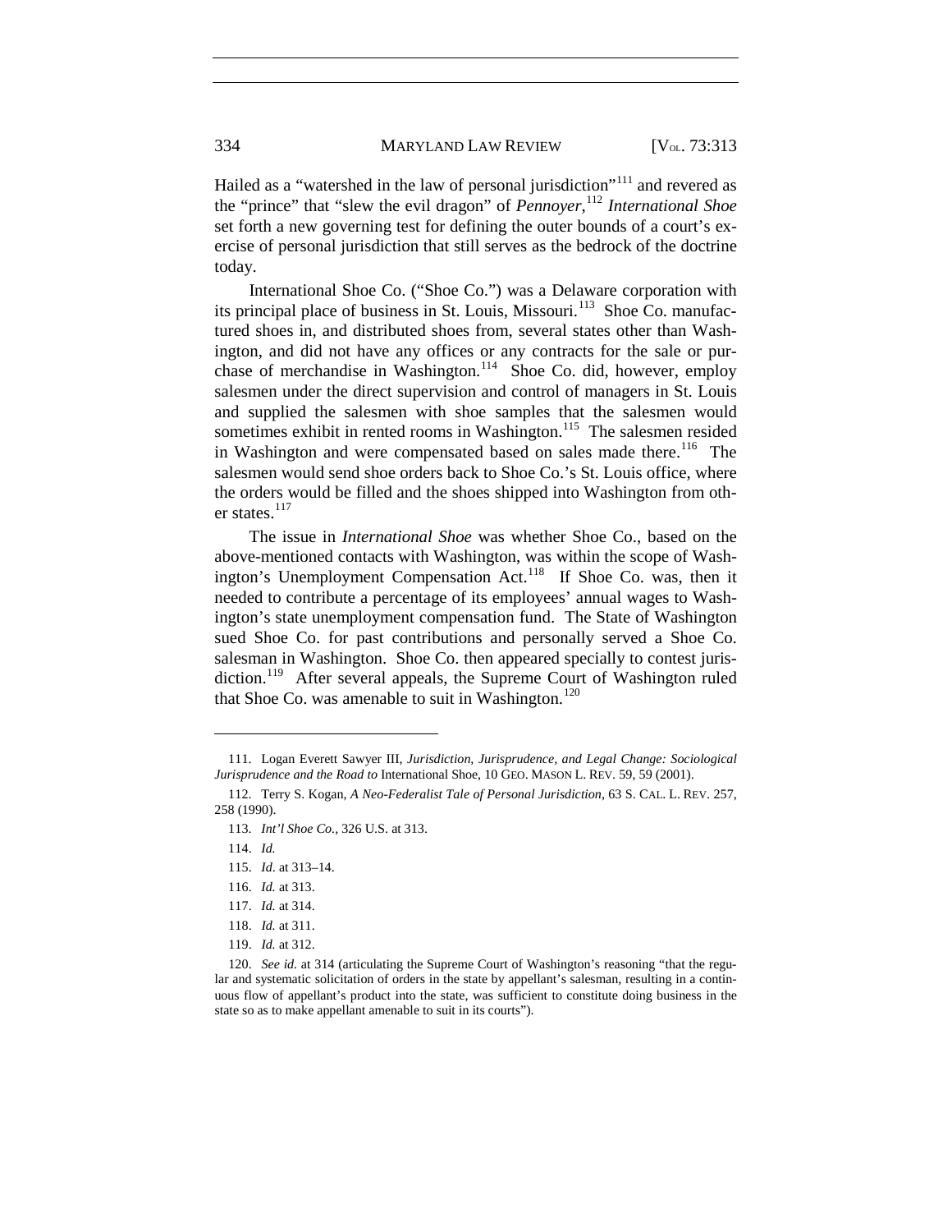Hailed as a "watershed in the law of personal jurisdiction"[111] and revered as the "prince" that "slew the evil dragon" of *Pennoyer*,[112] *International Shoe* set forth a new governing test for defining the outer bounds of a court's exercise of personal jurisdiction that still serves as the bedrock of the doctrine today.

International Shoe Co. ("Shoe Co.") was a Delaware corporation with its principal place of business in St. Louis, Missouri.[113] Shoe Co. manufactured shoes in, and distributed shoes from, several states other than Washington, and did not have any offices or any contracts for the sale or purchase of merchandise in Washington.[114] Shoe Co. did, however, employ salesmen under the direct supervision and control of managers in St. Louis and supplied the salesmen with shoe samples that the salesmen would sometimes exhibit in rented rooms in Washington.[115] The salesmen resided in Washington and were compensated based on sales made there.[116] The salesmen would send shoe orders back to Shoe Co.'s St. Louis office, where the orders would be filled and the shoes shipped into Washington from other states.[117]

The issue in *International Shoe* was whether Shoe Co., based on the above-mentioned contacts with Washington, was within the scope of Washington's Unemployment Compensation Act.[118] If Shoe Co. was, then it needed to contribute a percentage of its employees' annual wages to Washington's state unemployment compensation fund. The State of Washington sued Shoe Co. for past contributions and personally served a Shoe Co. salesman in Washington. Shoe Co. then appeared specially to contest jurisdiction.[119] After several appeals, the Supreme Court of Washington ruled that Shoe Co. was amenable to suit in Washington.[120]

---

111. Logan Everett Sawyer III, *Jurisdiction, Jurisprudence, and Legal Change: Sociological Jurisprudence and the Road to* International Shoe, 10 GEO. MASON L. REV. 59, 59 (2001).

112. Terry S. Kogan, *A Neo-Federalist Tale of Personal Jurisdiction*, 63 S. CAL. L. REV. 257, 258 (1990).

113. *Int'l Shoe Co.*, 326 U.S. at 313.

114. *Id.*

115. *Id*. at 313–14.

116. *Id.* at 313.

117. *Id.* at 314.

118. *Id.* at 311.

119. *Id.* at 312.

120. *See id.* at 314 (articulating the Supreme Court of Washington's reasoning "that the regular and systematic solicitation of orders in the state by appellant's salesman, resulting in a continuous flow of appellant's product into the state, was sufficient to constitute doing business in the state so as to make appellant amenable to suit in its courts").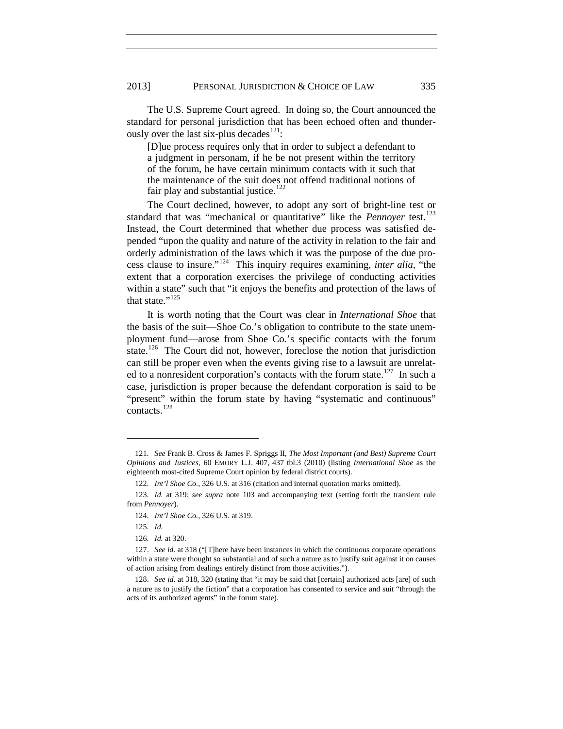The U.S. Supreme Court agreed. In doing so, the Court announced the standard for personal jurisdiction that has been echoed often and thunderously over the last six-plus decades[121]:

> [D]ue process requires only that in order to subject a defendant to a judgment in personam, if he be not present within the territory of the forum, he have certain minimum contacts with it such that the maintenance of the suit does not offend traditional notions of fair play and substantial justice.[122]

The Court declined, however, to adopt any sort of bright-line test or standard that was "mechanical or quantitative" like the *Pennoyer* test.[123] Instead, the Court determined that whether due process was satisfied depended "upon the quality and nature of the activity in relation to the fair and orderly administration of the laws which it was the purpose of the due process clause to insure."[124] This inquiry requires examining, *inter alia*, "the extent that a corporation exercises the privilege of conducting activities within a state" such that "it enjoys the benefits and protection of the laws of that state."[125]

It is worth noting that the Court was clear in *International Shoe* that the basis of the suit—Shoe Co.'s obligation to contribute to the state unemployment fund—arose from Shoe Co.'s specific contacts with the forum state.[126] The Court did not, however, foreclose the notion that jurisdiction can still be proper even when the events giving rise to a lawsuit are unrelated to a nonresident corporation's contacts with the forum state.[127] In such a case, jurisdiction is proper because the defendant corporation is said to be "present" within the forum state by having "systematic and continuous" contacts.[128]

---

121. *See* Frank B. Cross & James F. Spriggs II, *The Most Important (and Best) Supreme Court Opinions and Justices*, 60 EMORY L.J. 407, 437 tbl.3 (2010) (listing *International Shoe* as the eighteenth most-cited Supreme Court opinion by federal district courts).

122. *Int'l Shoe Co.*, 326 U.S. at 316 (citation and internal quotation marks omitted).

123. *Id.* at 319; *see supra* note 103 and accompanying text (setting forth the transient rule from *Pennoyer*).

124. *Int'l Shoe Co.*, 326 U.S. at 319.

125. *Id.*

126. *Id.* at 320.

127. *See id.* at 318 ("[T]here have been instances in which the continuous corporate operations within a state were thought so substantial and of such a nature as to justify suit against it on causes of action arising from dealings entirely distinct from those activities.").

128. *See id.* at 318, 320 (stating that "it may be said that [certain] authorized acts [are] of such a nature as to justify the fiction" that a corporation has consented to service and suit "through the acts of its authorized agents" in the forum state).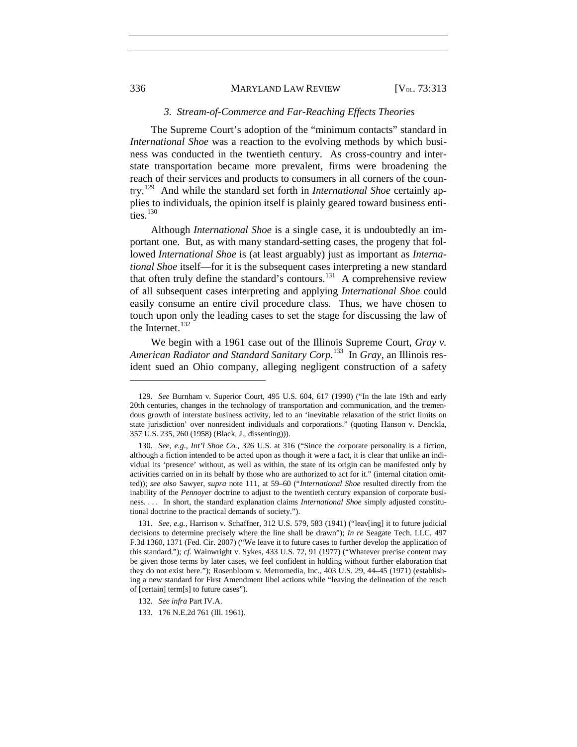### *3. Stream-of-Commerce and Far-Reaching Effects Theories*

The Supreme Court's adoption of the "minimum contacts" standard in *International Shoe* was a reaction to the evolving methods by which business was conducted in the twentieth century. As cross-country and interstate transportation became more prevalent, firms were broadening the reach of their services and products to consumers in all corners of the country.[129] And while the standard set forth in *International Shoe* certainly applies to individuals, the opinion itself is plainly geared toward business entities.[130]

Although *International Shoe* is a single case, it is undoubtedly an important one. But, as with many standard-setting cases, the progeny that followed *International Shoe* is (at least arguably) just as important as *International Shoe* itself—for it is the subsequent cases interpreting a new standard that often truly define the standard's contours.[131] A comprehensive review of all subsequent cases interpreting and applying *International Shoe* could easily consume an entire civil procedure class. Thus, we have chosen to touch upon only the leading cases to set the stage for discussing the law of the Internet.[132]

We begin with a 1961 case out of the Illinois Supreme Court, *Gray v. American Radiator and Standard Sanitary Corp.*[133] In *Gray*, an Illinois resident sued an Ohio company, alleging negligent construction of a safety

---

129. *See* Burnham v. Superior Court, 495 U.S. 604, 617 (1990) ("In the late 19th and early 20th centuries, changes in the technology of transportation and communication, and the tremendous growth of interstate business activity, led to an 'inevitable relaxation of the strict limits on state jurisdiction' over nonresident individuals and corporations." (quoting Hanson v. Denckla, 357 U.S. 235, 260 (1958) (Black, J., dissenting))).

130. *See, e.g.*, *Int'l Shoe Co.*, 326 U.S. at 316 ("Since the corporate personality is a fiction, although a fiction intended to be acted upon as though it were a fact, it is clear that unlike an individual its 'presence' without, as well as within, the state of its origin can be manifested only by activities carried on in its behalf by those who are authorized to act for it." (internal citation omitted)); *see also* Sawyer, *supra* note 111, at 59–60 ("*International Shoe* resulted directly from the inability of the *Pennoyer* doctrine to adjust to the twentieth century expansion of corporate business. . . . In short, the standard explanation claims *International Shoe* simply adjusted constitutional doctrine to the practical demands of society.").

131. *See, e.g.*, Harrison v. Schaffner, 312 U.S. 579, 583 (1941) ("leav[ing] it to future judicial decisions to determine precisely where the line shall be drawn"); *In re* Seagate Tech. LLC, 497 F.3d 1360, 1371 (Fed. Cir. 2007) ("We leave it to future cases to further develop the application of this standard."); *cf.* Wainwright v. Sykes, 433 U.S. 72, 91 (1977) ("Whatever precise content may be given those terms by later cases, we feel confident in holding without further elaboration that they do not exist here."); Rosenbloom v. Metromedia, Inc., 403 U.S. 29, 44–45 (1971) (establishing a new standard for First Amendment libel actions while "leaving the delineation of the reach of [certain] term[s] to future cases").

132. *See infra* Part IV.A.

133. 176 N.E.2d 761 (Ill. 1961).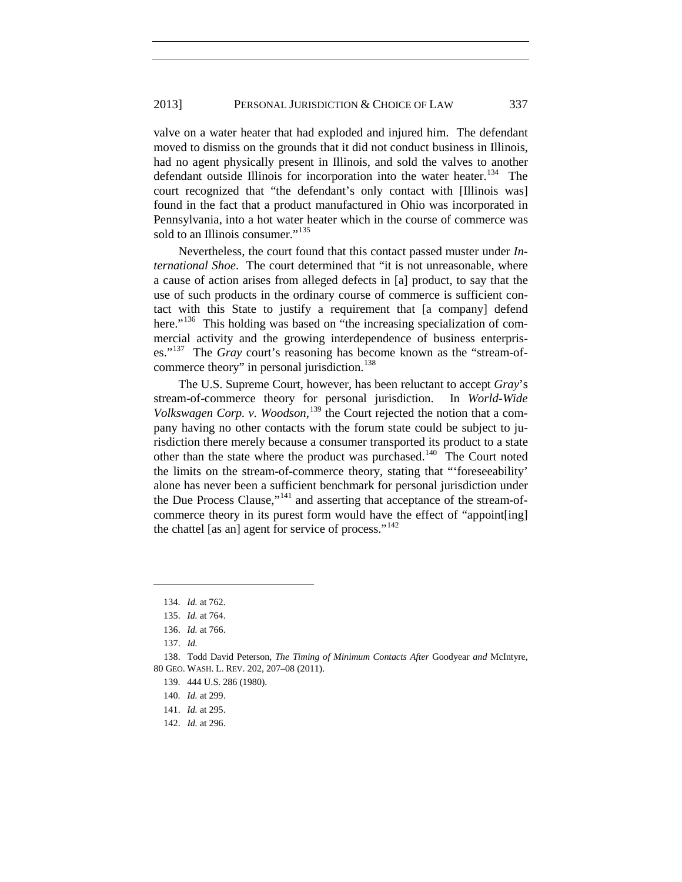valve on a water heater that had exploded and injured him. The defendant moved to dismiss on the grounds that it did not conduct business in Illinois, had no agent physically present in Illinois, and sold the valves to another defendant outside Illinois for incorporation into the water heater.[134] The court recognized that "the defendant's only contact with [Illinois was] found in the fact that a product manufactured in Ohio was incorporated in Pennsylvania, into a hot water heater which in the course of commerce was sold to an Illinois consumer."[135]

Nevertheless, the court found that this contact passed muster under *International Shoe*. The court determined that "it is not unreasonable, where a cause of action arises from alleged defects in [a] product, to say that the use of such products in the ordinary course of commerce is sufficient contact with this State to justify a requirement that [a company] defend here."[136] This holding was based on "the increasing specialization of commercial activity and the growing interdependence of business enterprises."[137] The *Gray* court's reasoning has become known as the "stream-of-commerce theory" in personal jurisdiction.[138]

The U.S. Supreme Court, however, has been reluctant to accept *Gray*'s stream-of-commerce theory for personal jurisdiction. In *World-Wide Volkswagen Corp. v. Woodson*,[139] the Court rejected the notion that a company having no other contacts with the forum state could be subject to jurisdiction there merely because a consumer transported its product to a state other than the state where the product was purchased.[140] The Court noted the limits on the stream-of-commerce theory, stating that "'foreseeability' alone has never been a sufficient benchmark for personal jurisdiction under the Due Process Clause,"[141] and asserting that acceptance of the stream-of-commerce theory in its purest form would have the effect of "appoint[ing] the chattel [as an] agent for service of process."[142]

---

134. *Id.* at 762.

135. *Id.* at 764.

136. *Id.* at 766.

137. *Id.*

138. Todd David Peterson, *The Timing of Minimum Contacts After* Goodyear *and* McIntyre, 80 GEO. WASH. L. REV. 202, 207–08 (2011).

139. 444 U.S. 286 (1980).

140. *Id.* at 299.

141. *Id.* at 295.

142. *Id.* at 296.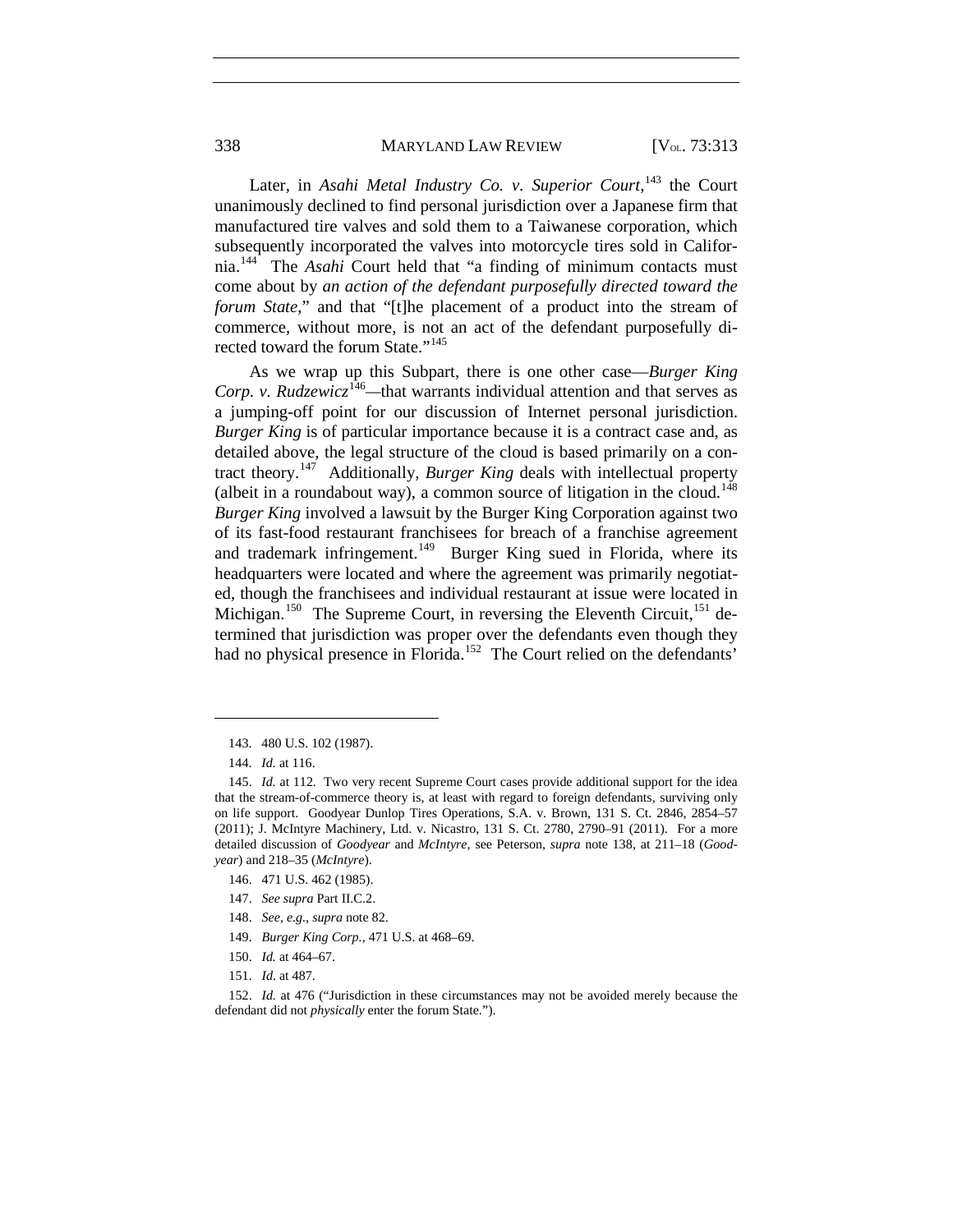Later, in *Asahi Metal Industry Co. v. Superior Court*,[143] the Court unanimously declined to find personal jurisdiction over a Japanese firm that manufactured tire valves and sold them to a Taiwanese corporation, which subsequently incorporated the valves into motorcycle tires sold in California.[144] The *Asahi* Court held that "a finding of minimum contacts must come about by *an action of the defendant purposefully directed toward the forum State*," and that "[t]he placement of a product into the stream of commerce, without more, is not an act of the defendant purposefully directed toward the forum State."[145]

As we wrap up this Subpart, there is one other case—*Burger King Corp. v. Rudzewicz*[146]—that warrants individual attention and that serves as a jumping-off point for our discussion of Internet personal jurisdiction. *Burger King* is of particular importance because it is a contract case and, as detailed above, the legal structure of the cloud is based primarily on a contract theory.[147] Additionally, *Burger King* deals with intellectual property (albeit in a roundabout way), a common source of litigation in the cloud.[148] *Burger King* involved a lawsuit by the Burger King Corporation against two of its fast-food restaurant franchisees for breach of a franchise agreement and trademark infringement.[149] Burger King sued in Florida, where its headquarters were located and where the agreement was primarily negotiated, though the franchisees and individual restaurant at issue were located in Michigan.[150] The Supreme Court, in reversing the Eleventh Circuit,[151] determined that jurisdiction was proper over the defendants even though they had no physical presence in Florida.[152] The Court relied on the defendants'

---

143. 480 U.S. 102 (1987).

144. *Id.* at 116.

145. *Id.* at 112. Two very recent Supreme Court cases provide additional support for the idea that the stream-of-commerce theory is, at least with regard to foreign defendants, surviving only on life support. Goodyear Dunlop Tires Operations, S.A. v. Brown, 131 S. Ct. 2846, 2854–57 (2011); J. McIntyre Machinery, Ltd. v. Nicastro, 131 S. Ct. 2780, 2790–91 (2011). For a more detailed discussion of *Goodyear* and *McIntyre*, see Peterson, *supra* note 138, at 211–18 (*Goodyear*) and 218–35 (*McIntyre*).

146. 471 U.S. 462 (1985).

147. *See supra* Part II.C.2.

148. *See, e.g.*, *supra* note 82.

149. *Burger King Corp.*, 471 U.S. at 468–69.

150. *Id.* at 464–67.

151. *Id.* at 487.

152. *Id.* at 476 ("Jurisdiction in these circumstances may not be avoided merely because the defendant did not *physically* enter the forum State.").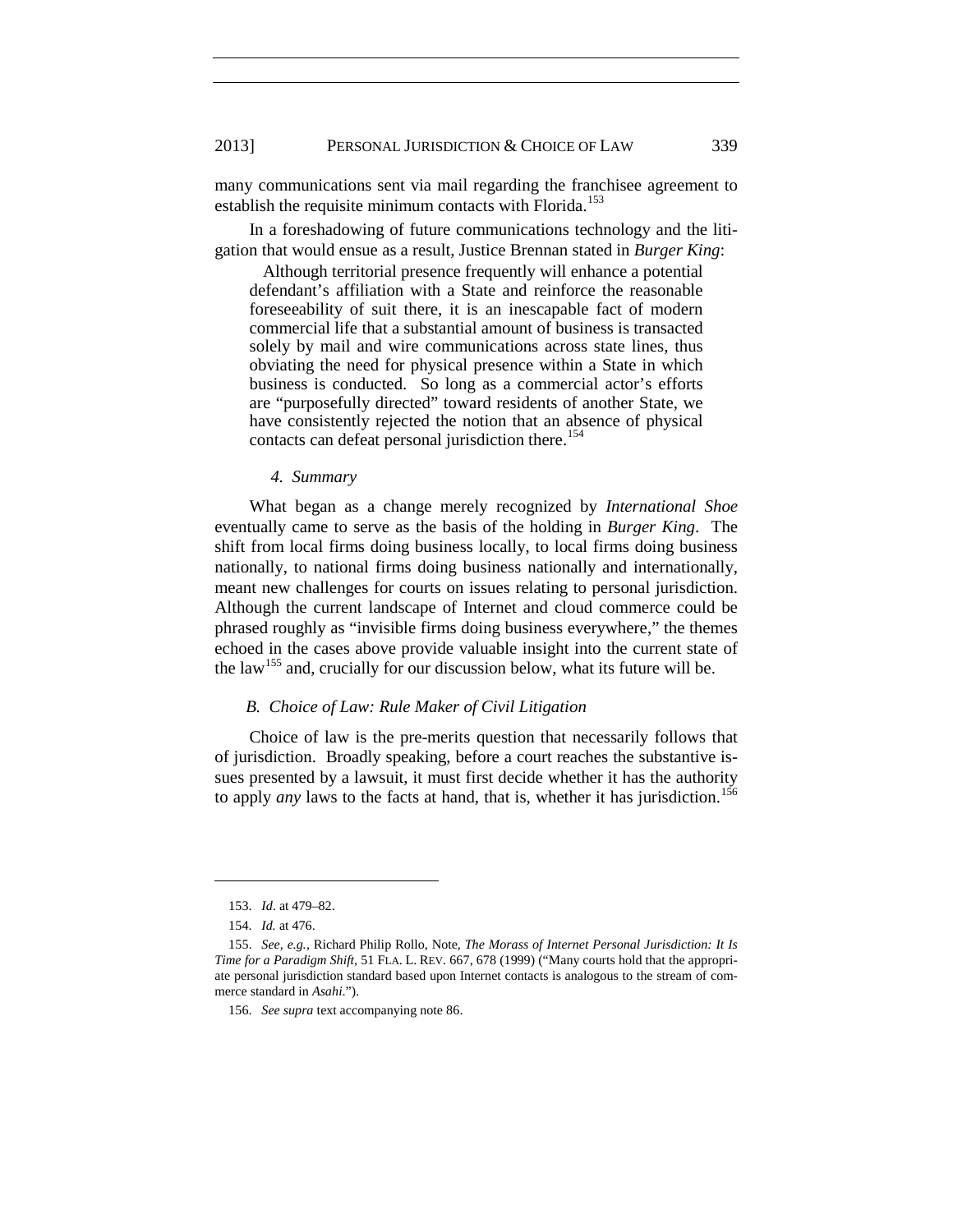many communications sent via mail regarding the franchisee agreement to establish the requisite minimum contacts with Florida.[153]

In a foreshadowing of future communications technology and the litigation that would ensue as a result, Justice Brennan stated in *Burger King*:

> Although territorial presence frequently will enhance a potential defendant's affiliation with a State and reinforce the reasonable foreseeability of suit there, it is an inescapable fact of modern commercial life that a substantial amount of business is transacted solely by mail and wire communications across state lines, thus obviating the need for physical presence within a State in which business is conducted. So long as a commercial actor's efforts are "purposefully directed" toward residents of another State, we have consistently rejected the notion that an absence of physical contacts can defeat personal jurisdiction there.[154]

#### *4. Summary*

What began as a change merely recognized by *International Shoe* eventually came to serve as the basis of the holding in *Burger King*. The shift from local firms doing business locally, to local firms doing business nationally, to national firms doing business nationally and internationally, meant new challenges for courts on issues relating to personal jurisdiction. Although the current landscape of Internet and cloud commerce could be phrased roughly as "invisible firms doing business everywhere," the themes echoed in the cases above provide valuable insight into the current state of the law[155] and, crucially for our discussion below, what its future will be.

### *B. Choice of Law: Rule Maker of Civil Litigation*

Choice of law is the pre-merits question that necessarily follows that of jurisdiction. Broadly speaking, before a court reaches the substantive issues presented by a lawsuit, it must first decide whether it has the authority to apply *any* laws to the facts at hand, that is, whether it has jurisdiction.[156]

---

153. *Id.* at 479–82.

154. *Id.* at 476.

155. *See, e.g.*, Richard Philip Rollo, Note, *The Morass of Internet Personal Jurisdiction: It Is Time for a Paradigm Shift*, 51 FLA. L. REV. 667, 678 (1999) ("Many courts hold that the appropriate personal jurisdiction standard based upon Internet contacts is analogous to the stream of commerce standard in *Asahi*.").

156. *See supra* text accompanying note 86.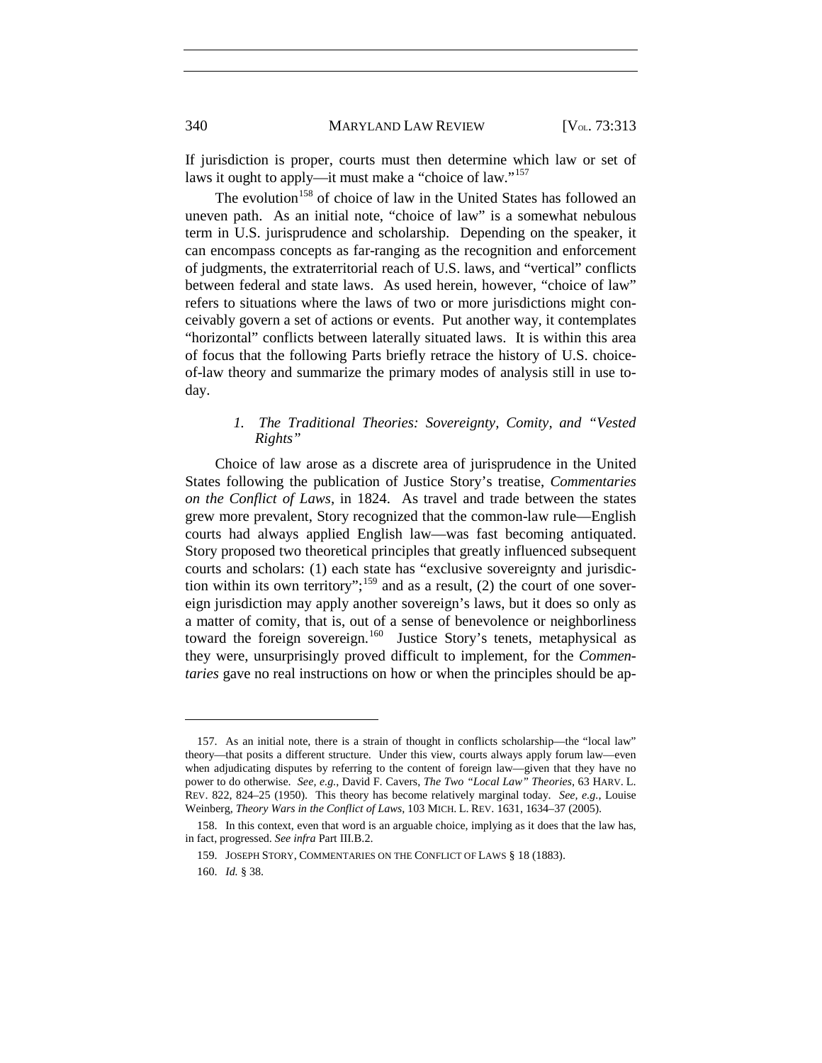If jurisdiction is proper, courts must then determine which law or set of laws it ought to apply—it must make a "choice of law."[157]

The evolution[158] of choice of law in the United States has followed an uneven path. As an initial note, "choice of law" is a somewhat nebulous term in U.S. jurisprudence and scholarship. Depending on the speaker, it can encompass concepts as far-ranging as the recognition and enforcement of judgments, the extraterritorial reach of U.S. laws, and "vertical" conflicts between federal and state laws. As used herein, however, "choice of law" refers to situations where the laws of two or more jurisdictions might conceivably govern a set of actions or events. Put another way, it contemplates "horizontal" conflicts between laterally situated laws. It is within this area of focus that the following Parts briefly retrace the history of U.S. choice-of-law theory and summarize the primary modes of analysis still in use today.

### *1. The Traditional Theories: Sovereignty, Comity, and "Vested Rights"*

Choice of law arose as a discrete area of jurisprudence in the United States following the publication of Justice Story's treatise, *Commentaries on the Conflict of Laws*, in 1824. As travel and trade between the states grew more prevalent, Story recognized that the common-law rule—English courts had always applied English law—was fast becoming antiquated. Story proposed two theoretical principles that greatly influenced subsequent courts and scholars: (1) each state has "exclusive sovereignty and jurisdiction within its own territory";[159] and as a result, (2) the court of one sovereign jurisdiction may apply another sovereign's laws, but it does so only as a matter of comity, that is, out of a sense of benevolence or neighborliness toward the foreign sovereign.[160] Justice Story's tenets, metaphysical as they were, unsurprisingly proved difficult to implement, for the *Commentaries* gave no real instructions on how or when the principles should be ap-

---

157. As an initial note, there is a strain of thought in conflicts scholarship—the "local law" theory—that posits a different structure. Under this view, courts always apply forum law—even when adjudicating disputes by referring to the content of foreign law—given that they have no power to do otherwise. *See, e.g.*, David F. Cavers, *The Two "Local Law" Theories*, 63 HARV. L. REV. 822, 824–25 (1950). This theory has become relatively marginal today. *See, e.g.*, Louise Weinberg, *Theory Wars in the Conflict of Laws*, 103 MICH. L. REV. 1631, 1634–37 (2005).

158. In this context, even that word is an arguable choice, implying as it does that the law has, in fact, progressed. *See infra* Part III.B.2.

159. JOSEPH STORY, COMMENTARIES ON THE CONFLICT OF LAWS § 18 (1883).

160. *Id.* § 38.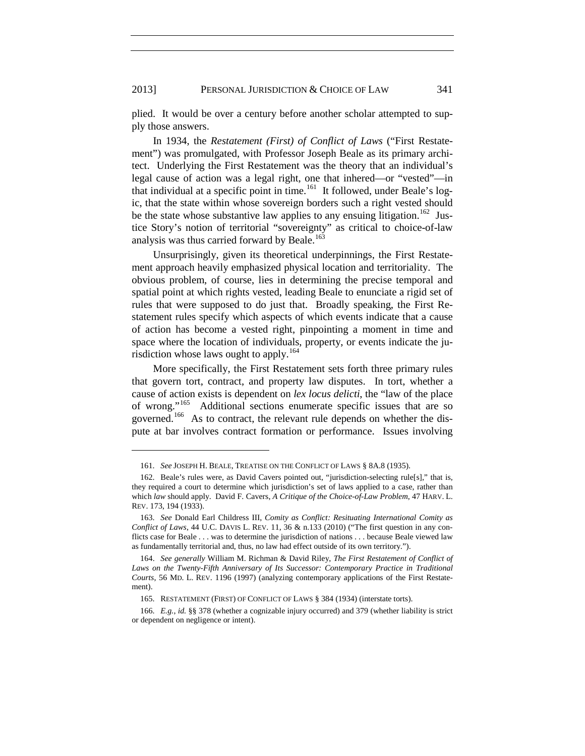plied. It would be over a century before another scholar attempted to supply those answers.

In 1934, the *Restatement (First) of Conflict of Laws* ("First Restatement") was promulgated, with Professor Joseph Beale as its primary architect. Underlying the First Restatement was the theory that an individual's legal cause of action was a legal right, one that inhered—or "vested"—in that individual at a specific point in time.[161] It followed, under Beale's logic, that the state within whose sovereign borders such a right vested should be the state whose substantive law applies to any ensuing litigation.[162] Justice Story's notion of territorial "sovereignty" as critical to choice-of-law analysis was thus carried forward by Beale.[163]

Unsurprisingly, given its theoretical underpinnings, the First Restatement approach heavily emphasized physical location and territoriality. The obvious problem, of course, lies in determining the precise temporal and spatial point at which rights vested, leading Beale to enunciate a rigid set of rules that were supposed to do just that. Broadly speaking, the First Restatement rules specify which aspects of which events indicate that a cause of action has become a vested right, pinpointing a moment in time and space where the location of individuals, property, or events indicate the jurisdiction whose laws ought to apply.[164]

More specifically, the First Restatement sets forth three primary rules that govern tort, contract, and property law disputes. In tort, whether a cause of action exists is dependent on *lex locus delicti*, the "law of the place of wrong."[165] Additional sections enumerate specific issues that are so governed.[166] As to contract, the relevant rule depends on whether the dispute at bar involves contract formation or performance. Issues involving

---

161. *See* JOSEPH H. BEALE, TREATISE ON THE CONFLICT OF LAWS § 8A.8 (1935).

162. Beale's rules were, as David Cavers pointed out, "jurisdiction-selecting rule[s]," that is, they required a court to determine which jurisdiction's set of laws applied to a case, rather than which *law* should apply. David F. Cavers, *A Critique of the Choice-of-Law Problem*, 47 HARV. L. REV. 173, 194 (1933).

163. *See* Donald Earl Childress III, *Comity as Conflict: Resituating International Comity as Conflict of Laws*, 44 U.C. DAVIS L. REV. 11, 36 & n.133 (2010) ("The first question in any conflicts case for Beale . . . was to determine the jurisdiction of nations . . . because Beale viewed law as fundamentally territorial and, thus, no law had effect outside of its own territory.").

164. *See generally* William M. Richman & David Riley, *The First Restatement of Conflict of Laws on the Twenty-Fifth Anniversary of Its Successor: Contemporary Practice in Traditional Courts*, 56 MD. L. REV. 1196 (1997) (analyzing contemporary applications of the First Restatement).

165. RESTATEMENT (FIRST) OF CONFLICT OF LAWS § 384 (1934) (interstate torts).

166. *E.g.*, *id.* §§ 378 (whether a cognizable injury occurred) and 379 (whether liability is strict or dependent on negligence or intent).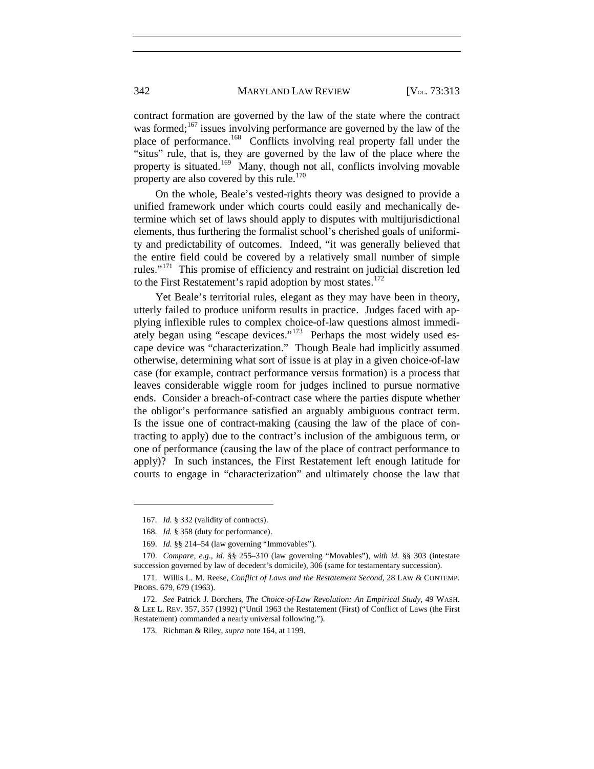contract formation are governed by the law of the state where the contract was formed;[167] issues involving performance are governed by the law of the place of performance.[168] Conflicts involving real property fall under the "situs" rule, that is, they are governed by the law of the place where the property is situated.[169] Many, though not all, conflicts involving movable property are also covered by this rule.[170]

On the whole, Beale's vested-rights theory was designed to provide a unified framework under which courts could easily and mechanically determine which set of laws should apply to disputes with multijurisdictional elements, thus furthering the formalist school's cherished goals of uniformity and predictability of outcomes. Indeed, "it was generally believed that the entire field could be covered by a relatively small number of simple rules."[171] This promise of efficiency and restraint on judicial discretion led to the First Restatement's rapid adoption by most states.[172]

Yet Beale's territorial rules, elegant as they may have been in theory, utterly failed to produce uniform results in practice. Judges faced with applying inflexible rules to complex choice-of-law questions almost immediately began using "escape devices."[173] Perhaps the most widely used escape device was "characterization." Though Beale had implicitly assumed otherwise, determining what sort of issue is at play in a given choice-of-law case (for example, contract performance versus formation) is a process that leaves considerable wiggle room for judges inclined to pursue normative ends. Consider a breach-of-contract case where the parties dispute whether the obligor's performance satisfied an arguably ambiguous contract term. Is the issue one of contract-making (causing the law of the place of contracting to apply) due to the contract's inclusion of the ambiguous term, or one of performance (causing the law of the place of contract performance to apply)? In such instances, the First Restatement left enough latitude for courts to engage in "characterization" and ultimately choose the law that

---

167. *Id.* § 332 (validity of contracts).

168. *Id.* § 358 (duty for performance).

169. *Id.* §§ 214–54 (law governing "Immovables").

170. *Compare, e.g.*, *id.* §§ 255–310 (law governing "Movables"), *with id.* §§ 303 (intestate succession governed by law of decedent's domicile), 306 (same for testamentary succession).

171. Willis L. M. Reese, *Conflict of Laws and the Restatement Second*, 28 LAW & CONTEMP. PROBS. 679, 679 (1963).

172. *See* Patrick J. Borchers, *The Choice-of-Law Revolution: An Empirical Study*, 49 WASH. & LEE L. REV. 357, 357 (1992) ("Until 1963 the Restatement (First) of Conflict of Laws (the First Restatement) commanded a nearly universal following.").

173. Richman & Riley, *supra* note 164, at 1199.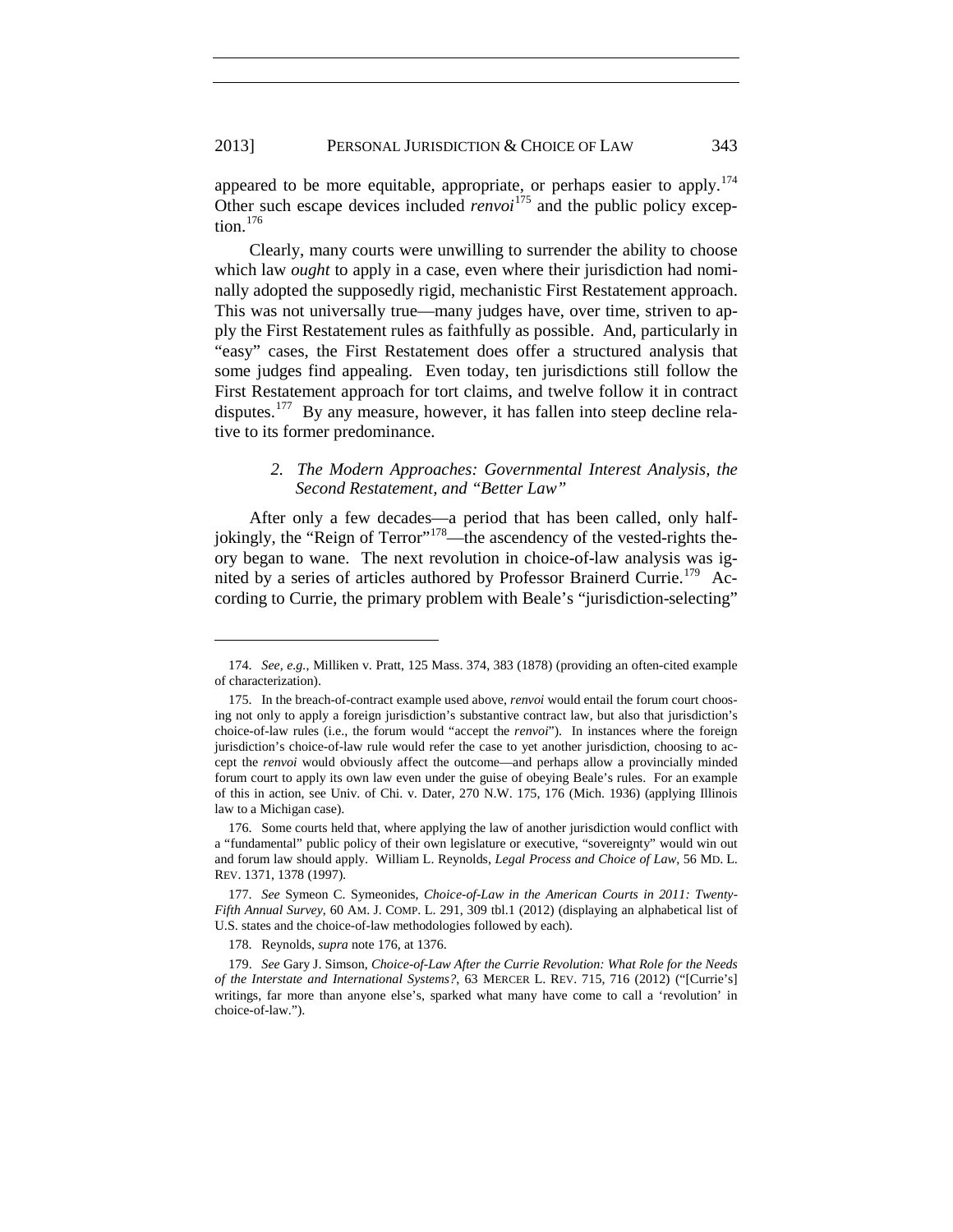appeared to be more equitable, appropriate, or perhaps easier to apply.[174] Other such escape devices included *renvoi*[175] and the public policy exception.[176]

Clearly, many courts were unwilling to surrender the ability to choose which law *ought* to apply in a case, even where their jurisdiction had nominally adopted the supposedly rigid, mechanistic First Restatement approach. This was not universally true—many judges have, over time, striven to apply the First Restatement rules as faithfully as possible. And, particularly in "easy" cases, the First Restatement does offer a structured analysis that some judges find appealing. Even today, ten jurisdictions still follow the First Restatement approach for tort claims, and twelve follow it in contract disputes.[177] By any measure, however, it has fallen into steep decline relative to its former predominance.

### *2. The Modern Approaches: Governmental Interest Analysis, the Second Restatement, and "Better Law"*

After only a few decades—a period that has been called, only half-jokingly, the "Reign of Terror"[178]—the ascendency of the vested-rights theory began to wane. The next revolution in choice-of-law analysis was ignited by a series of articles authored by Professor Brainerd Currie.[179] According to Currie, the primary problem with Beale's "jurisdiction-selecting"

---

174. *See, e.g.*, Milliken v. Pratt, 125 Mass. 374, 383 (1878) (providing an often-cited example of characterization).

175. In the breach-of-contract example used above, *renvoi* would entail the forum court choosing not only to apply a foreign jurisdiction's substantive contract law, but also that jurisdiction's choice-of-law rules (i.e., the forum would "accept the *renvoi*"). In instances where the foreign jurisdiction's choice-of-law rule would refer the case to yet another jurisdiction, choosing to accept the *renvoi* would obviously affect the outcome—and perhaps allow a provincially minded forum court to apply its own law even under the guise of obeying Beale's rules. For an example of this in action, see Univ. of Chi. v. Dater, 270 N.W. 175, 176 (Mich. 1936) (applying Illinois law to a Michigan case).

176. Some courts held that, where applying the law of another jurisdiction would conflict with a "fundamental" public policy of their own legislature or executive, "sovereignty" would win out and forum law should apply. William L. Reynolds, *Legal Process and Choice of Law*, 56 MD. L. REV. 1371, 1378 (1997).

177. *See* Symeon C. Symeonides, *Choice-of-Law in the American Courts in 2011: Twenty-Fifth Annual Survey*, 60 AM. J. COMP. L. 291, 309 tbl.1 (2012) (displaying an alphabetical list of U.S. states and the choice-of-law methodologies followed by each).

178. Reynolds, *supra* note 176, at 1376.

179. *See* Gary J. Simson, *Choice-of-Law After the Currie Revolution: What Role for the Needs of the Interstate and International Systems?*, 63 MERCER L. REV. 715, 716 (2012) ("[Currie's] writings, far more than anyone else's, sparked what many have come to call a 'revolution' in choice-of-law.").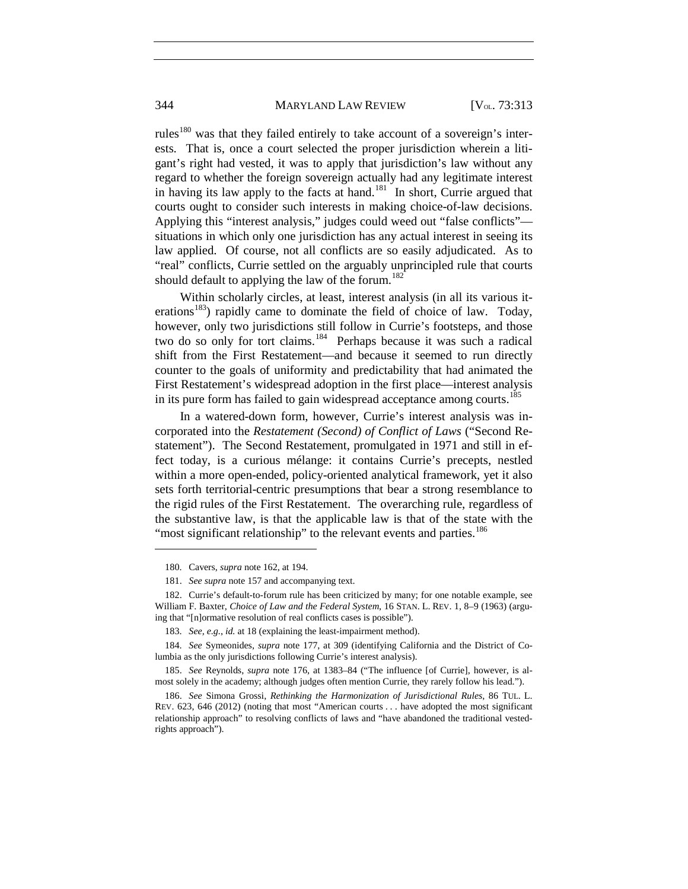rules[180] was that they failed entirely to take account of a sovereign's interests. That is, once a court selected the proper jurisdiction wherein a litigant's right had vested, it was to apply that jurisdiction's law without any regard to whether the foreign sovereign actually had any legitimate interest in having its law apply to the facts at hand.[181] In short, Currie argued that courts ought to consider such interests in making choice-of-law decisions. Applying this "interest analysis," judges could weed out "false conflicts"—situations in which only one jurisdiction has any actual interest in seeing its law applied. Of course, not all conflicts are so easily adjudicated. As to "real" conflicts, Currie settled on the arguably unprincipled rule that courts should default to applying the law of the forum.[182]

Within scholarly circles, at least, interest analysis (in all its various iterations[183]) rapidly came to dominate the field of choice of law. Today, however, only two jurisdictions still follow in Currie's footsteps, and those two do so only for tort claims.[184] Perhaps because it was such a radical shift from the First Restatement—and because it seemed to run directly counter to the goals of uniformity and predictability that had animated the First Restatement's widespread adoption in the first place—interest analysis in its pure form has failed to gain widespread acceptance among courts.[185]

In a watered-down form, however, Currie's interest analysis was incorporated into the *Restatement (Second) of Conflict of Laws* ("Second Restatement"). The Second Restatement, promulgated in 1971 and still in effect today, is a curious mélange: it contains Currie's precepts, nestled within a more open-ended, policy-oriented analytical framework, yet it also sets forth territorial-centric presumptions that bear a strong resemblance to the rigid rules of the First Restatement. The overarching rule, regardless of the substantive law, is that the applicable law is that of the state with the "most significant relationship" to the relevant events and parties.[186]

---

180. Cavers, *supra* note 162, at 194.

181. *See supra* note 157 and accompanying text.

182. Currie's default-to-forum rule has been criticized by many; for one notable example, see William F. Baxter, *Choice of Law and the Federal System*, 16 STAN. L. REV. 1, 8–9 (1963) (arguing that "[n]ormative resolution of real conflicts cases is possible").

183. *See, e.g.*, *id.* at 18 (explaining the least-impairment method).

184. *See* Symeonides, *supra* note 177, at 309 (identifying California and the District of Columbia as the only jurisdictions following Currie's interest analysis).

185. *See* Reynolds, *supra* note 176, at 1383–84 ("The influence [of Currie], however, is almost solely in the academy; although judges often mention Currie, they rarely follow his lead.").

186. *See* Simona Grossi, *Rethinking the Harmonization of Jurisdictional Rules*, 86 TUL. L. REV. 623, 646 (2012) (noting that most "American courts . . . have adopted the most significant relationship approach" to resolving conflicts of laws and "have abandoned the traditional vested-rights approach").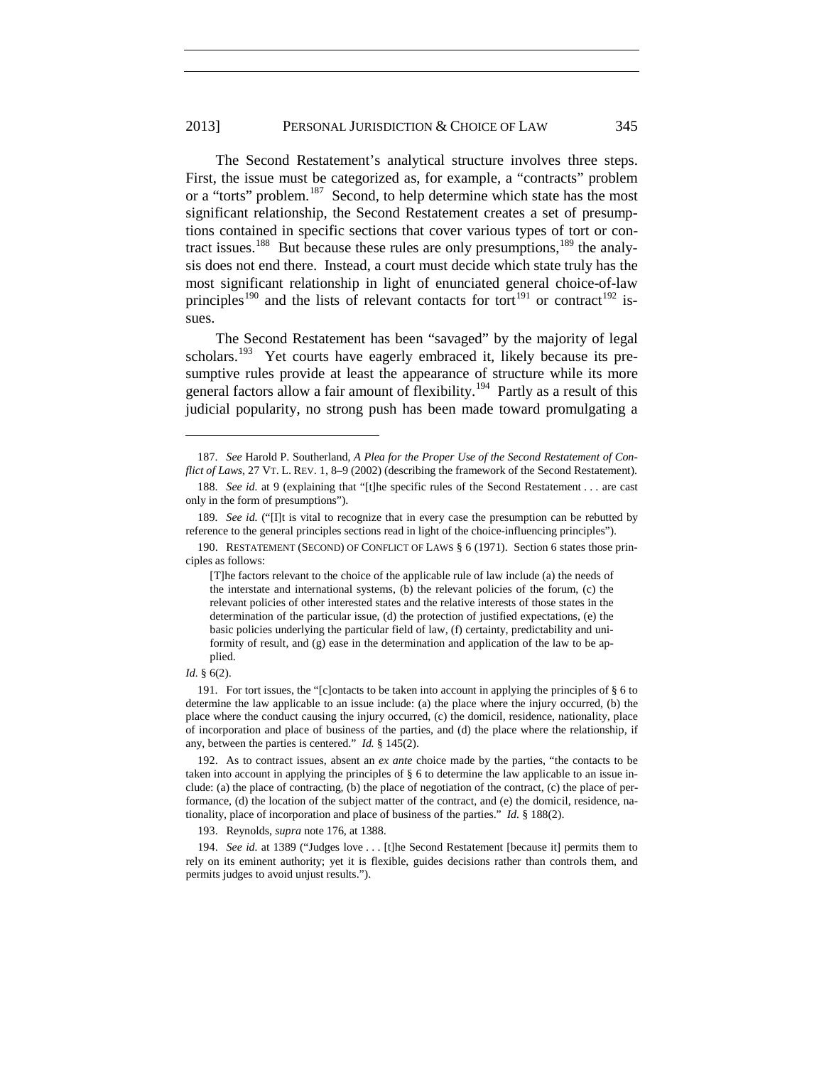The Second Restatement's analytical structure involves three steps. First, the issue must be categorized as, for example, a "contracts" problem or a "torts" problem.[187] Second, to help determine which state has the most significant relationship, the Second Restatement creates a set of presumptions contained in specific sections that cover various types of tort or contract issues.[188] But because these rules are only presumptions,[189] the analysis does not end there. Instead, a court must decide which state truly has the most significant relationship in light of enunciated general choice-of-law principles[190] and the lists of relevant contacts for tort[191] or contract[192] issues.

The Second Restatement has been "savaged" by the majority of legal scholars.[193] Yet courts have eagerly embraced it, likely because its presumptive rules provide at least the appearance of structure while its more general factors allow a fair amount of flexibility.[194] Partly as a result of this judicial popularity, no strong push has been made toward promulgating a

---

187. *See* Harold P. Southerland, *A Plea for the Proper Use of the Second Restatement of Conflict of Laws*, 27 VT. L. REV. 1, 8–9 (2002) (describing the framework of the Second Restatement).

188. *See id.* at 9 (explaining that "[t]he specific rules of the Second Restatement . . . are cast only in the form of presumptions").

189. *See id.* ("[I]t is vital to recognize that in every case the presumption can be rebutted by reference to the general principles sections read in light of the choice-influencing principles").

190. RESTATEMENT (SECOND) OF CONFLICT OF LAWS § 6 (1971). Section 6 states those principles as follows:

> [T]he factors relevant to the choice of the applicable rule of law include (a) the needs of the interstate and international systems, (b) the relevant policies of the forum, (c) the relevant policies of other interested states and the relative interests of those states in the determination of the particular issue, (d) the protection of justified expectations, (e) the basic policies underlying the particular field of law, (f) certainty, predictability and uniformity of result, and (g) ease in the determination and application of the law to be applied.

*Id.* § 6(2).

191. For tort issues, the "[c]ontacts to be taken into account in applying the principles of § 6 to determine the law applicable to an issue include: (a) the place where the injury occurred, (b) the place where the conduct causing the injury occurred, (c) the domicil, residence, nationality, place of incorporation and place of business of the parties, and (d) the place where the relationship, if any, between the parties is centered." *Id.* § 145(2).

192. As to contract issues, absent an *ex ante* choice made by the parties, "the contacts to be taken into account in applying the principles of § 6 to determine the law applicable to an issue include: (a) the place of contracting, (b) the place of negotiation of the contract, (c) the place of performance, (d) the location of the subject matter of the contract, and (e) the domicil, residence, nationality, place of incorporation and place of business of the parties." *Id.* § 188(2).

193. Reynolds, *supra* note 176, at 1388.

194. *See id.* at 1389 ("Judges love . . . [t]he Second Restatement [because it] permits them to rely on its eminent authority; yet it is flexible, guides decisions rather than controls them, and permits judges to avoid unjust results.").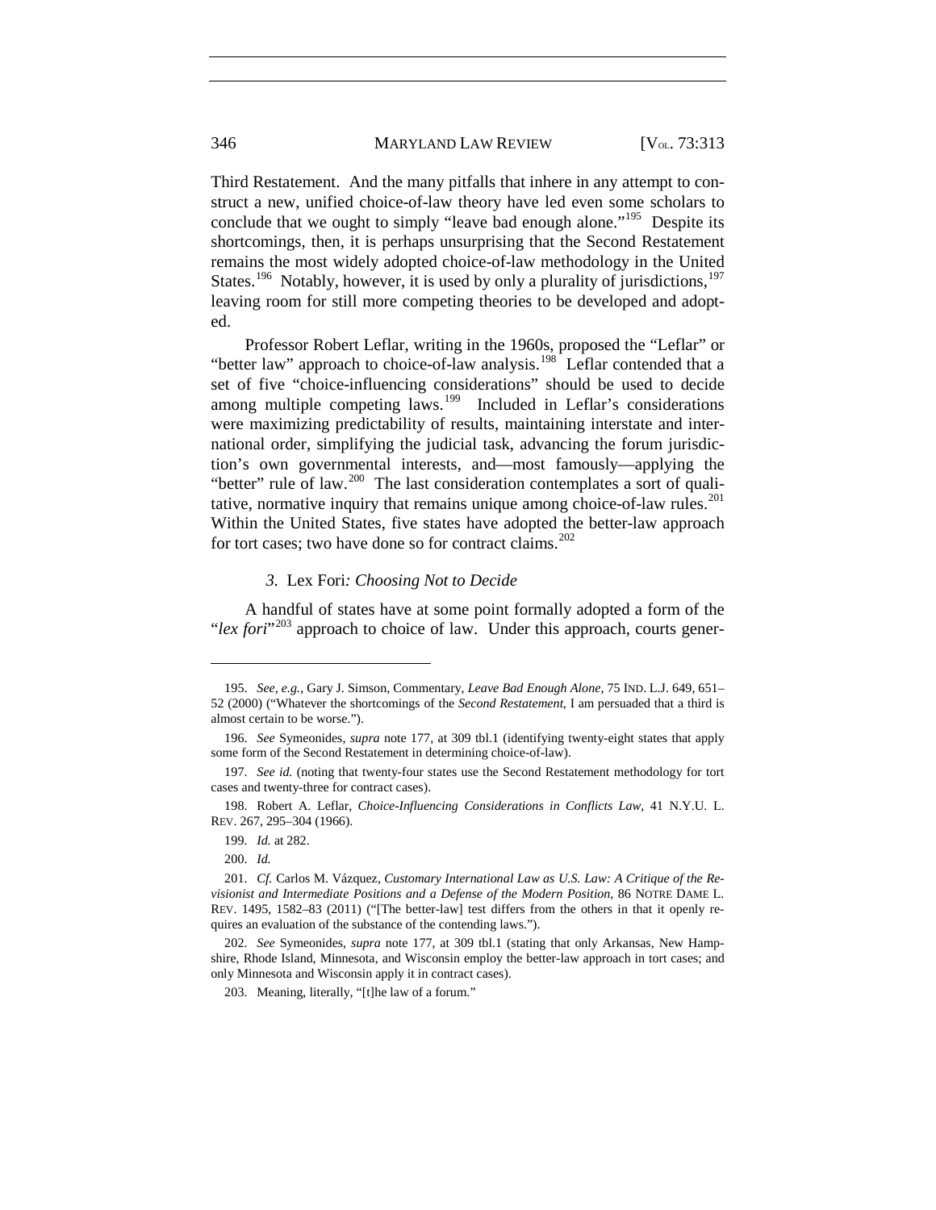Third Restatement. And the many pitfalls that inhere in any attempt to construct a new, unified choice-of-law theory have led even some scholars to conclude that we ought to simply "leave bad enough alone."[195] Despite its shortcomings, then, it is perhaps unsurprising that the Second Restatement remains the most widely adopted choice-of-law methodology in the United States.[196] Notably, however, it is used by only a plurality of jurisdictions,[197] leaving room for still more competing theories to be developed and adopted.

Professor Robert Leflar, writing in the 1960s, proposed the "Leflar" or "better law" approach to choice-of-law analysis.[198] Leflar contended that a set of five "choice-influencing considerations" should be used to decide among multiple competing laws.[199] Included in Leflar's considerations were maximizing predictability of results, maintaining interstate and international order, simplifying the judicial task, advancing the forum jurisdiction's own governmental interests, and—most famously—applying the "better" rule of law.[200] The last consideration contemplates a sort of qualitative, normative inquiry that remains unique among choice-of-law rules.[201] Within the United States, five states have adopted the better-law approach for tort cases; two have done so for contract claims.[202]

### *3.* Lex Fori*: Choosing Not to Decide*

A handful of states have at some point formally adopted a form of the "*lex fori*"[203] approach to choice of law. Under this approach, courts gener-

---

195. *See, e.g.*, Gary J. Simson, Commentary, *Leave Bad Enough Alone*, 75 IND. L.J. 649, 651–52 (2000) ("Whatever the shortcomings of the *Second Restatement*, I am persuaded that a third is almost certain to be worse.").

196. *See* Symeonides, *supra* note 177, at 309 tbl.1 (identifying twenty-eight states that apply some form of the Second Restatement in determining choice-of-law).

197. *See id.* (noting that twenty-four states use the Second Restatement methodology for tort cases and twenty-three for contract cases).

198. Robert A. Leflar, *Choice-Influencing Considerations in Conflicts Law*, 41 N.Y.U. L. REV. 267, 295–304 (1966).

199. *Id.* at 282.

200. *Id.*

201. *Cf.* Carlos M. Vázquez, *Customary International Law as U.S. Law: A Critique of the Revisionist and Intermediate Positions and a Defense of the Modern Position*, 86 NOTRE DAME L. REV. 1495, 1582–83 (2011) ("[The better-law] test differs from the others in that it openly requires an evaluation of the substance of the contending laws.").

202. *See* Symeonides, *supra* note 177, at 309 tbl.1 (stating that only Arkansas, New Hampshire, Rhode Island, Minnesota, and Wisconsin employ the better-law approach in tort cases; and only Minnesota and Wisconsin apply it in contract cases).

203. Meaning, literally, "[t]he law of a forum."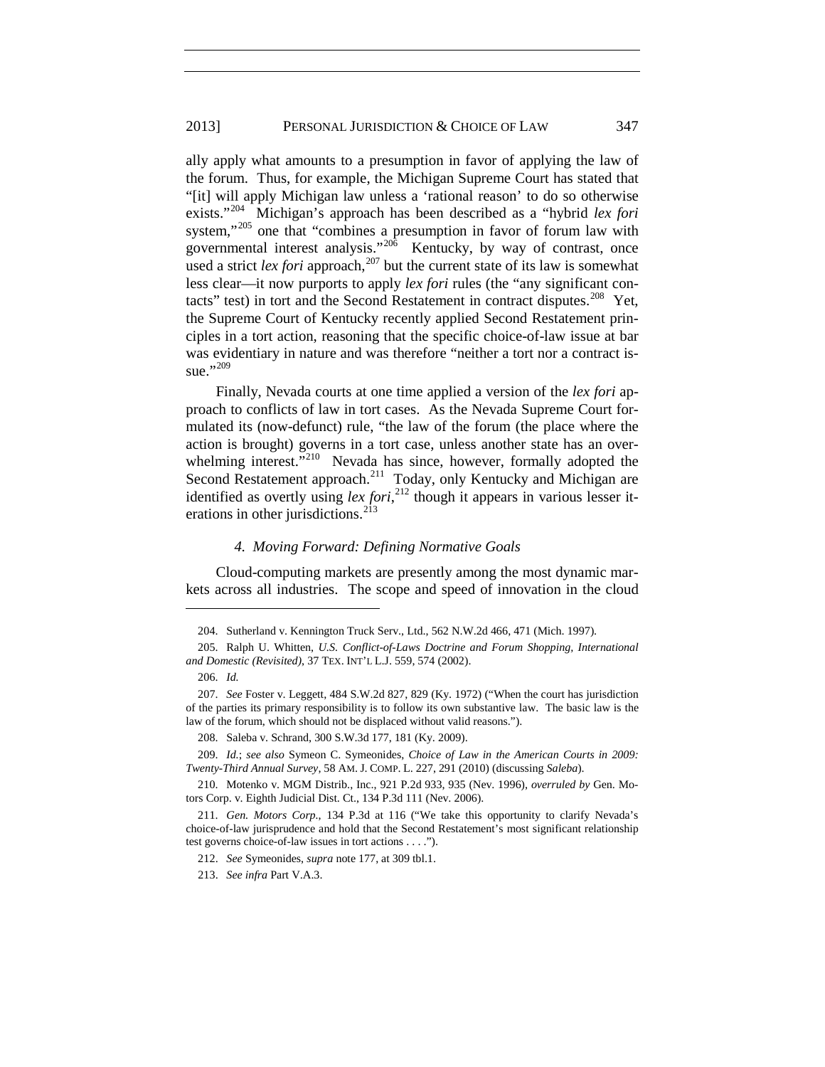ally apply what amounts to a presumption in favor of applying the law of the forum. Thus, for example, the Michigan Supreme Court has stated that "[it] will apply Michigan law unless a 'rational reason' to do so otherwise exists."[204] Michigan's approach has been described as a "hybrid *lex fori* system,"[205] one that "combines a presumption in favor of forum law with governmental interest analysis."[206] Kentucky, by way of contrast, once used a strict *lex fori* approach,[207] but the current state of its law is somewhat less clear—it now purports to apply *lex fori* rules (the "any significant contacts" test) in tort and the Second Restatement in contract disputes.[208] Yet, the Supreme Court of Kentucky recently applied Second Restatement principles in a tort action, reasoning that the specific choice-of-law issue at bar was evidentiary in nature and was therefore "neither a tort nor a contract issue."[209]

Finally, Nevada courts at one time applied a version of the *lex fori* approach to conflicts of law in tort cases. As the Nevada Supreme Court formulated its (now-defunct) rule, "the law of the forum (the place where the action is brought) governs in a tort case, unless another state has an overwhelming interest."[210] Nevada has since, however, formally adopted the Second Restatement approach.[211] Today, only Kentucky and Michigan are identified as overtly using *lex fori*,[212] though it appears in various lesser iterations in other jurisdictions.[213]

#### *4. Moving Forward: Defining Normative Goals*

Cloud-computing markets are presently among the most dynamic markets across all industries. The scope and speed of innovation in the cloud

---

204. Sutherland v. Kennington Truck Serv., Ltd., 562 N.W.2d 466, 471 (Mich. 1997).

205. Ralph U. Whitten, *U.S. Conflict-of-Laws Doctrine and Forum Shopping, International and Domestic (Revisited)*, 37 TEX. INT'L L.J. 559, 574 (2002).

206. *Id.*

207. *See* Foster v. Leggett, 484 S.W.2d 827, 829 (Ky. 1972) ("When the court has jurisdiction of the parties its primary responsibility is to follow its own substantive law. The basic law is the law of the forum, which should not be displaced without valid reasons.").

208. Saleba v. Schrand, 300 S.W.3d 177, 181 (Ky. 2009).

209. *Id.*; *see also* Symeon C. Symeonides, *Choice of Law in the American Courts in 2009: Twenty-Third Annual Survey*, 58 AM. J. COMP. L. 227, 291 (2010) (discussing *Saleba*).

210. Motenko v. MGM Distrib., Inc., 921 P.2d 933, 935 (Nev. 1996), *overruled by* Gen. Motors Corp. v. Eighth Judicial Dist. Ct., 134 P.3d 111 (Nev. 2006).

211. *Gen. Motors Corp.*, 134 P.3d at 116 ("We take this opportunity to clarify Nevada's choice-of-law jurisprudence and hold that the Second Restatement's most significant relationship test governs choice-of-law issues in tort actions . . . .").

212. *See* Symeonides, *supra* note 177, at 309 tbl.1.

213. *See infra* Part V.A.3.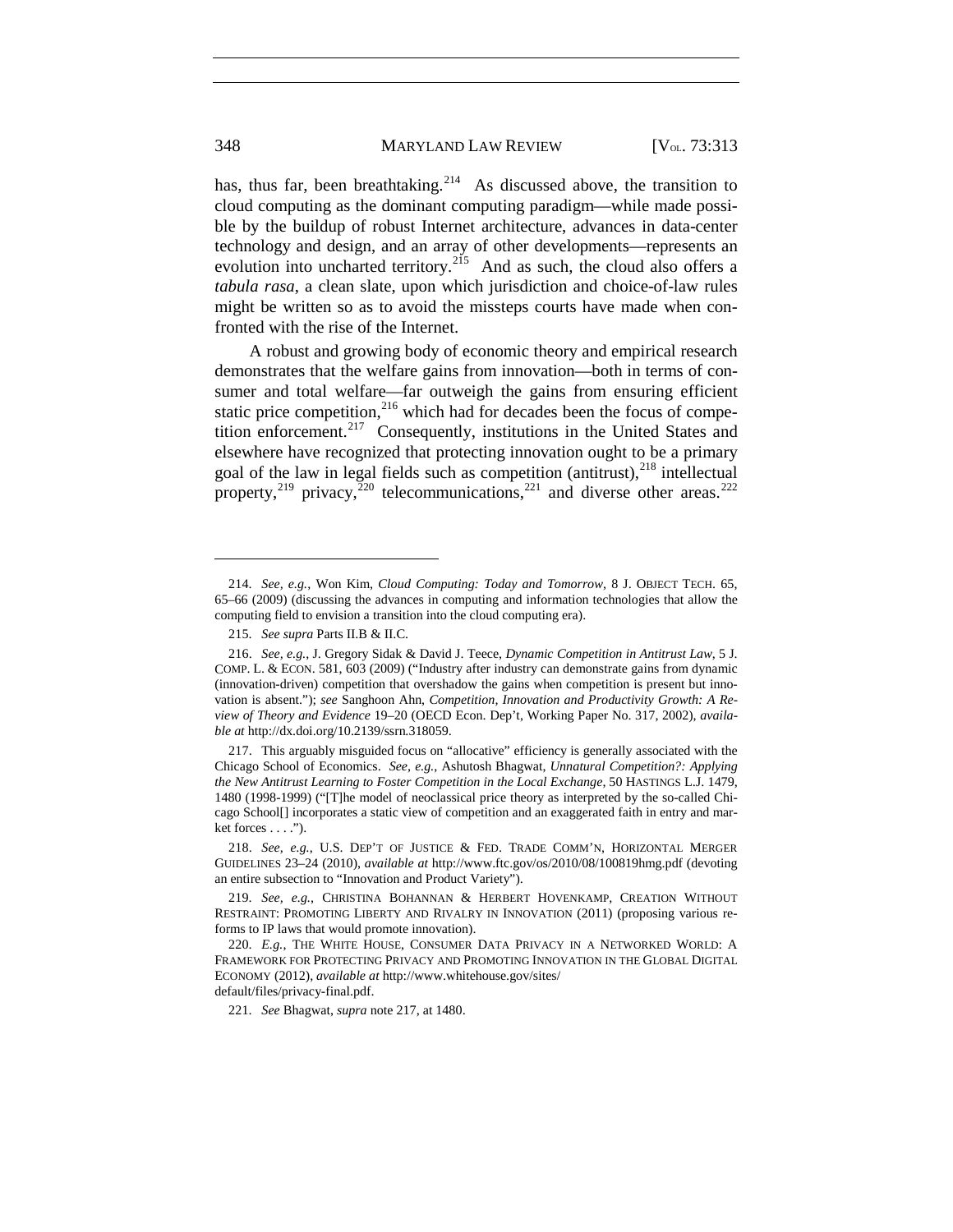has, thus far, been breathtaking.[214] As discussed above, the transition to cloud computing as the dominant computing paradigm—while made possible by the buildup of robust Internet architecture, advances in data-center technology and design, and an array of other developments—represents an evolution into uncharted territory.[215] And as such, the cloud also offers a *tabula rasa*, a clean slate, upon which jurisdiction and choice-of-law rules might be written so as to avoid the missteps courts have made when confronted with the rise of the Internet.

A robust and growing body of economic theory and empirical research demonstrates that the welfare gains from innovation—both in terms of consumer and total welfare—far outweigh the gains from ensuring efficient static price competition,[216] which had for decades been the focus of competition enforcement.[217] Consequently, institutions in the United States and elsewhere have recognized that protecting innovation ought to be a primary goal of the law in legal fields such as competition (antitrust),[218] intellectual property,[219] privacy,[220] telecommunications,[221] and diverse other areas.[222]

---

214. *See, e.g.*, Won Kim, *Cloud Computing: Today and Tomorrow*, 8 J. OBJECT TECH. 65, 65–66 (2009) (discussing the advances in computing and information technologies that allow the computing field to envision a transition into the cloud computing era).

215. *See supra* Parts II.B & II.C.

216. *See, e.g.*, J. Gregory Sidak & David J. Teece, *Dynamic Competition in Antitrust Law*, 5 J. COMP. L. & ECON. 581, 603 (2009) ("Industry after industry can demonstrate gains from dynamic (innovation-driven) competition that overshadow the gains when competition is present but innovation is absent."); *see* Sanghoon Ahn, *Competition, Innovation and Productivity Growth: A Review of Theory and Evidence* 19–20 (OECD Econ. Dep't, Working Paper No. 317, 2002), *available at* http://dx.doi.org/10.2139/ssrn.318059.

217. This arguably misguided focus on "allocative" efficiency is generally associated with the Chicago School of Economics. *See, e.g.*, Ashutosh Bhagwat, *Unnatural Competition?: Applying the New Antitrust Learning to Foster Competition in the Local Exchange*, 50 HASTINGS L.J. 1479, 1480 (1998-1999) ("[T]he model of neoclassical price theory as interpreted by the so-called Chicago School[] incorporates a static view of competition and an exaggerated faith in entry and market forces . . . .").

218. *See, e.g.*, U.S. DEP'T OF JUSTICE & FED. TRADE COMM'N, HORIZONTAL MERGER GUIDELINES 23–24 (2010), *available at* http://www.ftc.gov/os/2010/08/100819hmg.pdf (devoting an entire subsection to "Innovation and Product Variety").

219. *See, e.g.*, CHRISTINA BOHANNAN & HERBERT HOVENKAMP, CREATION WITHOUT RESTRAINT: PROMOTING LIBERTY AND RIVALRY IN INNOVATION (2011) (proposing various reforms to IP laws that would promote innovation).

220. *E.g.*, THE WHITE HOUSE, CONSUMER DATA PRIVACY IN A NETWORKED WORLD: A FRAMEWORK FOR PROTECTING PRIVACY AND PROMOTING INNOVATION IN THE GLOBAL DIGITAL ECONOMY (2012), *available at* http://www.whitehouse.gov/sites/default/files/privacy-final.pdf.

221. *See* Bhagwat, *supra* note 217, at 1480.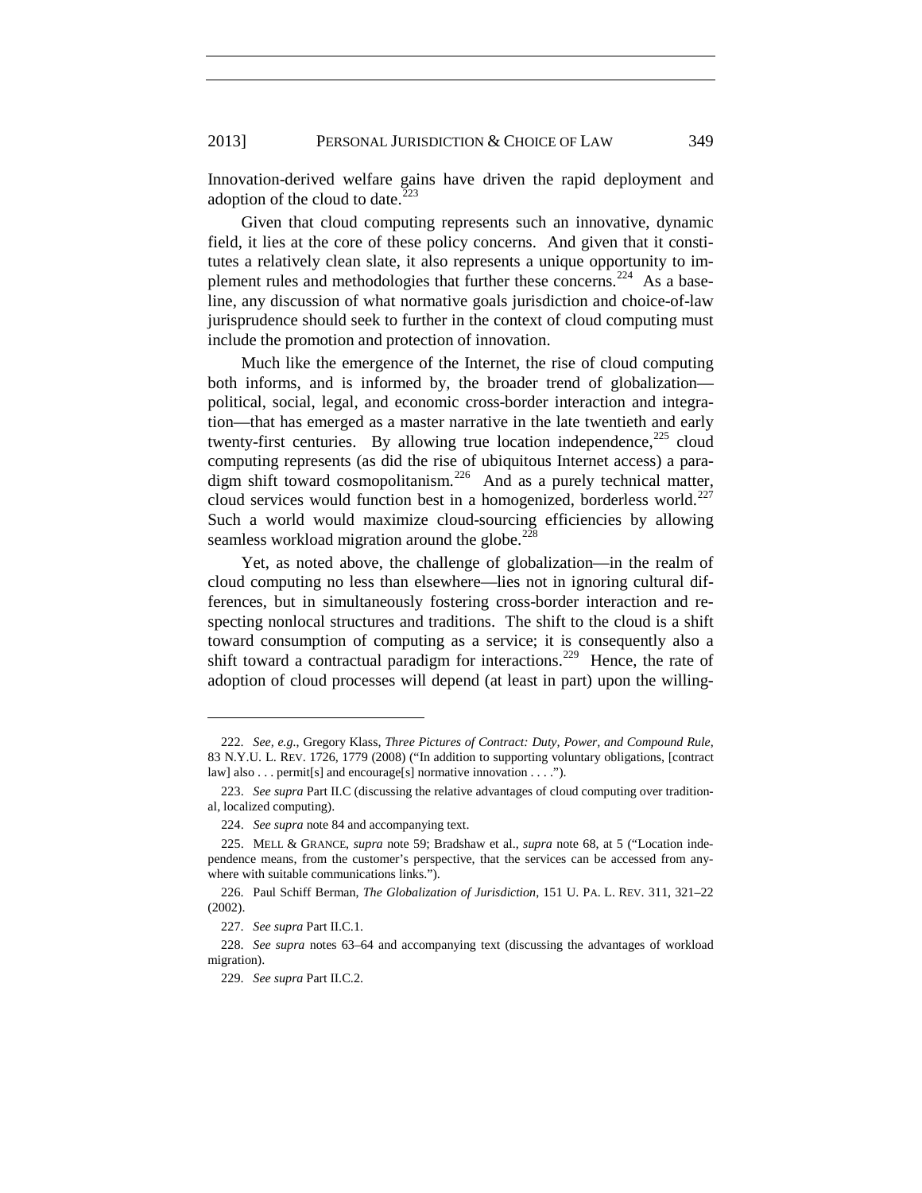Innovation-derived welfare gains have driven the rapid deployment and adoption of the cloud to date.[223]

Given that cloud computing represents such an innovative, dynamic field, it lies at the core of these policy concerns. And given that it constitutes a relatively clean slate, it also represents a unique opportunity to implement rules and methodologies that further these concerns.[224] As a baseline, any discussion of what normative goals jurisdiction and choice-of-law jurisprudence should seek to further in the context of cloud computing must include the promotion and protection of innovation.

Much like the emergence of the Internet, the rise of cloud computing both informs, and is informed by, the broader trend of globalization—political, social, legal, and economic cross-border interaction and integration—that has emerged as a master narrative in the late twentieth and early twenty-first centuries. By allowing true location independence,[225] cloud computing represents (as did the rise of ubiquitous Internet access) a paradigm shift toward cosmopolitanism.[226] And as a purely technical matter, cloud services would function best in a homogenized, borderless world.[227] Such a world would maximize cloud-sourcing efficiencies by allowing seamless workload migration around the globe.[228]

Yet, as noted above, the challenge of globalization—in the realm of cloud computing no less than elsewhere—lies not in ignoring cultural differences, but in simultaneously fostering cross-border interaction and respecting nonlocal structures and traditions. The shift to the cloud is a shift toward consumption of computing as a service; it is consequently also a shift toward a contractual paradigm for interactions.[229] Hence, the rate of adoption of cloud processes will depend (at least in part) upon the willing-

---

222. *See, e.g.*, Gregory Klass, *Three Pictures of Contract: Duty, Power, and Compound Rule*, 83 N.Y.U. L. REV. 1726, 1779 (2008) ("In addition to supporting voluntary obligations, [contract law] also . . . permit[s] and encourage[s] normative innovation . . . .").

223. *See supra* Part II.C (discussing the relative advantages of cloud computing over traditional, localized computing).

224. *See supra* note 84 and accompanying text.

225. MELL & GRANCE, *supra* note 59; Bradshaw et al., *supra* note 68, at 5 ("Location independence means, from the customer's perspective, that the services can be accessed from anywhere with suitable communications links.").

226. Paul Schiff Berman, *The Globalization of Jurisdiction*, 151 U. PA. L. REV. 311, 321–22 (2002).

227. *See supra* Part II.C.1.

228. *See supra* notes 63–64 and accompanying text (discussing the advantages of workload migration).

229. *See supra* Part II.C.2.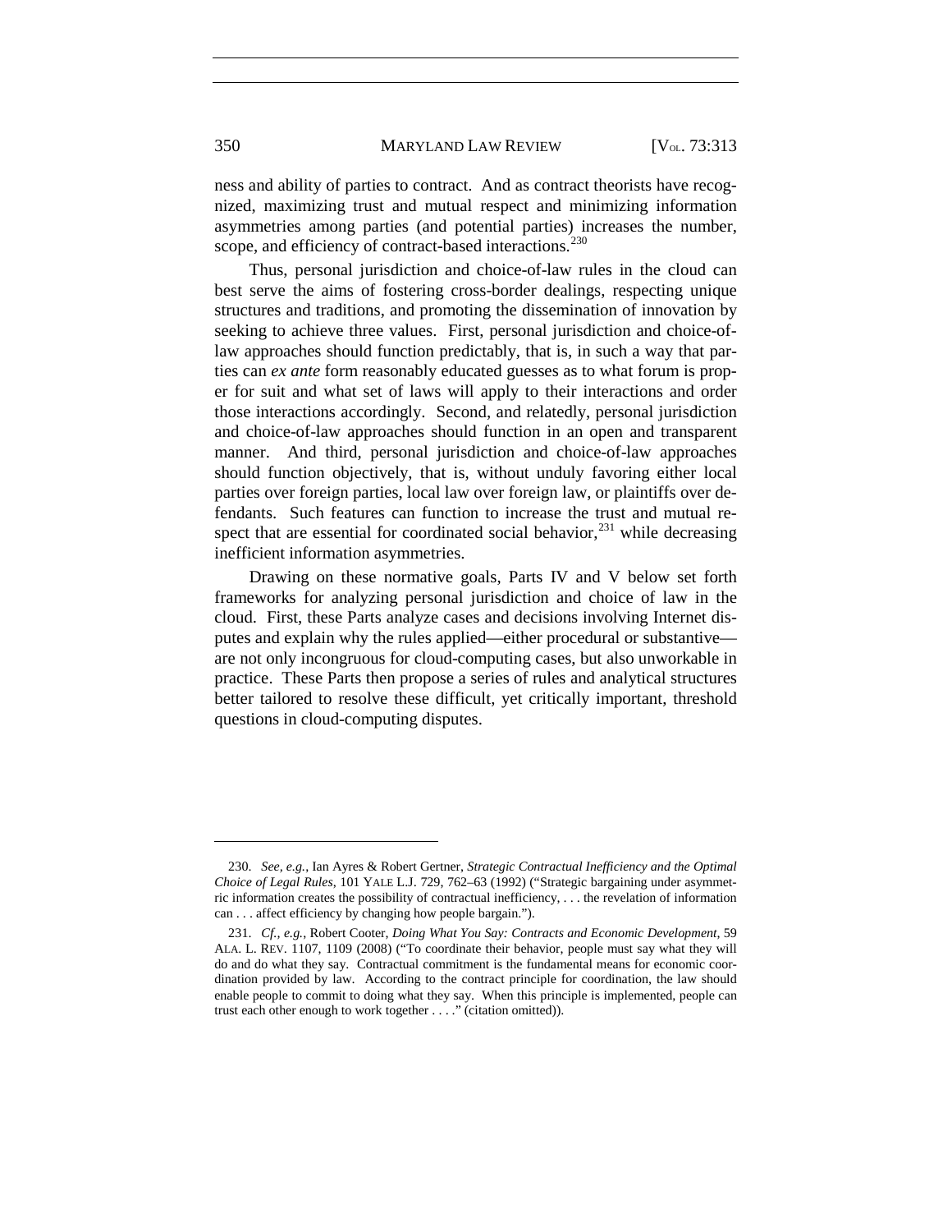ness and ability of parties to contract. And as contract theorists have recognized, maximizing trust and mutual respect and minimizing information asymmetries among parties (and potential parties) increases the number, scope, and efficiency of contract-based interactions.[230]

Thus, personal jurisdiction and choice-of-law rules in the cloud can best serve the aims of fostering cross-border dealings, respecting unique structures and traditions, and promoting the dissemination of innovation by seeking to achieve three values. First, personal jurisdiction and choice-of-law approaches should function predictably, that is, in such a way that parties can *ex ante* form reasonably educated guesses as to what forum is proper for suit and what set of laws will apply to their interactions and order those interactions accordingly. Second, and relatedly, personal jurisdiction and choice-of-law approaches should function in an open and transparent manner. And third, personal jurisdiction and choice-of-law approaches should function objectively, that is, without unduly favoring either local parties over foreign parties, local law over foreign law, or plaintiffs over defendants. Such features can function to increase the trust and mutual respect that are essential for coordinated social behavior,[231] while decreasing inefficient information asymmetries.

Drawing on these normative goals, Parts IV and V below set forth frameworks for analyzing personal jurisdiction and choice of law in the cloud. First, these Parts analyze cases and decisions involving Internet disputes and explain why the rules applied—either procedural or substantive—are not only incongruous for cloud-computing cases, but also unworkable in practice. These Parts then propose a series of rules and analytical structures better tailored to resolve these difficult, yet critically important, threshold questions in cloud-computing disputes.

---

230. *See, e.g.*, Ian Ayres & Robert Gertner, *Strategic Contractual Inefficiency and the Optimal Choice of Legal Rules*, 101 YALE L.J. 729, 762–63 (1992) ("Strategic bargaining under asymmetric information creates the possibility of contractual inefficiency, . . . the revelation of information can . . . affect efficiency by changing how people bargain.").

231. *Cf., e.g.*, Robert Cooter, *Doing What You Say: Contracts and Economic Development*, 59 ALA. L. REV. 1107, 1109 (2008) ("To coordinate their behavior, people must say what they will do and do what they say. Contractual commitment is the fundamental means for economic coordination provided by law. According to the contract principle for coordination, the law should enable people to commit to doing what they say. When this principle is implemented, people can trust each other enough to work together . . . ." (citation omitted)).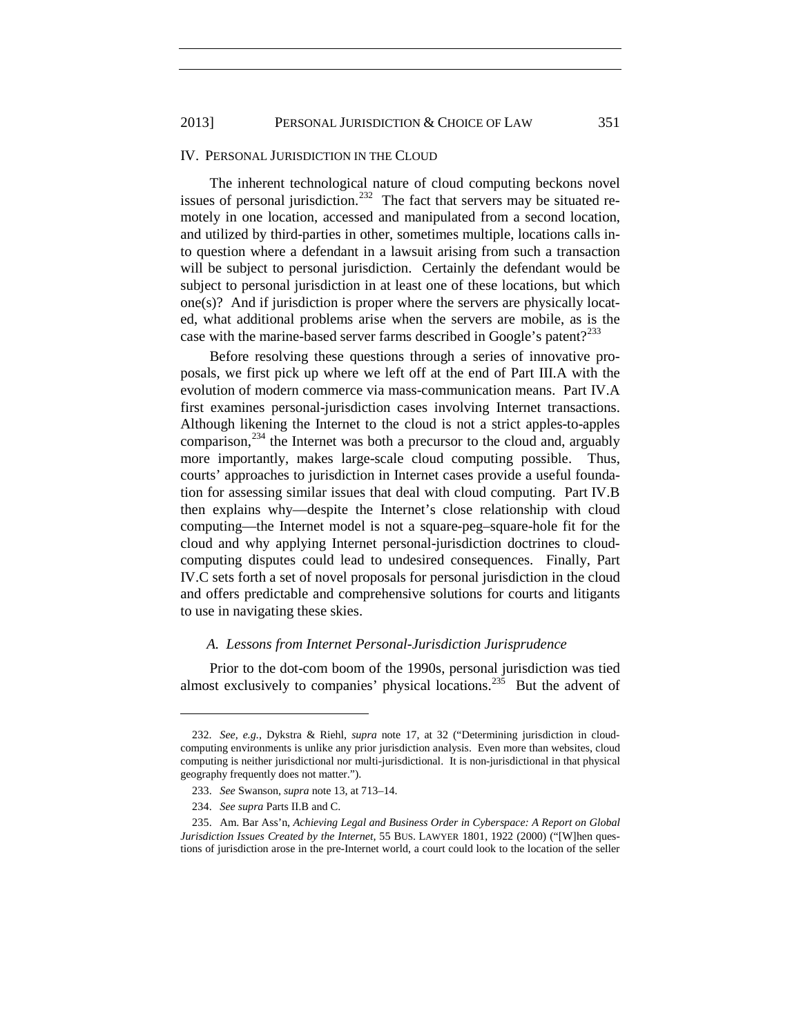## IV. Personal Jurisdiction in the Cloud

The inherent technological nature of cloud computing beckons novel issues of personal jurisdiction.[232] The fact that servers may be situated remotely in one location, accessed and manipulated from a second location, and utilized by third-parties in other, sometimes multiple, locations calls into question where a defendant in a lawsuit arising from such a transaction will be subject to personal jurisdiction. Certainly the defendant would be subject to personal jurisdiction in at least one of these locations, but which one(s)? And if jurisdiction is proper where the servers are physically located, what additional problems arise when the servers are mobile, as is the case with the marine-based server farms described in Google's patent?[233]

Before resolving these questions through a series of innovative proposals, we first pick up where we left off at the end of Part III.A with the evolution of modern commerce via mass-communication means. Part IV.A first examines personal-jurisdiction cases involving Internet transactions. Although likening the Internet to the cloud is not a strict apples-to-apples comparison,[234] the Internet was both a precursor to the cloud and, arguably more importantly, makes large-scale cloud computing possible. Thus, courts' approaches to jurisdiction in Internet cases provide a useful foundation for assessing similar issues that deal with cloud computing. Part IV.B then explains why—despite the Internet's close relationship with cloud computing—the Internet model is not a square-peg–square-hole fit for the cloud and why applying Internet personal-jurisdiction doctrines to cloud-computing disputes could lead to undesired consequences. Finally, Part IV.C sets forth a set of novel proposals for personal jurisdiction in the cloud and offers predictable and comprehensive solutions for courts and litigants to use in navigating these skies.

### *A. Lessons from Internet Personal-Jurisdiction Jurisprudence*

Prior to the dot-com boom of the 1990s, personal jurisdiction was tied almost exclusively to companies' physical locations.[235] But the advent of

---

232. *See, e.g.*, Dykstra & Riehl, *supra* note 17, at 32 ("Determining jurisdiction in cloud-computing environments is unlike any prior jurisdiction analysis. Even more than websites, cloud computing is neither jurisdictional nor multi-jurisdictional. It is non-jurisdictional in that physical geography frequently does not matter.").

233. *See* Swanson, *supra* note 13, at 713–14.

234. *See supra* Parts II.B and C.

235. Am. Bar Ass'n, *Achieving Legal and Business Order in Cyberspace: A Report on Global Jurisdiction Issues Created by the Internet*, 55 BUS. LAWYER 1801, 1922 (2000) ("[W]hen questions of jurisdiction arose in the pre-Internet world, a court could look to the location of the seller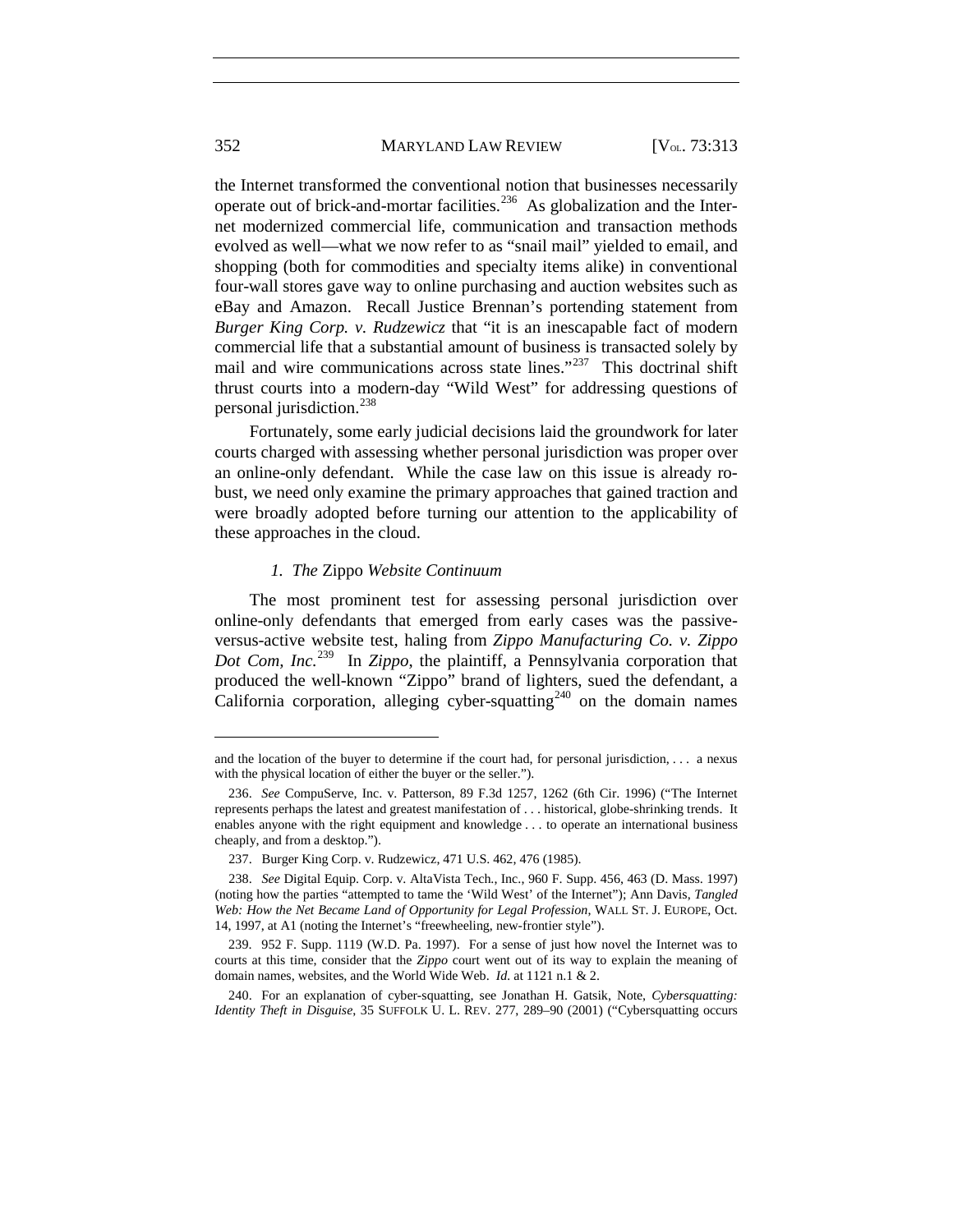the Internet transformed the conventional notion that businesses necessarily operate out of brick-and-mortar facilities.[236] As globalization and the Internet modernized commercial life, communication and transaction methods evolved as well—what we now refer to as "snail mail" yielded to email, and shopping (both for commodities and specialty items alike) in conventional four-wall stores gave way to online purchasing and auction websites such as eBay and Amazon. Recall Justice Brennan's portending statement from *Burger King Corp. v. Rudzewicz* that "it is an inescapable fact of modern commercial life that a substantial amount of business is transacted solely by mail and wire communications across state lines."[237] This doctrinal shift thrust courts into a modern-day "Wild West" for addressing questions of personal jurisdiction.[238]

Fortunately, some early judicial decisions laid the groundwork for later courts charged with assessing whether personal jurisdiction was proper over an online-only defendant. While the case law on this issue is already robust, we need only examine the primary approaches that gained traction and were broadly adopted before turning our attention to the applicability of these approaches in the cloud.

#### *1. The* Zippo *Website Continuum*

The most prominent test for assessing personal jurisdiction over online-only defendants that emerged from early cases was the passive-versus-active website test, haling from *Zippo Manufacturing Co. v. Zippo Dot Com, Inc.*[239] In *Zippo*, the plaintiff, a Pennsylvania corporation that produced the well-known "Zippo" brand of lighters, sued the defendant, a California corporation, alleging cyber-squatting[240] on the domain names

---

and the location of the buyer to determine if the court had, for personal jurisdiction, . . . a nexus with the physical location of either the buyer or the seller.").

236. *See* CompuServe, Inc. v. Patterson, 89 F.3d 1257, 1262 (6th Cir. 1996) ("The Internet represents perhaps the latest and greatest manifestation of . . . historical, globe-shrinking trends. It enables anyone with the right equipment and knowledge . . . to operate an international business cheaply, and from a desktop.").

237. Burger King Corp. v. Rudzewicz, 471 U.S. 462, 476 (1985).

238. *See* Digital Equip. Corp. v. AltaVista Tech., Inc., 960 F. Supp. 456, 463 (D. Mass. 1997) (noting how the parties "attempted to tame the 'Wild West' of the Internet"); Ann Davis, *Tangled Web: How the Net Became Land of Opportunity for Legal Profession*, WALL ST. J. EUROPE, Oct. 14, 1997, at A1 (noting the Internet's "freewheeling, new-frontier style").

239. 952 F. Supp. 1119 (W.D. Pa. 1997). For a sense of just how novel the Internet was to courts at this time, consider that the *Zippo* court went out of its way to explain the meaning of domain names, websites, and the World Wide Web. *Id.* at 1121 n.1 & 2.

240. For an explanation of cyber-squatting, see Jonathan H. Gatsik, Note, *Cybersquatting: Identity Theft in Disguise*, 35 SUFFOLK U. L. REV. 277, 289–90 (2001) ("Cybersquatting occurs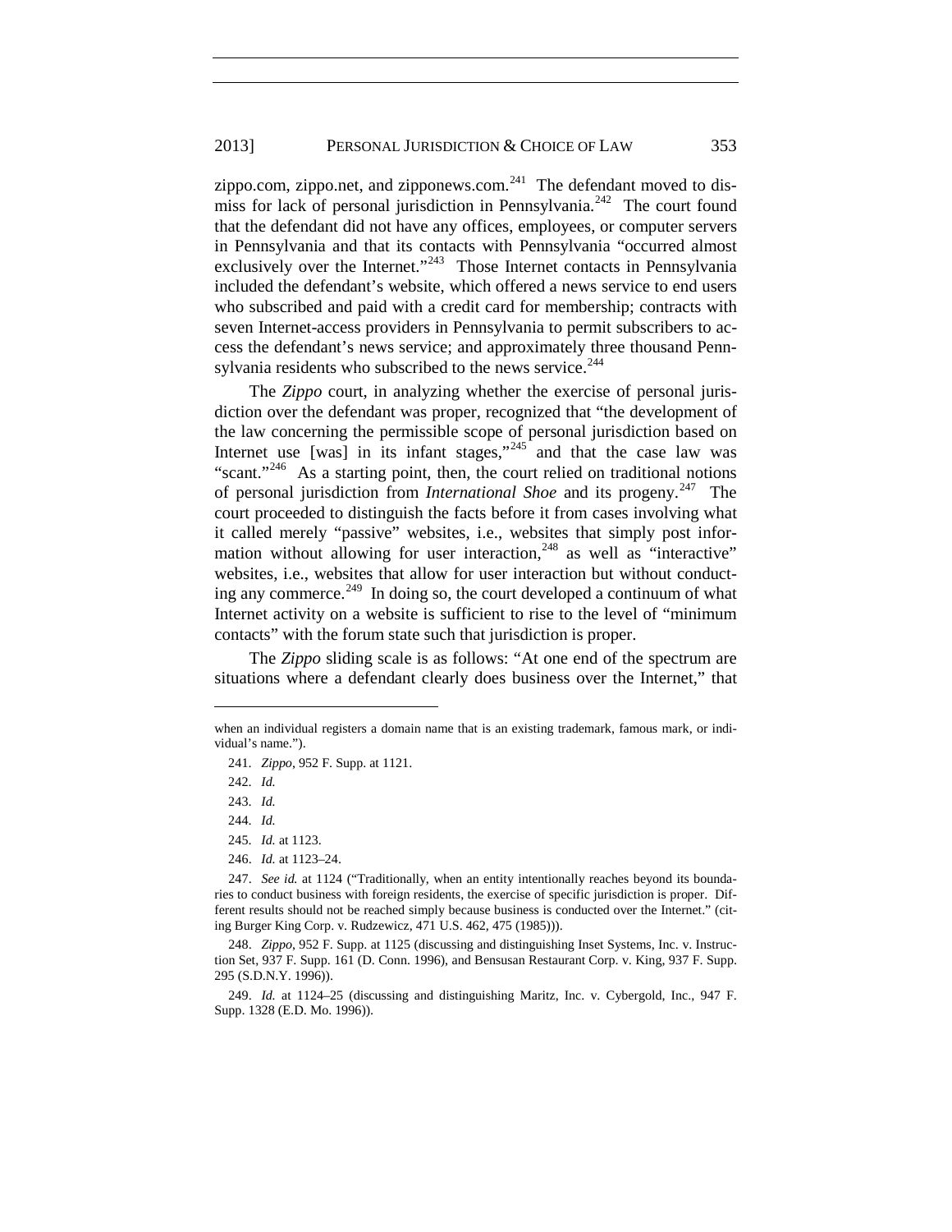zippo.com, zippo.net, and zipponews.com.[241] The defendant moved to dismiss for lack of personal jurisdiction in Pennsylvania.[242] The court found that the defendant did not have any offices, employees, or computer servers in Pennsylvania and that its contacts with Pennsylvania "occurred almost exclusively over the Internet."[243] Those Internet contacts in Pennsylvania included the defendant's website, which offered a news service to end users who subscribed and paid with a credit card for membership; contracts with seven Internet-access providers in Pennsylvania to permit subscribers to access the defendant's news service; and approximately three thousand Pennsylvania residents who subscribed to the news service.[244]

The *Zippo* court, in analyzing whether the exercise of personal jurisdiction over the defendant was proper, recognized that "the development of the law concerning the permissible scope of personal jurisdiction based on Internet use [was] in its infant stages,"[245] and that the case law was "scant."[246] As a starting point, then, the court relied on traditional notions of personal jurisdiction from *International Shoe* and its progeny.[247] The court proceeded to distinguish the facts before it from cases involving what it called merely "passive" websites, i.e., websites that simply post information without allowing for user interaction,[248] as well as "interactive" websites, i.e., websites that allow for user interaction but without conducting any commerce.[249] In doing so, the court developed a continuum of what Internet activity on a website is sufficient to rise to the level of "minimum contacts" with the forum state such that jurisdiction is proper.

The *Zippo* sliding scale is as follows: "At one end of the spectrum are situations where a defendant clearly does business over the Internet," that

---

when an individual registers a domain name that is an existing trademark, famous mark, or individual's name.").

241. *Zippo*, 952 F. Supp. at 1121.

242. *Id.*

243. *Id.*

244. *Id.*

245. *Id.* at 1123.

246. *Id.* at 1123–24.

247. *See id.* at 1124 ("Traditionally, when an entity intentionally reaches beyond its boundaries to conduct business with foreign residents, the exercise of specific jurisdiction is proper. Different results should not be reached simply because business is conducted over the Internet." (citing Burger King Corp. v. Rudzewicz, 471 U.S. 462, 475 (1985))).

248. *Zippo*, 952 F. Supp. at 1125 (discussing and distinguishing Inset Systems, Inc. v. Instruction Set, 937 F. Supp. 161 (D. Conn. 1996), and Bensusan Restaurant Corp. v. King, 937 F. Supp. 295 (S.D.N.Y. 1996)).

249. *Id.* at 1124–25 (discussing and distinguishing Maritz, Inc. v. Cybergold, Inc., 947 F. Supp. 1328 (E.D. Mo. 1996)).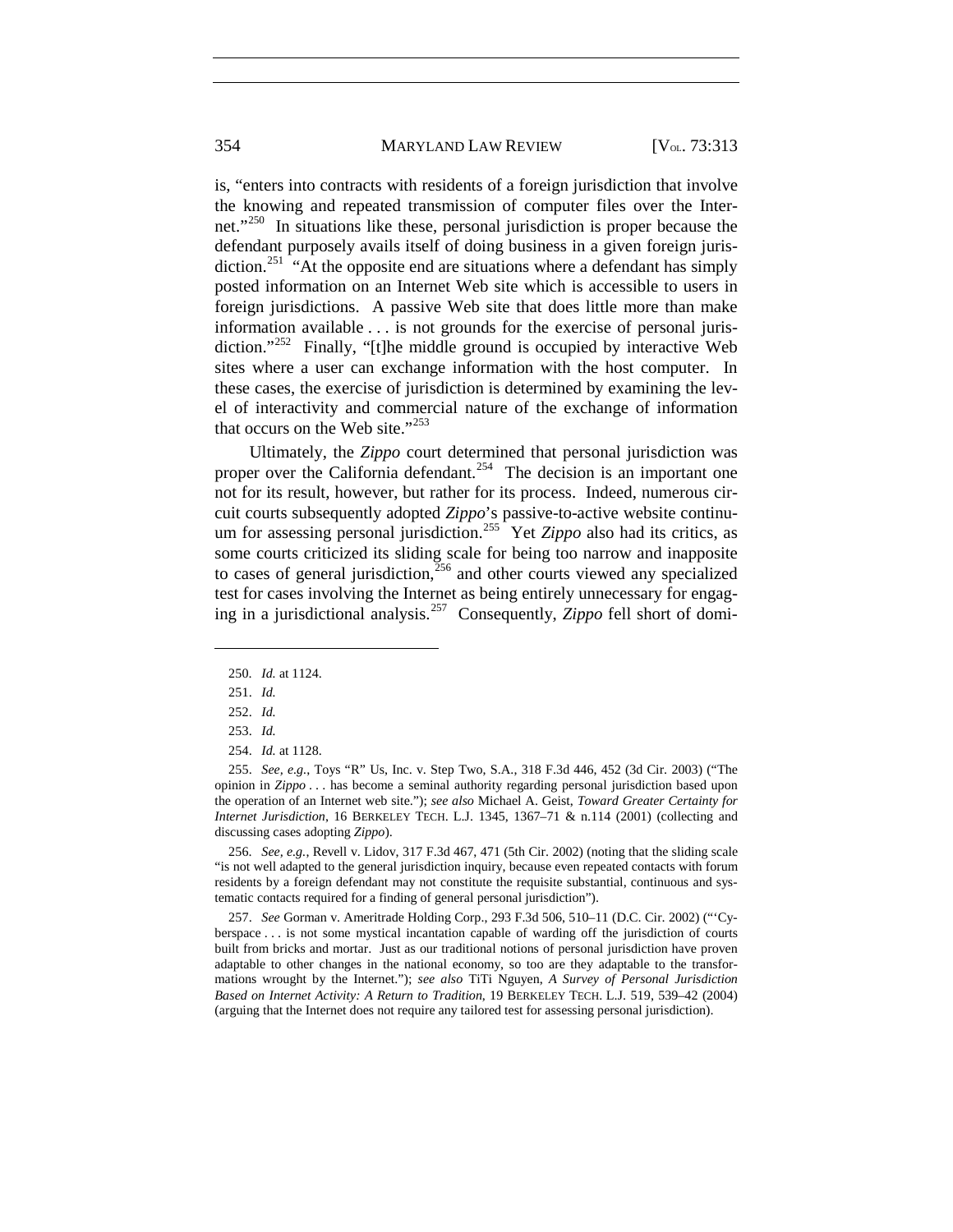is, "enters into contracts with residents of a foreign jurisdiction that involve the knowing and repeated transmission of computer files over the Internet."[250] In situations like these, personal jurisdiction is proper because the defendant purposely avails itself of doing business in a given foreign jurisdiction.[251] "At the opposite end are situations where a defendant has simply posted information on an Internet Web site which is accessible to users in foreign jurisdictions. A passive Web site that does little more than make information available . . . is not grounds for the exercise of personal jurisdiction."[252] Finally, "[t]he middle ground is occupied by interactive Web sites where a user can exchange information with the host computer. In these cases, the exercise of jurisdiction is determined by examining the level of interactivity and commercial nature of the exchange of information that occurs on the Web site."[253]

Ultimately, the *Zippo* court determined that personal jurisdiction was proper over the California defendant.[254] The decision is an important one not for its result, however, but rather for its process. Indeed, numerous circuit courts subsequently adopted *Zippo*'s passive-to-active website continuum for assessing personal jurisdiction.[255] Yet *Zippo* also had its critics, as some courts criticized its sliding scale for being too narrow and inapposite to cases of general jurisdiction,[256] and other courts viewed any specialized test for cases involving the Internet as being entirely unnecessary for engaging in a jurisdictional analysis.[257] Consequently, *Zippo* fell short of domi-

---

250. *Id.* at 1124.

251. *Id.*

252. *Id.*

253. *Id.*

254. *Id.* at 1128.

255. *See, e.g.*, Toys "R" Us, Inc. v. Step Two, S.A., 318 F.3d 446, 452 (3d Cir. 2003) ("The opinion in *Zippo* . . . has become a seminal authority regarding personal jurisdiction based upon the operation of an Internet web site."); *see also* Michael A. Geist, *Toward Greater Certainty for Internet Jurisdiction*, 16 BERKELEY TECH. L.J. 1345, 1367–71 & n.114 (2001) (collecting and discussing cases adopting *Zippo*).

256. *See, e.g.*, Revell v. Lidov, 317 F.3d 467, 471 (5th Cir. 2002) (noting that the sliding scale "is not well adapted to the general jurisdiction inquiry, because even repeated contacts with forum residents by a foreign defendant may not constitute the requisite substantial, continuous and systematic contacts required for a finding of general personal jurisdiction").

257. *See* Gorman v. Ameritrade Holding Corp., 293 F.3d 506, 510–11 (D.C. Cir. 2002) ("'Cyberspace . . . is not some mystical incantation capable of warding off the jurisdiction of courts built from bricks and mortar. Just as our traditional notions of personal jurisdiction have proven adaptable to other changes in the national economy, so too are they adaptable to the transformations wrought by the Internet."); *see also* TiTi Nguyen, *A Survey of Personal Jurisdiction Based on Internet Activity: A Return to Tradition*, 19 BERKELEY TECH. L.J. 519, 539–42 (2004) (arguing that the Internet does not require any tailored test for assessing personal jurisdiction).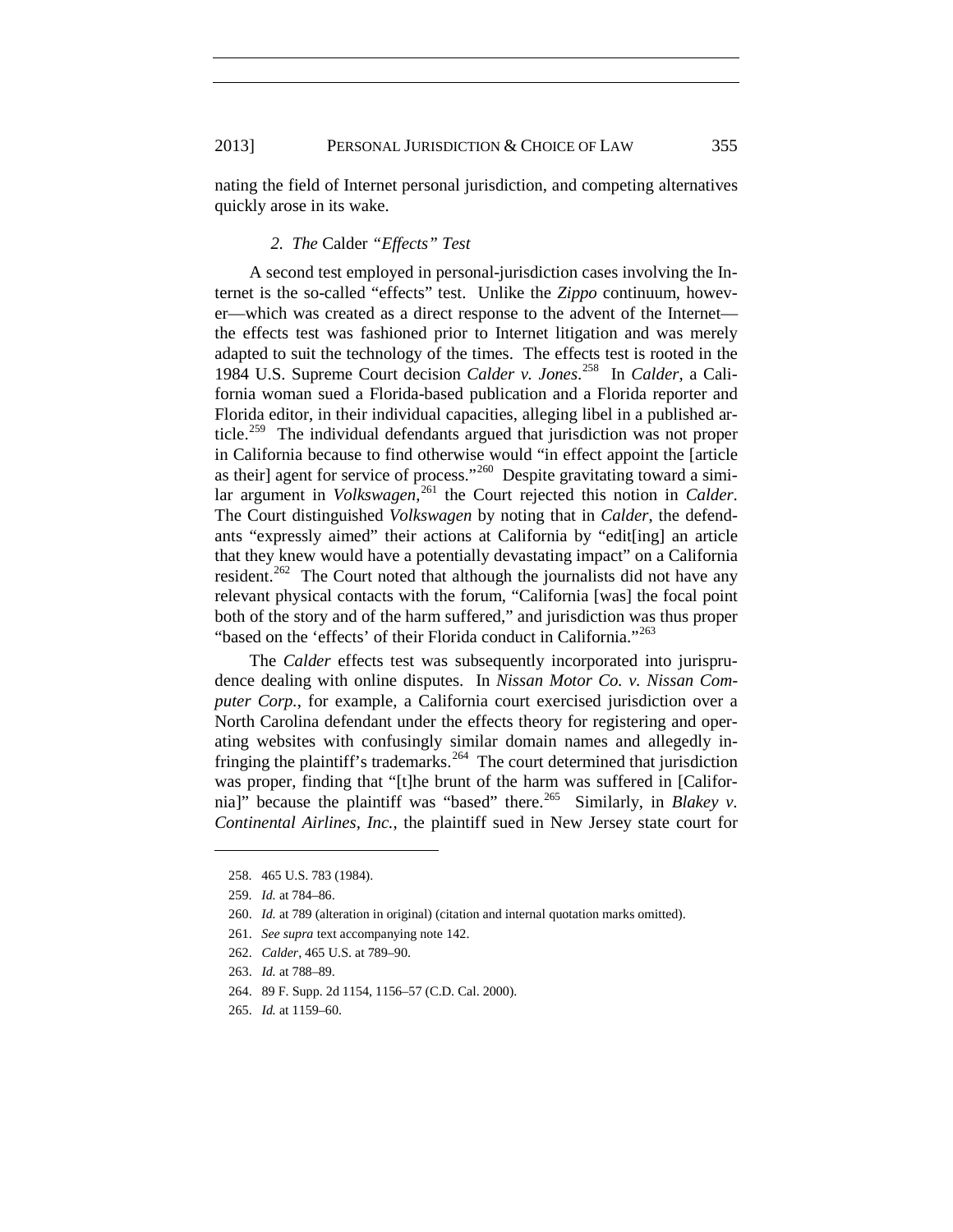nating the field of Internet personal jurisdiction, and competing alternatives quickly arose in its wake.

### *2. The* Calder *"Effects" Test*

A second test employed in personal-jurisdiction cases involving the Internet is the so-called "effects" test. Unlike the *Zippo* continuum, however—which was created as a direct response to the advent of the Internet—the effects test was fashioned prior to Internet litigation and was merely adapted to suit the technology of the times. The effects test is rooted in the 1984 U.S. Supreme Court decision *Calder v. Jones*.[258] In *Calder*, a California woman sued a Florida-based publication and a Florida reporter and Florida editor, in their individual capacities, alleging libel in a published article.[259] The individual defendants argued that jurisdiction was not proper in California because to find otherwise would "in effect appoint the [article as their] agent for service of process."[260] Despite gravitating toward a similar argument in *Volkswagen*,[261] the Court rejected this notion in *Calder*. The Court distinguished *Volkswagen* by noting that in *Calder*, the defendants "expressly aimed" their actions at California by "edit[ing] an article that they knew would have a potentially devastating impact" on a California resident.[262] The Court noted that although the journalists did not have any relevant physical contacts with the forum, "California [was] the focal point both of the story and of the harm suffered," and jurisdiction was thus proper "based on the 'effects' of their Florida conduct in California."[263]

The *Calder* effects test was subsequently incorporated into jurisprudence dealing with online disputes. In *Nissan Motor Co. v. Nissan Computer Corp.*, for example, a California court exercised jurisdiction over a North Carolina defendant under the effects theory for registering and operating websites with confusingly similar domain names and allegedly infringing the plaintiff's trademarks.[264] The court determined that jurisdiction was proper, finding that "[t]he brunt of the harm was suffered in [California]" because the plaintiff was "based" there.[265] Similarly, in *Blakey v. Continental Airlines, Inc.*, the plaintiff sued in New Jersey state court for

---

258. 465 U.S. 783 (1984).

259. *Id.* at 784–86.

260. *Id.* at 789 (alteration in original) (citation and internal quotation marks omitted).

261. *See supra* text accompanying note 142.

262. *Calder*, 465 U.S. at 789–90.

263. *Id.* at 788–89.

264. 89 F. Supp. 2d 1154, 1156–57 (C.D. Cal. 2000).

265. *Id.* at 1159–60.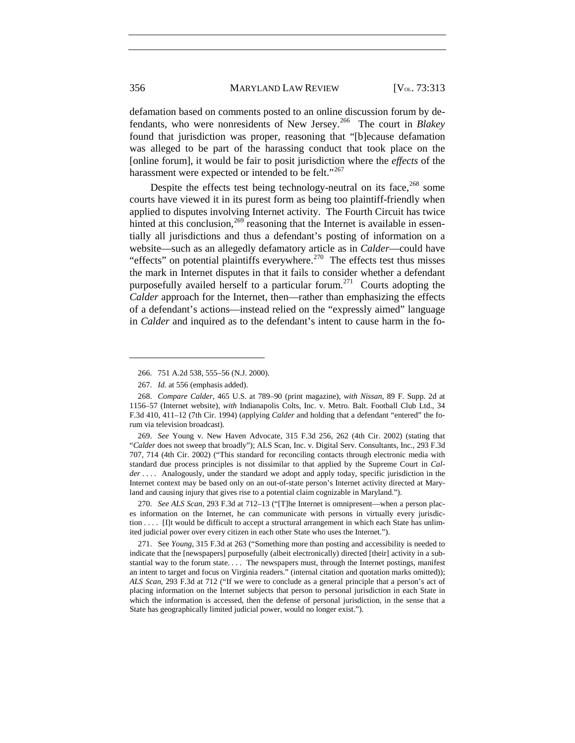defamation based on comments posted to an online discussion forum by defendants, who were nonresidents of New Jersey.[266] The court in *Blakey* found that jurisdiction was proper, reasoning that "[b]ecause defamation was alleged to be part of the harassing conduct that took place on the [online forum], it would be fair to posit jurisdiction where the *effects* of the harassment were expected or intended to be felt."[267]

Despite the effects test being technology-neutral on its face,[268] some courts have viewed it in its purest form as being too plaintiff-friendly when applied to disputes involving Internet activity. The Fourth Circuit has twice hinted at this conclusion,[269] reasoning that the Internet is available in essentially all jurisdictions and thus a defendant's posting of information on a website—such as an allegedly defamatory article as in *Calder*—could have "effects" on potential plaintiffs everywhere.[270] The effects test thus misses the mark in Internet disputes in that it fails to consider whether a defendant purposefully availed herself to a particular forum.[271] Courts adopting the *Calder* approach for the Internet, then—rather than emphasizing the effects of a defendant's actions—instead relied on the "expressly aimed" language in *Calder* and inquired as to the defendant's intent to cause harm in the fo-

---

266. 751 A.2d 538, 555–56 (N.J. 2000).

267. *Id.* at 556 (emphasis added).

268. *Compare Calder*, 465 U.S. at 789–90 (print magazine), *with Nissan*, 89 F. Supp. 2d at 1156–57 (Internet website), *with* Indianapolis Colts, Inc. v. Metro. Balt. Football Club Ltd., 34 F.3d 410, 411–12 (7th Cir. 1994) (applying *Calder* and holding that a defendant "entered" the forum via television broadcast).

269. *See* Young v. New Haven Advocate, 315 F.3d 256, 262 (4th Cir. 2002) (stating that "*Calder* does not sweep that broadly"); ALS Scan, Inc. v. Digital Serv. Consultants, Inc., 293 F.3d 707, 714 (4th Cir. 2002) ("This standard for reconciling contacts through electronic media with standard due process principles is not dissimilar to that applied by the Supreme Court in *Calder* . . . . Analogously, under the standard we adopt and apply today, specific jurisdiction in the Internet context may be based only on an out-of-state person's Internet activity directed at Maryland and causing injury that gives rise to a potential claim cognizable in Maryland.").

270. *See ALS Scan*, 293 F.3d at 712–13 ("[T]he Internet is omnipresent—when a person places information on the Internet, he can communicate with persons in virtually every jurisdiction . . . . [I]t would be difficult to accept a structural arrangement in which each State has unlimited judicial power over every citizen in each other State who uses the Internet.").

271. See *Young*, 315 F.3d at 263 ("Something more than posting and accessibility is needed to indicate that the [newspapers] purposefully (albeit electronically) directed [their] activity in a substantial way to the forum state. . . . The newspapers must, through the Internet postings, manifest an intent to target and focus on Virginia readers." (internal citation and quotation marks omitted)); *ALS Scan*, 293 F.3d at 712 ("If we were to conclude as a general principle that a person's act of placing information on the Internet subjects that person to personal jurisdiction in each State in which the information is accessed, then the defense of personal jurisdiction, in the sense that a State has geographically limited judicial power, would no longer exist.").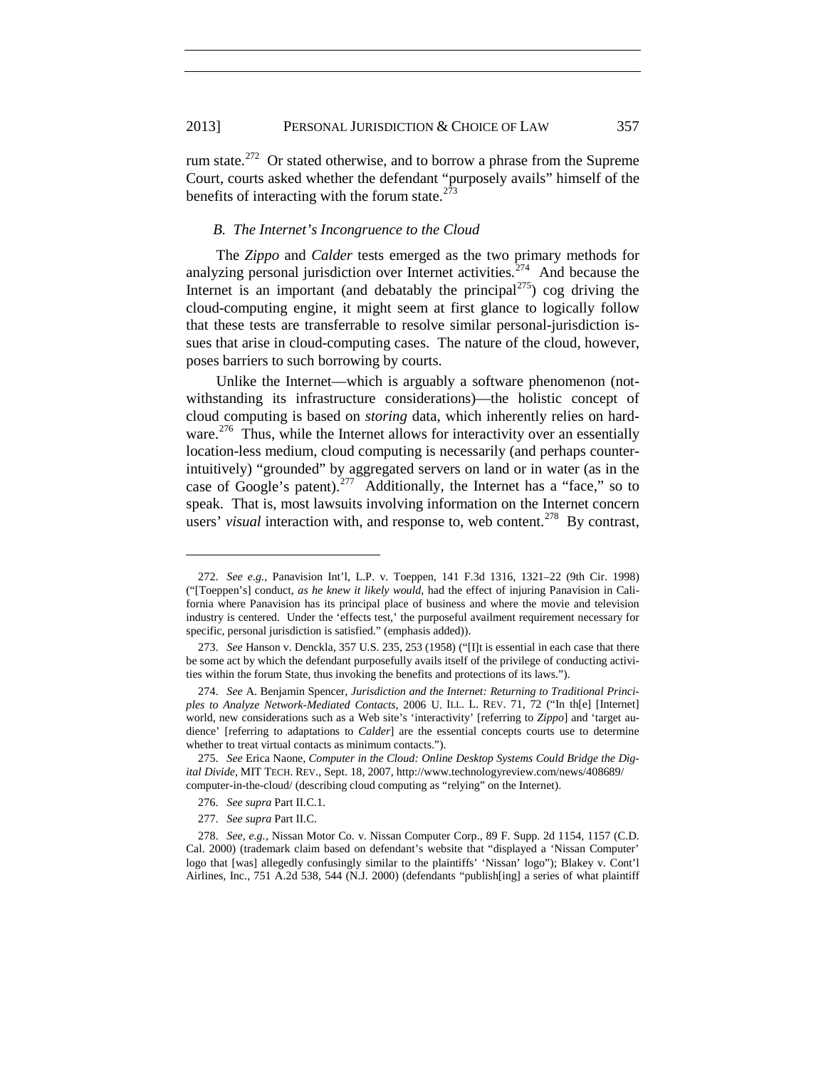rum state.[272] Or stated otherwise, and to borrow a phrase from the Supreme Court, courts asked whether the defendant "purposely avails" himself of the benefits of interacting with the forum state.[273]

### *B. The Internet's Incongruence to the Cloud*

The *Zippo* and *Calder* tests emerged as the two primary methods for analyzing personal jurisdiction over Internet activities.[274] And because the Internet is an important (and debatably the principal[275]) cog driving the cloud-computing engine, it might seem at first glance to logically follow that these tests are transferrable to resolve similar personal-jurisdiction issues that arise in cloud-computing cases. The nature of the cloud, however, poses barriers to such borrowing by courts.

Unlike the Internet—which is arguably a software phenomenon (notwithstanding its infrastructure considerations)—the holistic concept of cloud computing is based on *storing* data, which inherently relies on hardware.[276] Thus, while the Internet allows for interactivity over an essentially location-less medium, cloud computing is necessarily (and perhaps counterintuitively) "grounded" by aggregated servers on land or in water (as in the case of Google's patent).[277] Additionally, the Internet has a "face," so to speak. That is, most lawsuits involving information on the Internet concern users' *visual* interaction with, and response to, web content.[278] By contrast,

---

272. *See e.g.*, Panavision Int'l, L.P. v. Toeppen, 141 F.3d 1316, 1321–22 (9th Cir. 1998) ("[Toeppen's] conduct, *as he knew it likely would*, had the effect of injuring Panavision in California where Panavision has its principal place of business and where the movie and television industry is centered. Under the 'effects test,' the purposeful availment requirement necessary for specific, personal jurisdiction is satisfied." (emphasis added)).

273. *See* Hanson v. Denckla, 357 U.S. 235, 253 (1958) ("[I]t is essential in each case that there be some act by which the defendant purposefully avails itself of the privilege of conducting activities within the forum State, thus invoking the benefits and protections of its laws.").

274. *See* A. Benjamin Spencer, *Jurisdiction and the Internet: Returning to Traditional Principles to Analyze Network-Mediated Contacts*, 2006 U. ILL. L. REV. 71, 72 ("In th[e] [Internet] world, new considerations such as a Web site's 'interactivity' [referring to *Zippo*] and 'target audience' [referring to adaptations to *Calder*] are the essential concepts courts use to determine whether to treat virtual contacts as minimum contacts.").

275. *See* Erica Naone, *Computer in the Cloud: Online Desktop Systems Could Bridge the Digital Divide*, MIT TECH. REV., Sept. 18, 2007, http://www.technologyreview.com/news/408689/computer-in-the-cloud/ (describing cloud computing as "relying" on the Internet).

276. *See supra* Part II.C.1.

277. *See supra* Part II.C.

278. *See, e.g.*, Nissan Motor Co. v. Nissan Computer Corp., 89 F. Supp. 2d 1154, 1157 (C.D. Cal. 2000) (trademark claim based on defendant's website that "displayed a 'Nissan Computer' logo that [was] allegedly confusingly similar to the plaintiffs' 'Nissan' logo"); Blakey v. Cont'l Airlines, Inc., 751 A.2d 538, 544 (N.J. 2000) (defendants "publish[ing] a series of what plaintiff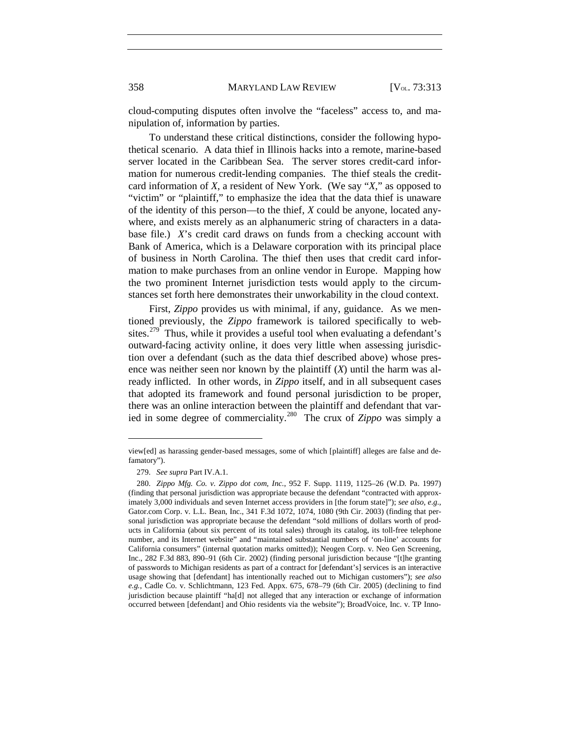cloud-computing disputes often involve the "faceless" access to, and manipulation of, information by parties.

To understand these critical distinctions, consider the following hypothetical scenario. A data thief in Illinois hacks into a remote, marine-based server located in the Caribbean Sea. The server stores credit-card information for numerous credit-lending companies. The thief steals the credit-card information of *X*, a resident of New York. (We say "*X*," as opposed to "victim" or "plaintiff," to emphasize the idea that the data thief is unaware of the identity of this person—to the thief, *X* could be anyone, located anywhere, and exists merely as an alphanumeric string of characters in a database file.) *X*'s credit card draws on funds from a checking account with Bank of America, which is a Delaware corporation with its principal place of business in North Carolina. The thief then uses that credit card information to make purchases from an online vendor in Europe. Mapping how the two prominent Internet jurisdiction tests would apply to the circumstances set forth here demonstrates their unworkability in the cloud context.

First, *Zippo* provides us with minimal, if any, guidance. As we mentioned previously, the *Zippo* framework is tailored specifically to websites.[279] Thus, while it provides a useful tool when evaluating a defendant's outward-facing activity online, it does very little when assessing jurisdiction over a defendant (such as the data thief described above) whose presence was neither seen nor known by the plaintiff (*X*) until the harm was already inflicted. In other words, in *Zippo* itself, and in all subsequent cases that adopted its framework and found personal jurisdiction to be proper, there was an online interaction between the plaintiff and defendant that varied in some degree of commerciality.[280] The crux of *Zippo* was simply a

---

view[ed] as harassing gender-based messages, some of which [plaintiff] alleges are false and defamatory").

279. *See supra* Part IV.A.1.

280. *Zippo Mfg. Co. v. Zippo dot com, Inc.*, 952 F. Supp. 1119, 1125–26 (W.D. Pa. 1997) (finding that personal jurisdiction was appropriate because the defendant "contracted with approximately 3,000 individuals and seven Internet access providers in [the forum state]"); *see also, e.g.*, Gator.com Corp. v. L.L. Bean, Inc., 341 F.3d 1072, 1074, 1080 (9th Cir. 2003) (finding that personal jurisdiction was appropriate because the defendant "sold millions of dollars worth of products in California (about six percent of its total sales) through its catalog, its toll-free telephone number, and its Internet website" and "maintained substantial numbers of 'on-line' accounts for California consumers" (internal quotation marks omitted)); Neogen Corp. v. Neo Gen Screening, Inc., 282 F.3d 883, 890–91 (6th Cir. 2002) (finding personal jurisdiction because "[t]he granting of passwords to Michigan residents as part of a contract for [defendant's] services is an interactive usage showing that [defendant] has intentionally reached out to Michigan customers"); *see also e.g.*, Cadle Co. v. Schlichtmann, 123 Fed. Appx. 675, 678–79 (6th Cir. 2005) (declining to find jurisdiction because plaintiff "ha[d] not alleged that any interaction or exchange of information occurred between [defendant] and Ohio residents via the website"); BroadVoice, Inc. v. TP Inno-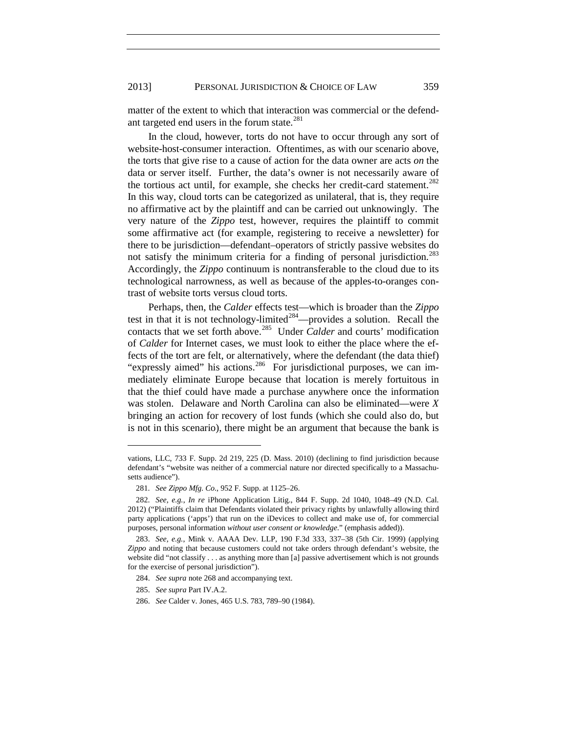matter of the extent to which that interaction was commercial or the defendant targeted end users in the forum state.[281]

In the cloud, however, torts do not have to occur through any sort of website-host-consumer interaction. Oftentimes, as with our scenario above, the torts that give rise to a cause of action for the data owner are acts *on* the data or server itself. Further, the data's owner is not necessarily aware of the tortious act until, for example, she checks her credit-card statement.[282] In this way, cloud torts can be categorized as unilateral, that is, they require no affirmative act by the plaintiff and can be carried out unknowingly. The very nature of the *Zippo* test, however, requires the plaintiff to commit some affirmative act (for example, registering to receive a newsletter) for there to be jurisdiction—defendant–operators of strictly passive websites do not satisfy the minimum criteria for a finding of personal jurisdiction.[283] Accordingly, the *Zippo* continuum is nontransferable to the cloud due to its technological narrowness, as well as because of the apples-to-oranges contrast of website torts versus cloud torts.

Perhaps, then, the *Calder* effects test—which is broader than the *Zippo* test in that it is not technology-limited[284]—provides a solution. Recall the contacts that we set forth above.[285] Under *Calder* and courts' modification of *Calder* for Internet cases, we must look to either the place where the effects of the tort are felt, or alternatively, where the defendant (the data thief) "expressly aimed" his actions.[286] For jurisdictional purposes, we can immediately eliminate Europe because that location is merely fortuitous in that the thief could have made a purchase anywhere once the information was stolen. Delaware and North Carolina can also be eliminated—were *X* bringing an action for recovery of lost funds (which she could also do, but is not in this scenario), there might be an argument that because the bank is

---

vations, LLC, 733 F. Supp. 2d 219, 225 (D. Mass. 2010) (declining to find jurisdiction because defendant's "website was neither of a commercial nature nor directed specifically to a Massachusetts audience").

281. *See Zippo Mfg. Co.*, 952 F. Supp. at 1125–26.

282. *See, e.g.*, *In re* iPhone Application Litig., 844 F. Supp. 2d 1040, 1048–49 (N.D. Cal. 2012) ("Plaintiffs claim that Defendants violated their privacy rights by unlawfully allowing third party applications ('apps') that run on the iDevices to collect and make use of, for commercial purposes, personal information *without user consent or knowledge*." (emphasis added)).

283. *See, e.g.*, Mink v. AAAA Dev. LLP, 190 F.3d 333, 337–38 (5th Cir. 1999) (applying *Zippo* and noting that because customers could not take orders through defendant's website, the website did "not classify . . . as anything more than [a] passive advertisement which is not grounds for the exercise of personal jurisdiction").

284. *See supra* note 268 and accompanying text.

285. *See supra* Part IV.A.2.

286. *See* Calder v. Jones, 465 U.S. 783, 789–90 (1984).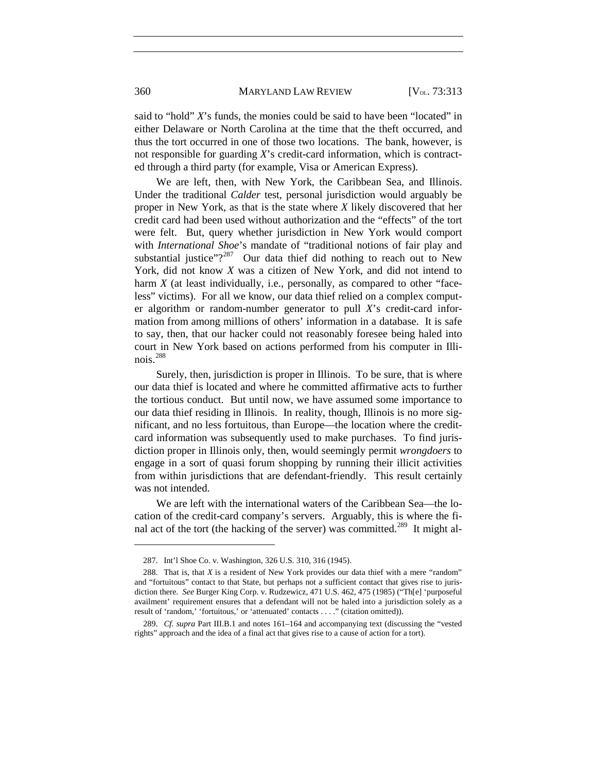said to "hold" *X*'s funds, the monies could be said to have been "located" in either Delaware or North Carolina at the time that the theft occurred, and thus the tort occurred in one of those two locations. The bank, however, is not responsible for guarding *X*'s credit-card information, which is contracted through a third party (for example, Visa or American Express).

We are left, then, with New York, the Caribbean Sea, and Illinois. Under the traditional *Calder* test, personal jurisdiction would arguably be proper in New York, as that is the state where *X* likely discovered that her credit card had been used without authorization and the "effects" of the tort were felt. But, query whether jurisdiction in New York would comport with *International Shoe*'s mandate of "traditional notions of fair play and substantial justice"?[287] Our data thief did nothing to reach out to New York, did not know *X* was a citizen of New York, and did not intend to harm *X* (at least individually, i.e., personally, as compared to other "faceless" victims). For all we know, our data thief relied on a complex computer algorithm or random-number generator to pull *X*'s credit-card information from among millions of others' information in a database. It is safe to say, then, that our hacker could not reasonably foresee being haled into court in New York based on actions performed from his computer in Illinois.[288]

Surely, then, jurisdiction is proper in Illinois. To be sure, that is where our data thief is located and where he committed affirmative acts to further the tortious conduct. But until now, we have assumed some importance to our data thief residing in Illinois. In reality, though, Illinois is no more significant, and no less fortuitous, than Europe—the location where the credit-card information was subsequently used to make purchases. To find jurisdiction proper in Illinois only, then, would seemingly permit *wrongdoers* to engage in a sort of quasi forum shopping by running their illicit activities from within jurisdictions that are defendant-friendly. This result certainly was not intended.

We are left with the international waters of the Caribbean Sea—the location of the credit-card company's servers. Arguably, this is where the final act of the tort (the hacking of the server) was committed.[289] It might al-

---

287. Int'l Shoe Co. v. Washington, 326 U.S. 310, 316 (1945).

288. That is, that *X* is a resident of New York provides our data thief with a mere "random" and "fortuitous" contact to that State, but perhaps not a sufficient contact that gives rise to jurisdiction there. *See* Burger King Corp. v. Rudzewicz, 471 U.S. 462, 475 (1985) ("Th[e] 'purposeful availment' requirement ensures that a defendant will not be haled into a jurisdiction solely as a result of 'random,' 'fortuitous,' or 'attenuated' contacts . . . ." (citation omitted)).

289. *Cf. supra* Part III.B.1 and notes 161–164 and accompanying text (discussing the "vested rights" approach and the idea of a final act that gives rise to a cause of action for a tort).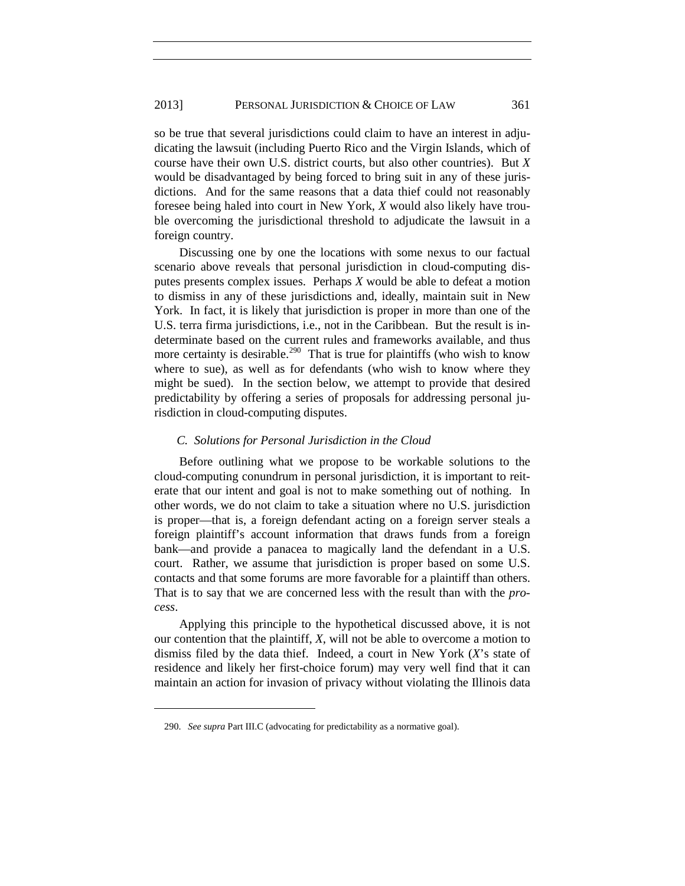so be true that several jurisdictions could claim to have an interest in adjudicating the lawsuit (including Puerto Rico and the Virgin Islands, which of course have their own U.S. district courts, but also other countries). But *X* would be disadvantaged by being forced to bring suit in any of these jurisdictions. And for the same reasons that a data thief could not reasonably foresee being haled into court in New York, *X* would also likely have trouble overcoming the jurisdictional threshold to adjudicate the lawsuit in a foreign country.

Discussing one by one the locations with some nexus to our factual scenario above reveals that personal jurisdiction in cloud-computing disputes presents complex issues. Perhaps *X* would be able to defeat a motion to dismiss in any of these jurisdictions and, ideally, maintain suit in New York. In fact, it is likely that jurisdiction is proper in more than one of the U.S. terra firma jurisdictions, i.e., not in the Caribbean. But the result is indeterminate based on the current rules and frameworks available, and thus more certainty is desirable.[290] That is true for plaintiffs (who wish to know where to sue), as well as for defendants (who wish to know where they might be sued). In the section below, we attempt to provide that desired predictability by offering a series of proposals for addressing personal jurisdiction in cloud-computing disputes.

### *C. Solutions for Personal Jurisdiction in the Cloud*

Before outlining what we propose to be workable solutions to the cloud-computing conundrum in personal jurisdiction, it is important to reiterate that our intent and goal is not to make something out of nothing. In other words, we do not claim to take a situation where no U.S. jurisdiction is proper—that is, a foreign defendant acting on a foreign server steals a foreign plaintiff's account information that draws funds from a foreign bank—and provide a panacea to magically land the defendant in a U.S. court. Rather, we assume that jurisdiction is proper based on some U.S. contacts and that some forums are more favorable for a plaintiff than others. That is to say that we are concerned less with the result than with the *process*.

Applying this principle to the hypothetical discussed above, it is not our contention that the plaintiff, *X*, will not be able to overcome a motion to dismiss filed by the data thief. Indeed, a court in New York (*X*'s state of residence and likely her first-choice forum) may very well find that it can maintain an action for invasion of privacy without violating the Illinois data

---

290. *See supra* Part III.C (advocating for predictability as a normative goal).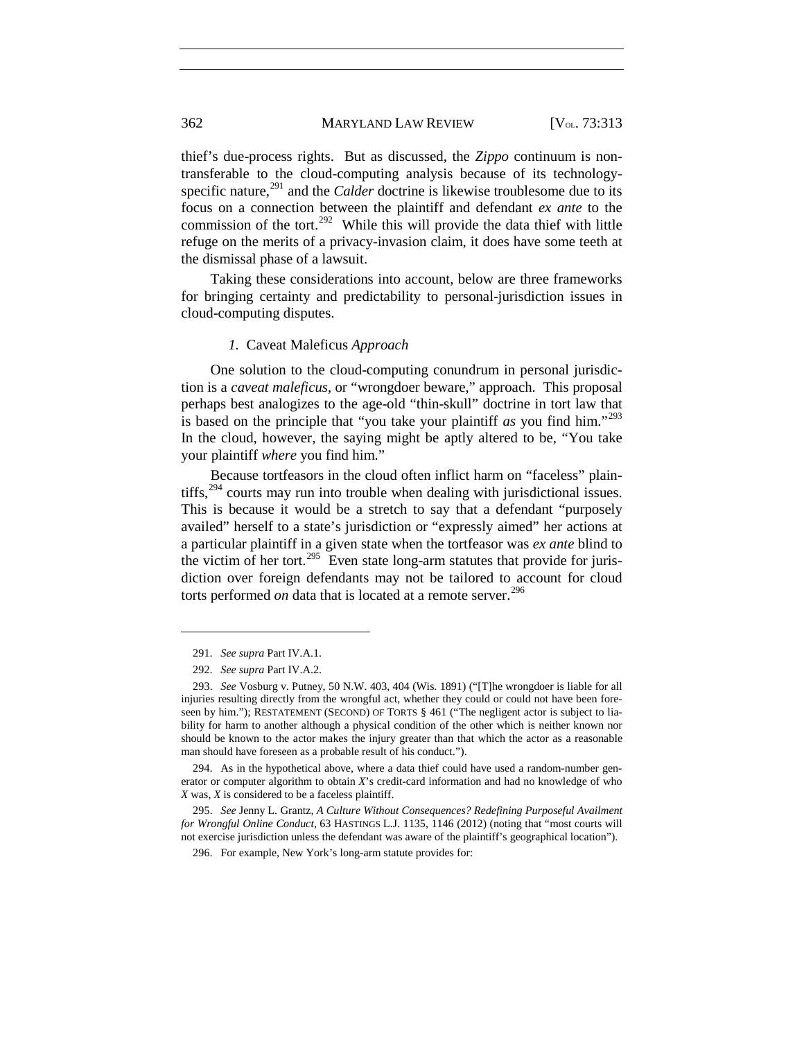thief's due-process rights. But as discussed, the *Zippo* continuum is non-transferable to the cloud-computing analysis because of its technology-specific nature,[291] and the *Calder* doctrine is likewise troublesome due to its focus on a connection between the plaintiff and defendant *ex ante* to the commission of the tort.[292] While this will provide the data thief with little refuge on the merits of a privacy-invasion claim, it does have some teeth at the dismissal phase of a lawsuit.

Taking these considerations into account, below are three frameworks for bringing certainty and predictability to personal-jurisdiction issues in cloud-computing disputes.

#### *1.* Caveat Maleficus *Approach*

One solution to the cloud-computing conundrum in personal jurisdiction is a *caveat maleficus*, or "wrongdoer beware," approach. This proposal perhaps best analogizes to the age-old "thin-skull" doctrine in tort law that is based on the principle that "you take your plaintiff *as* you find him."[293] In the cloud, however, the saying might be aptly altered to be, "You take your plaintiff *where* you find him."

Because tortfeasors in the cloud often inflict harm on "faceless" plaintiffs,[294] courts may run into trouble when dealing with jurisdictional issues. This is because it would be a stretch to say that a defendant "purposely availed" herself to a state's jurisdiction or "expressly aimed" her actions at a particular plaintiff in a given state when the tortfeasor was *ex ante* blind to the victim of her tort.[295] Even state long-arm statutes that provide for jurisdiction over foreign defendants may not be tailored to account for cloud torts performed *on* data that is located at a remote server.[296]

---

291. *See supra* Part IV.A.1.

292. *See supra* Part IV.A.2.

293. *See* Vosburg v. Putney, 50 N.W. 403, 404 (Wis. 1891) ("[T]he wrongdoer is liable for all injuries resulting directly from the wrongful act, whether they could or could not have been foreseen by him."); RESTATEMENT (SECOND) OF TORTS § 461 ("The negligent actor is subject to liability for harm to another although a physical condition of the other which is neither known nor should be known to the actor makes the injury greater than that which the actor as a reasonable man should have foreseen as a probable result of his conduct.").

294. As in the hypothetical above, where a data thief could have used a random-number generator or computer algorithm to obtain *X*'s credit-card information and had no knowledge of who *X* was, *X* is considered to be a faceless plaintiff.

295. *See* Jenny L. Grantz, *A Culture Without Consequences? Redefining Purposeful Availment for Wrongful Online Conduct*, 63 HASTINGS L.J. 1135, 1146 (2012) (noting that "most courts will not exercise jurisdiction unless the defendant was aware of the plaintiff's geographical location").

296. For example, New York's long-arm statute provides for: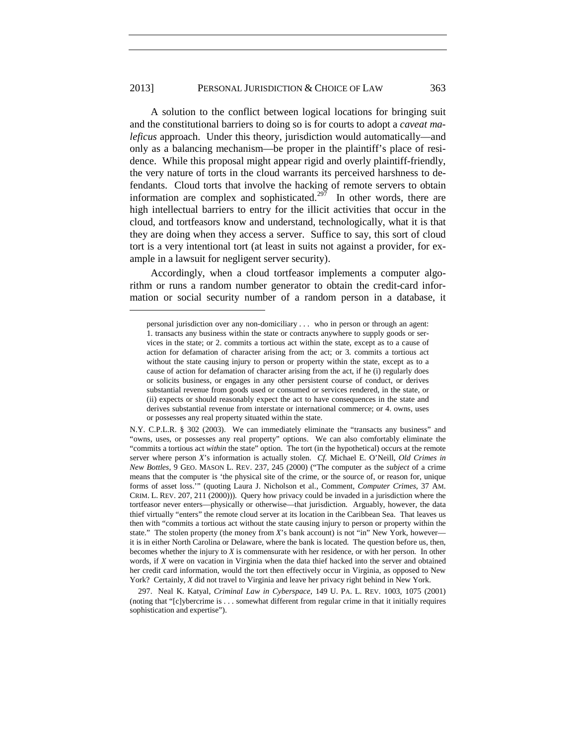A solution to the conflict between logical locations for bringing suit and the constitutional barriers to doing so is for courts to adopt a *caveat maleficus* approach. Under this theory, jurisdiction would automatically—and only as a balancing mechanism—be proper in the plaintiff's place of residence. While this proposal might appear rigid and overly plaintiff-friendly, the very nature of torts in the cloud warrants its perceived harshness to defendants. Cloud torts that involve the hacking of remote servers to obtain information are complex and sophisticated.[297] In other words, there are high intellectual barriers to entry for the illicit activities that occur in the cloud, and tortfeasors know and understand, technologically, what it is that they are doing when they access a server. Suffice to say, this sort of cloud tort is a very intentional tort (at least in suits not against a provider, for example in a lawsuit for negligent server security).

Accordingly, when a cloud tortfeasor implements a computer algorithm or runs a random number generator to obtain the credit-card information or social security number of a random person in a database, it

---

> personal jurisdiction over any non-domiciliary . . . who in person or through an agent: 1. transacts any business within the state or contracts anywhere to supply goods or services in the state; or 2. commits a tortious act within the state, except as to a cause of action for defamation of character arising from the act; or 3. commits a tortious act without the state causing injury to person or property within the state, except as to a cause of action for defamation of character arising from the act, if he (i) regularly does or solicits business, or engages in any other persistent course of conduct, or derives substantial revenue from goods used or consumed or services rendered, in the state, or (ii) expects or should reasonably expect the act to have consequences in the state and derives substantial revenue from interstate or international commerce; or 4. owns, uses or possesses any real property situated within the state.

N.Y. C.P.L.R. § 302 (2003). We can immediately eliminate the "transacts any business" and "owns, uses, or possesses any real property" options. We can also comfortably eliminate the "commits a tortious act *within* the state" option. The tort (in the hypothetical) occurs at the remote server where person *X*'s information is actually stolen. *Cf.* Michael E. O'Neill, *Old Crimes in New Bottles*, 9 GEO. MASON L. REV. 237, 245 (2000) ("The computer as the *subject* of a crime means that the computer is 'the physical site of the crime, or the source of, or reason for, unique forms of asset loss.'" (quoting Laura J. Nicholson et al., Comment, *Computer Crimes*, 37 AM. CRIM. L. REV. 207, 211 (2000))). Query how privacy could be invaded in a jurisdiction where the tortfeasor never enters—physically or otherwise—that jurisdiction. Arguably, however, the data thief virtually "enters" the remote cloud server at its location in the Caribbean Sea. That leaves us then with "commits a tortious act without the state causing injury to person or property within the state." The stolen property (the money from *X*'s bank account) is not "in" New York, however—it is in either North Carolina or Delaware, where the bank is located. The question before us, then, becomes whether the injury to *X* is commensurate with her residence, or with her person. In other words, if *X* were on vacation in Virginia when the data thief hacked into the server and obtained her credit card information, would the tort then effectively occur in Virginia, as opposed to New York? Certainly, *X* did not travel to Virginia and leave her privacy right behind in New York.

297. Neal K. Katyal, *Criminal Law in Cyberspace*, 149 U. PA. L. REV. 1003, 1075 (2001) (noting that "[c]ybercrime is . . . somewhat different from regular crime in that it initially requires sophistication and expertise").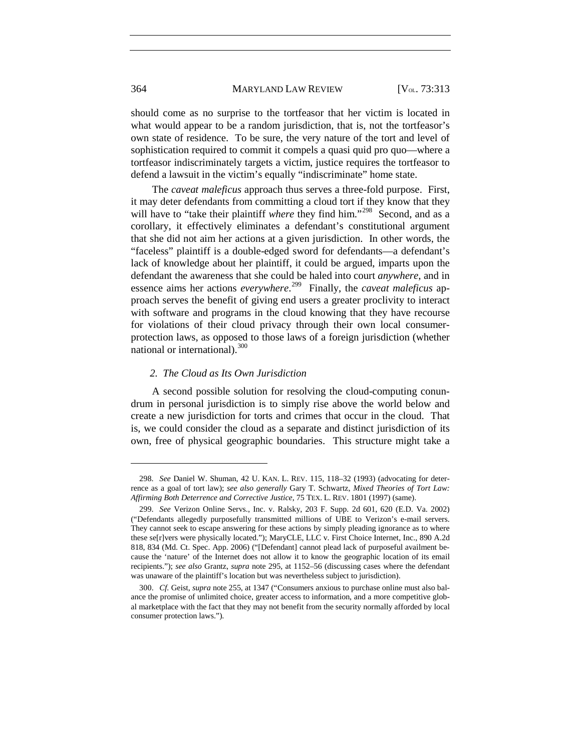should come as no surprise to the tortfeasor that her victim is located in what would appear to be a random jurisdiction, that is, not the tortfeasor's own state of residence. To be sure, the very nature of the tort and level of sophistication required to commit it compels a quasi quid pro quo—where a tortfeasor indiscriminately targets a victim, justice requires the tortfeasor to defend a lawsuit in the victim's equally "indiscriminate" home state.

The *caveat maleficus* approach thus serves a three-fold purpose. First, it may deter defendants from committing a cloud tort if they know that they will have to "take their plaintiff *where* they find him."[298] Second, and as a corollary, it effectively eliminates a defendant's constitutional argument that she did not aim her actions at a given jurisdiction. In other words, the "faceless" plaintiff is a double-edged sword for defendants—a defendant's lack of knowledge about her plaintiff, it could be argued, imparts upon the defendant the awareness that she could be haled into court *anywhere*, and in essence aims her actions *everywhere*.[299] Finally, the *caveat maleficus* approach serves the benefit of giving end users a greater proclivity to interact with software and programs in the cloud knowing that they have recourse for violations of their cloud privacy through their own local consumer-protection laws, as opposed to those laws of a foreign jurisdiction (whether national or international).[300]

### *2. The Cloud as Its Own Jurisdiction*

A second possible solution for resolving the cloud-computing conundrum in personal jurisdiction is to simply rise above the world below and create a new jurisdiction for torts and crimes that occur in the cloud. That is, we could consider the cloud as a separate and distinct jurisdiction of its own, free of physical geographic boundaries. This structure might take a

---

298. *See* Daniel W. Shuman, 42 U. KAN. L. REV. 115, 118–32 (1993) (advocating for deterrence as a goal of tort law); *see also generally* Gary T. Schwartz, *Mixed Theories of Tort Law: Affirming Both Deterrence and Corrective Justice*, 75 TEX. L. REV. 1801 (1997) (same).

299. *See* Verizon Online Servs., Inc. v. Ralsky, 203 F. Supp. 2d 601, 620 (E.D. Va. 2002) ("Defendants allegedly purposefully transmitted millions of UBE to Verizon's e-mail servers. They cannot seek to escape answering for these actions by simply pleading ignorance as to where these se[r]vers were physically located."); MaryCLE, LLC v. First Choice Internet, Inc., 890 A.2d 818, 834 (Md. Ct. Spec. App. 2006) ("[Defendant] cannot plead lack of purposeful availment because the 'nature' of the Internet does not allow it to know the geographic location of its email recipients."); *see also* Grantz, *supra* note 295, at 1152–56 (discussing cases where the defendant was unaware of the plaintiff's location but was nevertheless subject to jurisdiction).

300. *Cf.* Geist, *supra* note 255, at 1347 ("Consumers anxious to purchase online must also balance the promise of unlimited choice, greater access to information, and a more competitive global marketplace with the fact that they may not benefit from the security normally afforded by local consumer protection laws.").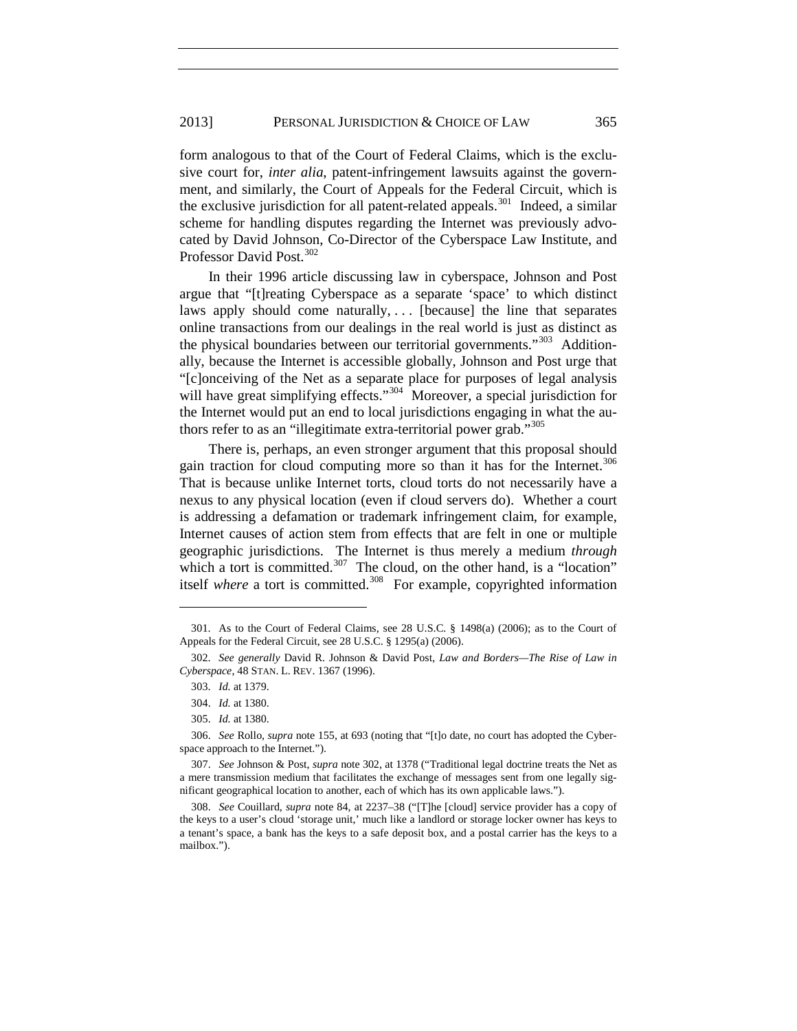form analogous to that of the Court of Federal Claims, which is the exclusive court for, *inter alia*, patent-infringement lawsuits against the government, and similarly, the Court of Appeals for the Federal Circuit, which is the exclusive jurisdiction for all patent-related appeals.[301] Indeed, a similar scheme for handling disputes regarding the Internet was previously advocated by David Johnson, Co-Director of the Cyberspace Law Institute, and Professor David Post.[302]

In their 1996 article discussing law in cyberspace, Johnson and Post argue that "[t]reating Cyberspace as a separate 'space' to which distinct laws apply should come naturally, . . . [because] the line that separates online transactions from our dealings in the real world is just as distinct as the physical boundaries between our territorial governments."[303] Additionally, because the Internet is accessible globally, Johnson and Post urge that "[c]onceiving of the Net as a separate place for purposes of legal analysis will have great simplifying effects."[304] Moreover, a special jurisdiction for the Internet would put an end to local jurisdictions engaging in what the authors refer to as an "illegitimate extra-territorial power grab."[305]

There is, perhaps, an even stronger argument that this proposal should gain traction for cloud computing more so than it has for the Internet.[306] That is because unlike Internet torts, cloud torts do not necessarily have a nexus to any physical location (even if cloud servers do). Whether a court is addressing a defamation or trademark infringement claim, for example, Internet causes of action stem from effects that are felt in one or multiple geographic jurisdictions. The Internet is thus merely a medium *through* which a tort is committed.[307] The cloud, on the other hand, is a "location" itself *where* a tort is committed.[308] For example, copyrighted information

---

301. As to the Court of Federal Claims, see 28 U.S.C. § 1498(a) (2006); as to the Court of Appeals for the Federal Circuit, see 28 U.S.C. § 1295(a) (2006).

302. *See generally* David R. Johnson & David Post, *Law and Borders—The Rise of Law in Cyberspace*, 48 STAN. L. REV. 1367 (1996).

303. *Id.* at 1379.

304. *Id.* at 1380.

305. *Id.* at 1380.

306. *See* Rollo, *supra* note 155, at 693 (noting that "[t]o date, no court has adopted the Cyberspace approach to the Internet.").

307. *See* Johnson & Post, *supra* note 302, at 1378 ("Traditional legal doctrine treats the Net as a mere transmission medium that facilitates the exchange of messages sent from one legally significant geographical location to another, each of which has its own applicable laws.").

308. *See* Couillard, *supra* note 84, at 2237–38 ("[T]he [cloud] service provider has a copy of the keys to a user's cloud 'storage unit,' much like a landlord or storage locker owner has keys to a tenant's space, a bank has the keys to a safe deposit box, and a postal carrier has the keys to a mailbox.").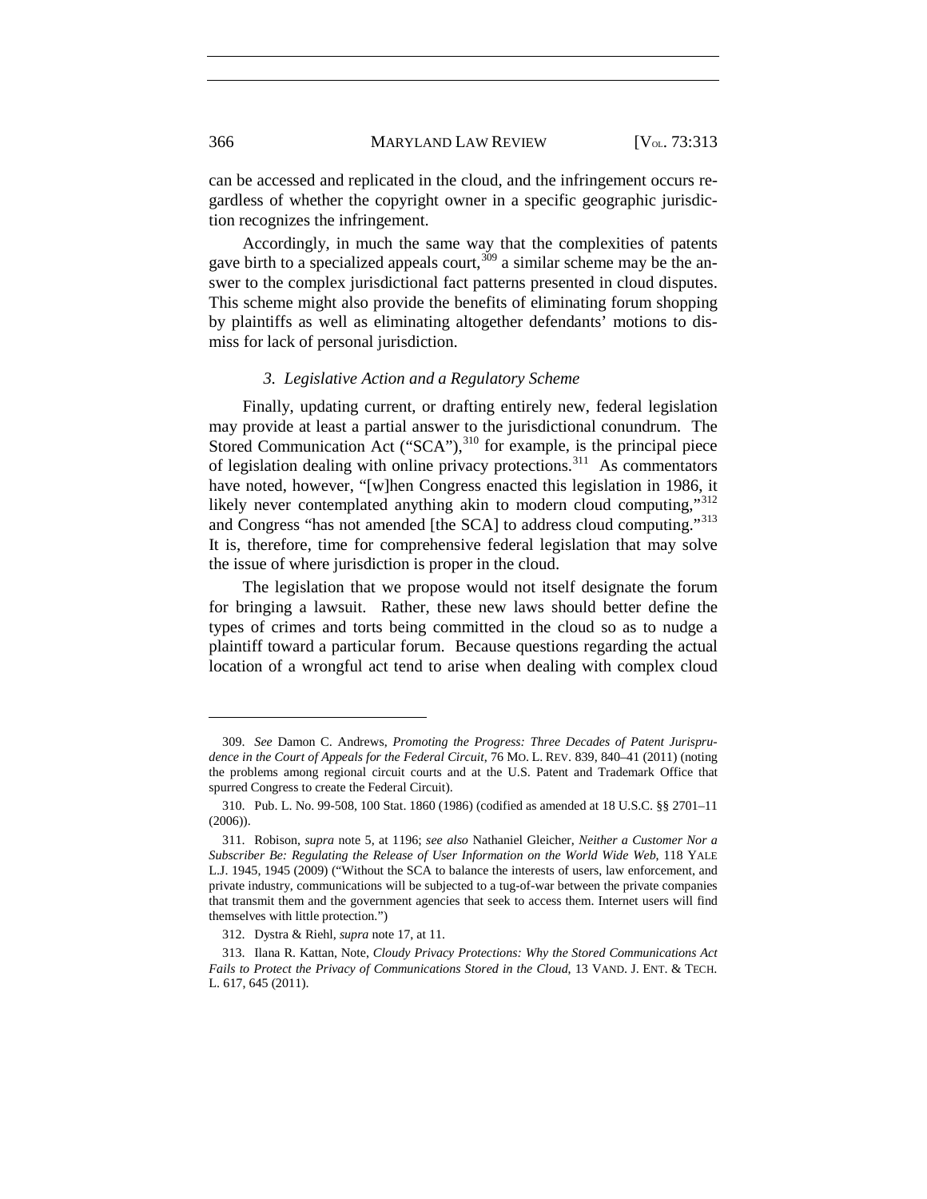can be accessed and replicated in the cloud, and the infringement occurs regardless of whether the copyright owner in a specific geographic jurisdiction recognizes the infringement.

Accordingly, in much the same way that the complexities of patents gave birth to a specialized appeals court,[309] a similar scheme may be the answer to the complex jurisdictional fact patterns presented in cloud disputes. This scheme might also provide the benefits of eliminating forum shopping by plaintiffs as well as eliminating altogether defendants' motions to dismiss for lack of personal jurisdiction.

### *3. Legislative Action and a Regulatory Scheme*

Finally, updating current, or drafting entirely new, federal legislation may provide at least a partial answer to the jurisdictional conundrum. The Stored Communication Act ("SCA"),[310] for example, is the principal piece of legislation dealing with online privacy protections.[311] As commentators have noted, however, "[w]hen Congress enacted this legislation in 1986, it likely never contemplated anything akin to modern cloud computing,"[312] and Congress "has not amended [the SCA] to address cloud computing."[313] It is, therefore, time for comprehensive federal legislation that may solve the issue of where jurisdiction is proper in the cloud.

The legislation that we propose would not itself designate the forum for bringing a lawsuit. Rather, these new laws should better define the types of crimes and torts being committed in the cloud so as to nudge a plaintiff toward a particular forum. Because questions regarding the actual location of a wrongful act tend to arise when dealing with complex cloud

---

309. *See* Damon C. Andrews, *Promoting the Progress: Three Decades of Patent Jurisprudence in the Court of Appeals for the Federal Circuit*, 76 MO. L. REV. 839, 840–41 (2011) (noting the problems among regional circuit courts and at the U.S. Patent and Trademark Office that spurred Congress to create the Federal Circuit).

310. Pub. L. No. 99-508, 100 Stat. 1860 (1986) (codified as amended at 18 U.S.C. §§ 2701–11 (2006)).

311. Robison, *supra* note 5, at 1196; *see also* Nathaniel Gleicher, *Neither a Customer Nor a Subscriber Be: Regulating the Release of User Information on the World Wide Web*, 118 YALE L.J. 1945, 1945 (2009) ("Without the SCA to balance the interests of users, law enforcement, and private industry, communications will be subjected to a tug-of-war between the private companies that transmit them and the government agencies that seek to access them. Internet users will find themselves with little protection.")

312. Dystra & Riehl, *supra* note 17, at 11.

313. Ilana R. Kattan, Note, *Cloudy Privacy Protections: Why the Stored Communications Act Fails to Protect the Privacy of Communications Stored in the Cloud*, 13 VAND. J. ENT. & TECH. L. 617, 645 (2011).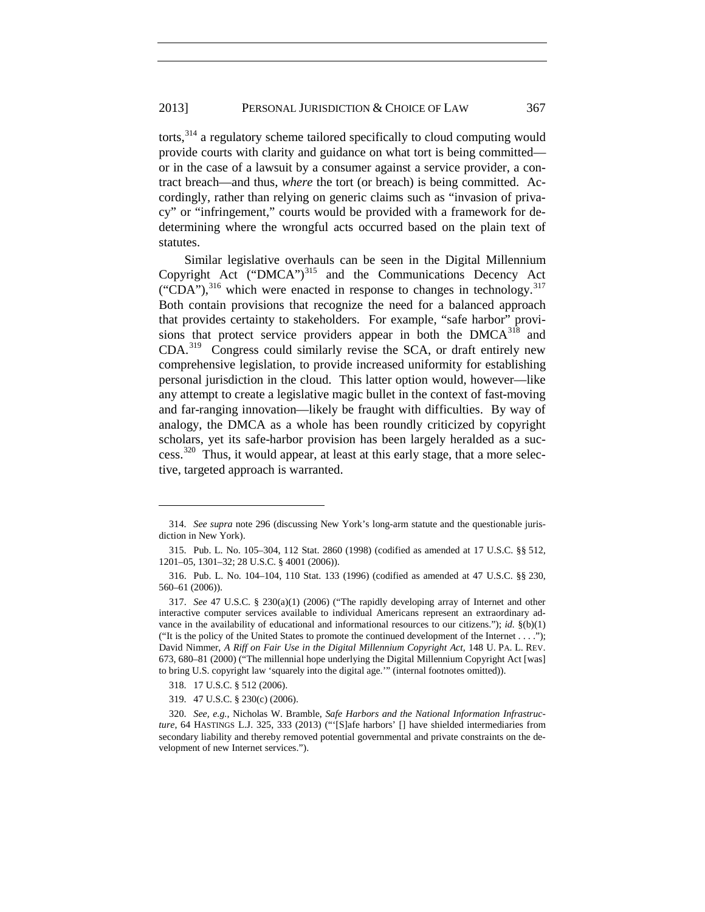torts,[314] a regulatory scheme tailored specifically to cloud computing would provide courts with clarity and guidance on what tort is being committed—or in the case of a lawsuit by a consumer against a service provider, a contract breach—and thus, *where* the tort (or breach) is being committed. Accordingly, rather than relying on generic claims such as "invasion of privacy" or "infringement," courts would be provided with a framework for dedetermining where the wrongful acts occurred based on the plain text of statutes.

Similar legislative overhauls can be seen in the Digital Millennium Copyright Act ("DMCA")[315] and the Communications Decency Act ("CDA"),[316] which were enacted in response to changes in technology.[317] Both contain provisions that recognize the need for a balanced approach that provides certainty to stakeholders. For example, "safe harbor" provisions that protect service providers appear in both the DMCA[318] and CDA.[319] Congress could similarly revise the SCA, or draft entirely new comprehensive legislation, to provide increased uniformity for establishing personal jurisdiction in the cloud. This latter option would, however—like any attempt to create a legislative magic bullet in the context of fast-moving and far-ranging innovation—likely be fraught with difficulties. By way of analogy, the DMCA as a whole has been roundly criticized by copyright scholars, yet its safe-harbor provision has been largely heralded as a success.[320] Thus, it would appear, at least at this early stage, that a more selective, targeted approach is warranted.

---

314. *See supra* note 296 (discussing New York's long-arm statute and the questionable jurisdiction in New York).

315. Pub. L. No. 105–304, 112 Stat. 2860 (1998) (codified as amended at 17 U.S.C. §§ 512, 1201–05, 1301–32; 28 U.S.C. § 4001 (2006)).

316. Pub. L. No. 104–104, 110 Stat. 133 (1996) (codified as amended at 47 U.S.C. §§ 230, 560–61 (2006)).

317. *See* 47 U.S.C. § 230(a)(1) (2006) ("The rapidly developing array of Internet and other interactive computer services available to individual Americans represent an extraordinary advance in the availability of educational and informational resources to our citizens."); *id.* §(b)(1) ("It is the policy of the United States to promote the continued development of the Internet . . . ."); David Nimmer, *A Riff on Fair Use in the Digital Millennium Copyright Act*, 148 U. PA. L. REV. 673, 680–81 (2000) ("The millennial hope underlying the Digital Millennium Copyright Act [was] to bring U.S. copyright law 'squarely into the digital age.'" (internal footnotes omitted)).

318. 17 U.S.C. § 512 (2006).

319. 47 U.S.C. § 230(c) (2006).

320. *See, e.g.*, Nicholas W. Bramble, *Safe Harbors and the National Information Infrastructure*, 64 HASTINGS L.J. 325, 333 (2013) ("'[S]afe harbors' [] have shielded intermediaries from secondary liability and thereby removed potential governmental and private constraints on the development of new Internet services.").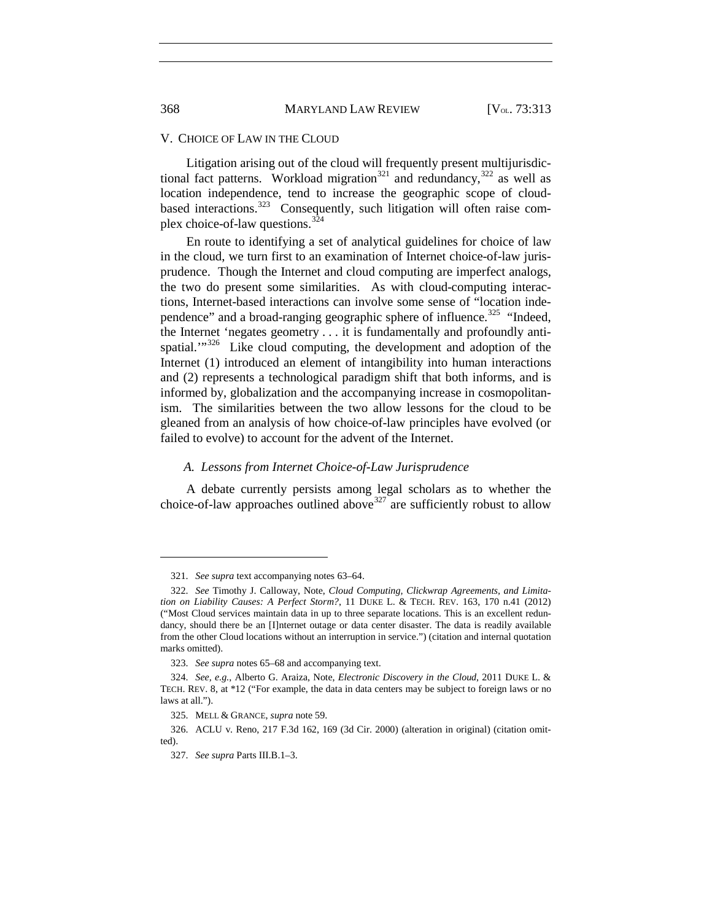## V. CHOICE OF LAW IN THE CLOUD

Litigation arising out of the cloud will frequently present multijurisdictional fact patterns. Workload migration[321] and redundancy,[322] as well as location independence, tend to increase the geographic scope of cloud-based interactions.[323] Consequently, such litigation will often raise complex choice-of-law questions.[324]

En route to identifying a set of analytical guidelines for choice of law in the cloud, we turn first to an examination of Internet choice-of-law jurisprudence. Though the Internet and cloud computing are imperfect analogs, the two do present some similarities. As with cloud-computing interactions, Internet-based interactions can involve some sense of "location independence" and a broad-ranging geographic sphere of influence.[325] "Indeed, the Internet 'negates geometry . . . it is fundamentally and profoundly anti-spatial.'"[326] Like cloud computing, the development and adoption of the Internet (1) introduced an element of intangibility into human interactions and (2) represents a technological paradigm shift that both informs, and is informed by, globalization and the accompanying increase in cosmopolitanism. The similarities between the two allow lessons for the cloud to be gleaned from an analysis of how choice-of-law principles have evolved (or failed to evolve) to account for the advent of the Internet.

### *A. Lessons from Internet Choice-of-Law Jurisprudence*

A debate currently persists among legal scholars as to whether the choice-of-law approaches outlined above[327] are sufficiently robust to allow

---

321. *See supra* text accompanying notes 63–64.

322. *See* Timothy J. Calloway, Note, *Cloud Computing, Clickwrap Agreements, and Limitation on Liability Causes: A Perfect Storm?*, 11 DUKE L. & TECH. REV. 163, 170 n.41 (2012) ("Most Cloud services maintain data in up to three separate locations. This is an excellent redundancy, should there be an [I]nternet outage or data center disaster. The data is readily available from the other Cloud locations without an interruption in service.") (citation and internal quotation marks omitted).

323. *See supra* notes 65–68 and accompanying text.

324. *See, e.g.*, Alberto G. Araiza, Note, *Electronic Discovery in the Cloud*, 2011 DUKE L. & TECH. REV. 8, at *12 ("For example, the data in data centers may be subject to foreign laws or no laws at all.").

325. MELL & GRANCE, *supra* note 59.

326. ACLU v. Reno, 217 F.3d 162, 169 (3d Cir. 2000) (alteration in original) (citation omitted).

327. *See supra* Parts III.B.1–3.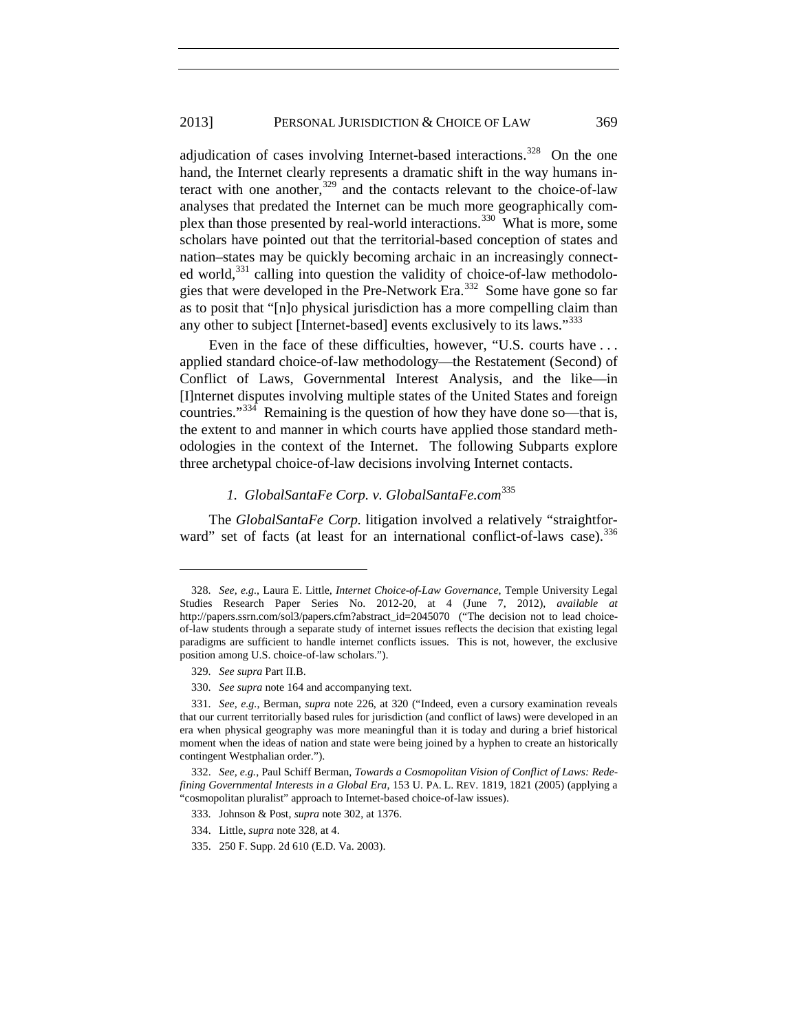adjudication of cases involving Internet-based interactions.[328] On the one hand, the Internet clearly represents a dramatic shift in the way humans interact with one another,[329] and the contacts relevant to the choice-of-law analyses that predated the Internet can be much more geographically complex than those presented by real-world interactions.[330] What is more, some scholars have pointed out that the territorial-based conception of states and nation–states may be quickly becoming archaic in an increasingly connected world,[331] calling into question the validity of choice-of-law methodologies that were developed in the Pre-Network Era.[332] Some have gone so far as to posit that "[n]o physical jurisdiction has a more compelling claim than any other to subject [Internet-based] events exclusively to its laws."[333]

Even in the face of these difficulties, however, "U.S. courts have . . . applied standard choice-of-law methodology—the Restatement (Second) of Conflict of Laws, Governmental Interest Analysis, and the like—in [I]nternet disputes involving multiple states of the United States and foreign countries."[334] Remaining is the question of how they have done so—that is, the extent to and manner in which courts have applied those standard methodologies in the context of the Internet. The following Subparts explore three archetypal choice-of-law decisions involving Internet contacts.

### *1. GlobalSantaFe Corp. v. GlobalSantaFe.com*[335]

The *GlobalSantaFe Corp.* litigation involved a relatively "straightforward" set of facts (at least for an international conflict-of-laws case).[336]

---

328. *See, e.g.*, Laura E. Little, *Internet Choice-of-Law Governance*, Temple University Legal Studies Research Paper Series No. 2012-20, at 4 (June 7, 2012), *available at* http://papers.ssrn.com/sol3/papers.cfm?abstract_id=2045070 ("The decision not to lead choice-of-law students through a separate study of internet issues reflects the decision that existing legal paradigms are sufficient to handle internet conflicts issues. This is not, however, the exclusive position among U.S. choice-of-law scholars.").

329. *See supra* Part II.B.

330. *See supra* note 164 and accompanying text.

331. *See, e.g.*, Berman, *supra* note 226, at 320 ("Indeed, even a cursory examination reveals that our current territorially based rules for jurisdiction (and conflict of laws) were developed in an era when physical geography was more meaningful than it is today and during a brief historical moment when the ideas of nation and state were being joined by a hyphen to create an historically contingent Westphalian order.").

332. *See, e.g.*, Paul Schiff Berman, *Towards a Cosmopolitan Vision of Conflict of Laws: Redefining Governmental Interests in a Global Era*, 153 U. PA. L. REV. 1819, 1821 (2005) (applying a "cosmopolitan pluralist" approach to Internet-based choice-of-law issues).

333. Johnson & Post, *supra* note 302, at 1376.

334. Little, *supra* note 328, at 4.

335. 250 F. Supp. 2d 610 (E.D. Va. 2003).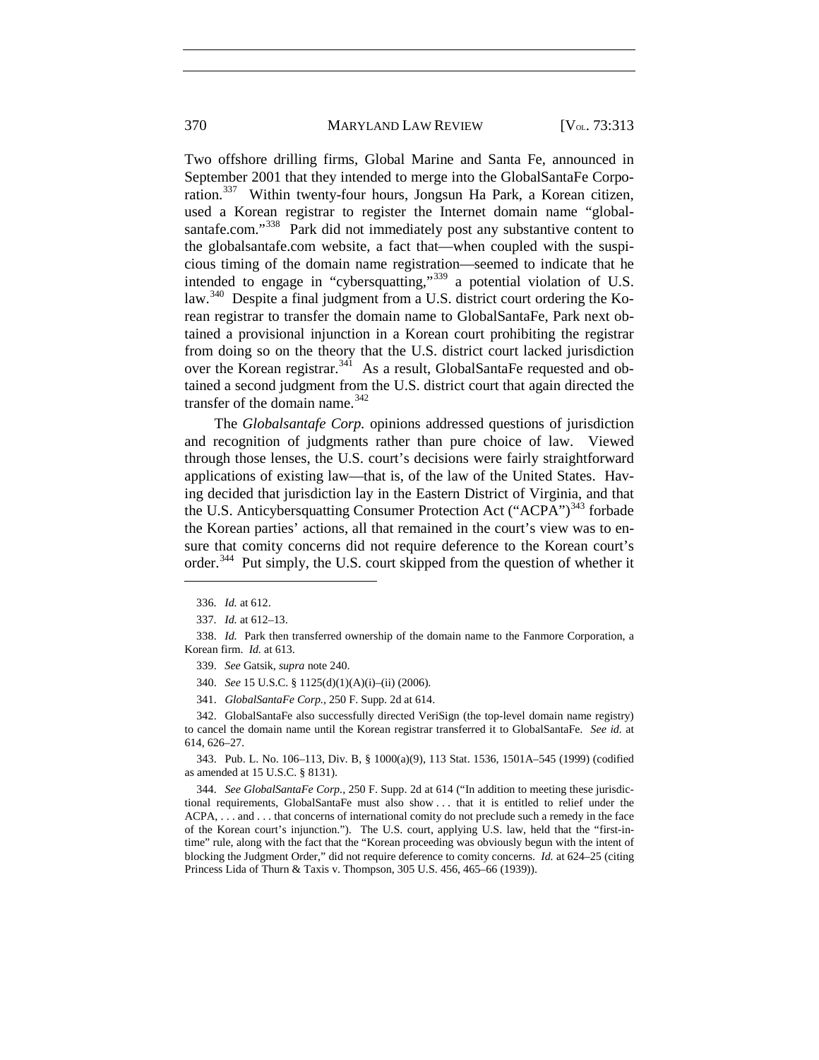Two offshore drilling firms, Global Marine and Santa Fe, announced in September 2001 that they intended to merge into the GlobalSantaFe Corporation.[337] Within twenty-four hours, Jongsun Ha Park, a Korean citizen, used a Korean registrar to register the Internet domain name "globalsantafe.com."[338] Park did not immediately post any substantive content to the globalsantafe.com website, a fact that—when coupled with the suspicious timing of the domain name registration—seemed to indicate that he intended to engage in "cybersquatting,"[339] a potential violation of U.S. law.[340] Despite a final judgment from a U.S. district court ordering the Korean registrar to transfer the domain name to GlobalSantaFe, Park next obtained a provisional injunction in a Korean court prohibiting the registrar from doing so on the theory that the U.S. district court lacked jurisdiction over the Korean registrar.[341] As a result, GlobalSantaFe requested and obtained a second judgment from the U.S. district court that again directed the transfer of the domain name.[342]

The *Globalsantafe Corp.* opinions addressed questions of jurisdiction and recognition of judgments rather than pure choice of law. Viewed through those lenses, the U.S. court's decisions were fairly straightforward applications of existing law—that is, of the law of the United States. Having decided that jurisdiction lay in the Eastern District of Virginia, and that the U.S. Anticybersquatting Consumer Protection Act ("ACPA")[343] forbade the Korean parties' actions, all that remained in the court's view was to ensure that comity concerns did not require deference to the Korean court's order.[344] Put simply, the U.S. court skipped from the question of whether it

---

336. *Id.* at 612.

337. *Id.* at 612–13.

338. *Id.* Park then transferred ownership of the domain name to the Fanmore Corporation, a Korean firm. *Id.* at 613.

339. *See* Gatsik, *supra* note 240.

340. *See* 15 U.S.C. § 1125(d)(1)(A)(i)–(ii) (2006).

341. *GlobalSantaFe Corp.*, 250 F. Supp. 2d at 614.

342. GlobalSantaFe also successfully directed VeriSign (the top-level domain name registry) to cancel the domain name until the Korean registrar transferred it to GlobalSantaFe. *See id.* at 614, 626–27.

343. Pub. L. No. 106–113, Div. B, § 1000(a)(9), 113 Stat. 1536, 1501A–545 (1999) (codified as amended at 15 U.S.C. § 8131).

344. *See GlobalSantaFe Corp.*, 250 F. Supp. 2d at 614 ("In addition to meeting these jurisdictional requirements, GlobalSantaFe must also show . . . that it is entitled to relief under the ACPA, . . . and . . . that concerns of international comity do not preclude such a remedy in the face of the Korean court's injunction."). The U.S. court, applying U.S. law, held that the "first-in-time" rule, along with the fact that the "Korean proceeding was obviously begun with the intent of blocking the Judgment Order," did not require deference to comity concerns. *Id.* at 624–25 (citing Princess Lida of Thurn & Taxis v. Thompson, 305 U.S. 456, 465–66 (1939)).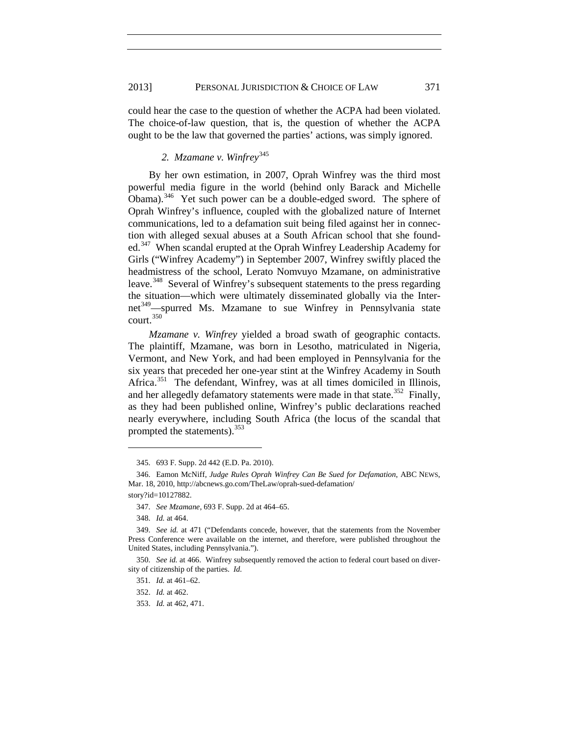could hear the case to the question of whether the ACPA had been violated. The choice-of-law question, that is, the question of whether the ACPA ought to be the law that governed the parties' actions, was simply ignored.

### 2. *Mzamane v. Winfrey*[345]

By her own estimation, in 2007, Oprah Winfrey was the third most powerful media figure in the world (behind only Barack and Michelle Obama).[346] Yet such power can be a double-edged sword. The sphere of Oprah Winfrey's influence, coupled with the globalized nature of Internet communications, led to a defamation suit being filed against her in connection with alleged sexual abuses at a South African school that she founded.[347] When scandal erupted at the Oprah Winfrey Leadership Academy for Girls ("Winfrey Academy") in September 2007, Winfrey swiftly placed the headmistress of the school, Lerato Nomvuyo Mzamane, on administrative leave.[348] Several of Winfrey's subsequent statements to the press regarding the situation—which were ultimately disseminated globally via the Internet[349]—spurred Ms. Mzamane to sue Winfrey in Pennsylvania state court.[350]

*Mzamane v. Winfrey* yielded a broad swath of geographic contacts. The plaintiff, Mzamane, was born in Lesotho, matriculated in Nigeria, Vermont, and New York, and had been employed in Pennsylvania for the six years that preceded her one-year stint at the Winfrey Academy in South Africa.[351] The defendant, Winfrey, was at all times domiciled in Illinois, and her allegedly defamatory statements were made in that state.[352] Finally, as they had been published online, Winfrey's public declarations reached nearly everywhere, including South Africa (the locus of the scandal that prompted the statements).[353]

---

345. 693 F. Supp. 2d 442 (E.D. Pa. 2010).

346. Eamon McNiff, *Judge Rules Oprah Winfrey Can Be Sued for Defamation*, ABC NEWS, Mar. 18, 2010, http://abcnews.go.com/TheLaw/oprah-sued-defamation/story?id=10127882.

347. *See Mzamane*, 693 F. Supp. 2d at 464–65.

348. *Id.* at 464.

349. *See id.* at 471 ("Defendants concede, however, that the statements from the November Press Conference were available on the internet, and therefore, were published throughout the United States, including Pennsylvania.").

350. *See id.* at 466. Winfrey subsequently removed the action to federal court based on diversity of citizenship of the parties. *Id.*

351. *Id.* at 461–62.

352. *Id.* at 462.

353. *Id.* at 462, 471.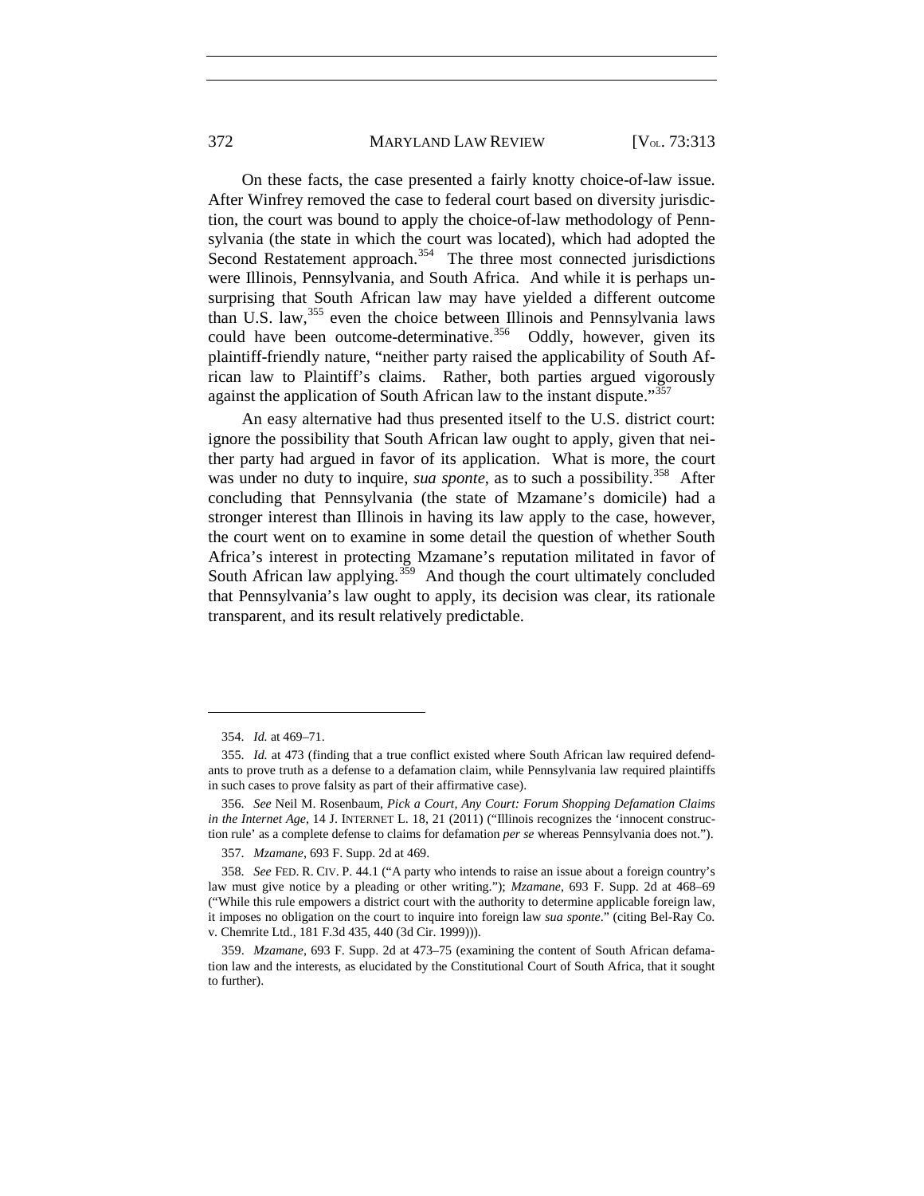On these facts, the case presented a fairly knotty choice-of-law issue. After Winfrey removed the case to federal court based on diversity jurisdiction, the court was bound to apply the choice-of-law methodology of Pennsylvania (the state in which the court was located), which had adopted the Second Restatement approach.[354] The three most connected jurisdictions were Illinois, Pennsylvania, and South Africa. And while it is perhaps unsurprising that South African law may have yielded a different outcome than U.S. law,[355] even the choice between Illinois and Pennsylvania laws could have been outcome-determinative.[356] Oddly, however, given its plaintiff-friendly nature, "neither party raised the applicability of South African law to Plaintiff's claims. Rather, both parties argued vigorously against the application of South African law to the instant dispute."[357]

An easy alternative had thus presented itself to the U.S. district court: ignore the possibility that South African law ought to apply, given that neither party had argued in favor of its application. What is more, the court was under no duty to inquire, *sua sponte*, as to such a possibility.[358] After concluding that Pennsylvania (the state of Mzamane's domicile) had a stronger interest than Illinois in having its law apply to the case, however, the court went on to examine in some detail the question of whether South Africa's interest in protecting Mzamane's reputation militated in favor of South African law applying.[359] And though the court ultimately concluded that Pennsylvania's law ought to apply, its decision was clear, its rationale transparent, and its result relatively predictable.

---

354. *Id.* at 469–71.

355. *Id.* at 473 (finding that a true conflict existed where South African law required defendants to prove truth as a defense to a defamation claim, while Pennsylvania law required plaintiffs in such cases to prove falsity as part of their affirmative case).

356. *See* Neil M. Rosenbaum, *Pick a Court, Any Court: Forum Shopping Defamation Claims in the Internet Age*, 14 J. INTERNET L. 18, 21 (2011) ("Illinois recognizes the 'innocent construction rule' as a complete defense to claims for defamation *per se* whereas Pennsylvania does not.").

357. *Mzamane*, 693 F. Supp. 2d at 469.

358. *See* FED. R. CIV. P. 44.1 ("A party who intends to raise an issue about a foreign country's law must give notice by a pleading or other writing."); *Mzamane*, 693 F. Supp. 2d at 468–69 ("While this rule empowers a district court with the authority to determine applicable foreign law, it imposes no obligation on the court to inquire into foreign law *sua sponte*." (citing Bel-Ray Co. v. Chemrite Ltd., 181 F.3d 435, 440 (3d Cir. 1999))).

359. *Mzamane*, 693 F. Supp. 2d at 473–75 (examining the content of South African defamation law and the interests, as elucidated by the Constitutional Court of South Africa, that it sought to further).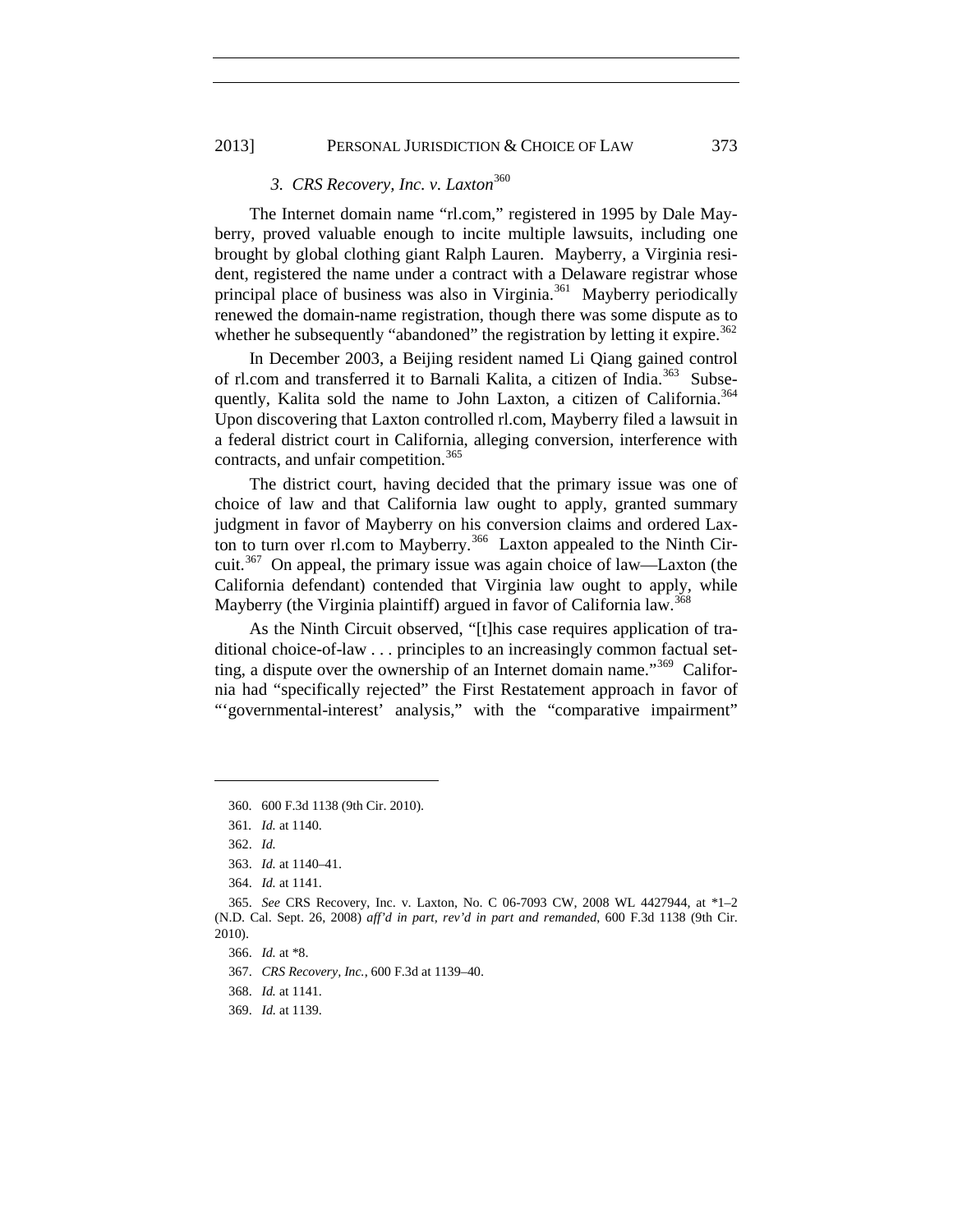### 3. *CRS Recovery, Inc. v. Laxton*[360]

The Internet domain name "rl.com," registered in 1995 by Dale Mayberry, proved valuable enough to incite multiple lawsuits, including one brought by global clothing giant Ralph Lauren. Mayberry, a Virginia resident, registered the name under a contract with a Delaware registrar whose principal place of business was also in Virginia.[361] Mayberry periodically renewed the domain-name registration, though there was some dispute as to whether he subsequently "abandoned" the registration by letting it expire.[362]

In December 2003, a Beijing resident named Li Qiang gained control of rl.com and transferred it to Barnali Kalita, a citizen of India.[363] Subsequently, Kalita sold the name to John Laxton, a citizen of California.[364] Upon discovering that Laxton controlled rl.com, Mayberry filed a lawsuit in a federal district court in California, alleging conversion, interference with contracts, and unfair competition.[365]

The district court, having decided that the primary issue was one of choice of law and that California law ought to apply, granted summary judgment in favor of Mayberry on his conversion claims and ordered Laxton to turn over rl.com to Mayberry.[366] Laxton appealed to the Ninth Circuit.[367] On appeal, the primary issue was again choice of law—Laxton (the California defendant) contended that Virginia law ought to apply, while Mayberry (the Virginia plaintiff) argued in favor of California law.[368]

As the Ninth Circuit observed, "[t]his case requires application of traditional choice-of-law . . . principles to an increasingly common factual setting, a dispute over the ownership of an Internet domain name."[369] California had "specifically rejected" the First Restatement approach in favor of "'governmental-interest' analysis," with the "comparative impairment"

---

360. 600 F.3d 1138 (9th Cir. 2010).

361. *Id.* at 1140.

362. *Id.*

363. *Id.* at 1140–41.

364. *Id.* at 1141.

365. *See* CRS Recovery, Inc. v. Laxton, No. C 06-7093 CW, 2008 WL 4427944, at *1–2 (N.D. Cal. Sept. 26, 2008) *aff'd in part, rev'd in part and remanded*, 600 F.3d 1138 (9th Cir. 2010).

366. *Id.* at *8.

367. *CRS Recovery, Inc.*, 600 F.3d at 1139–40.

368. *Id.* at 1141.

369. *Id.* at 1139.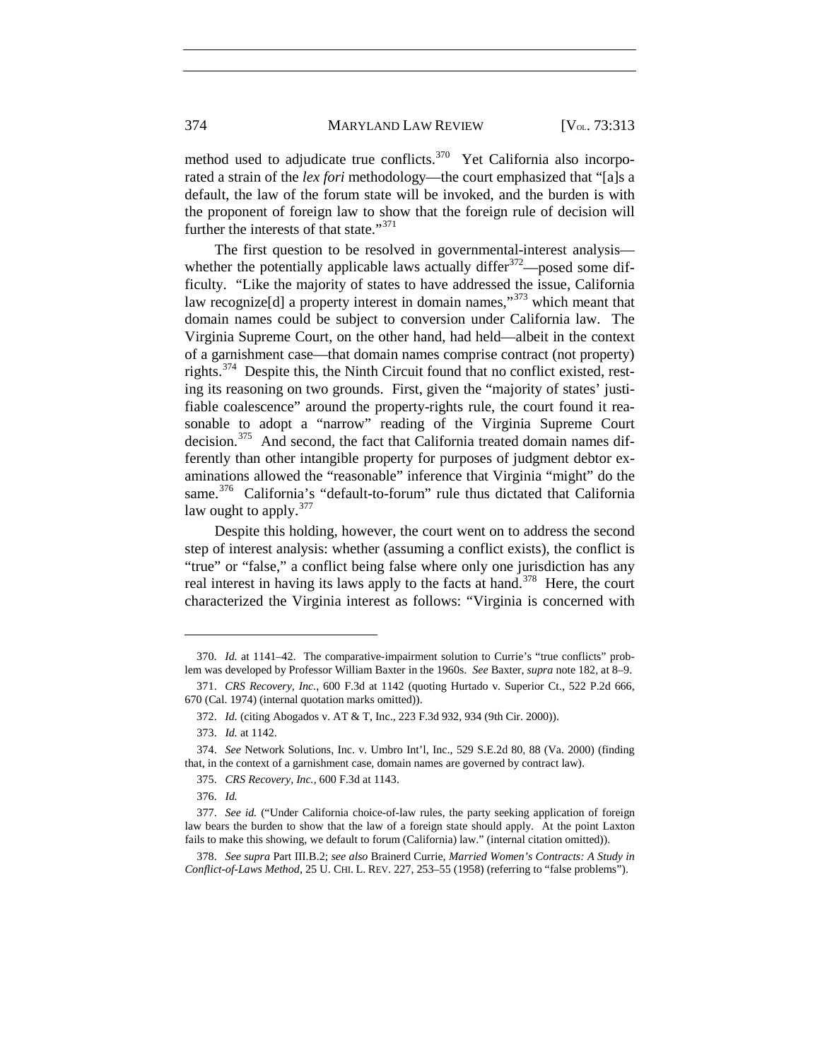method used to adjudicate true conflicts.[370] Yet California also incorporated a strain of the *lex fori* methodology—the court emphasized that "[a]s a default, the law of the forum state will be invoked, and the burden is with the proponent of foreign law to show that the foreign rule of decision will further the interests of that state."[371]

The first question to be resolved in governmental-interest analysis—whether the potentially applicable laws actually differ[372]—posed some difficulty. "Like the majority of states to have addressed the issue, California law recognize[d] a property interest in domain names,"[373] which meant that domain names could be subject to conversion under California law. The Virginia Supreme Court, on the other hand, had held—albeit in the context of a garnishment case—that domain names comprise contract (not property) rights.[374] Despite this, the Ninth Circuit found that no conflict existed, resting its reasoning on two grounds. First, given the "majority of states' justifiable coalescence" around the property-rights rule, the court found it reasonable to adopt a "narrow" reading of the Virginia Supreme Court decision.[375] And second, the fact that California treated domain names differently than other intangible property for purposes of judgment debtor examinations allowed the "reasonable" inference that Virginia "might" do the same.[376] California's "default-to-forum" rule thus dictated that California law ought to apply.[377]

Despite this holding, however, the court went on to address the second step of interest analysis: whether (assuming a conflict exists), the conflict is "true" or "false," a conflict being false where only one jurisdiction has any real interest in having its laws apply to the facts at hand.[378] Here, the court characterized the Virginia interest as follows: "Virginia is concerned with

---

370. *Id.* at 1141–42. The comparative-impairment solution to Currie's "true conflicts" problem was developed by Professor William Baxter in the 1960s. *See* Baxter, *supra* note 182, at 8–9.

371. *CRS Recovery, Inc.*, 600 F.3d at 1142 (quoting Hurtado v. Superior Ct., 522 P.2d 666, 670 (Cal. 1974) (internal quotation marks omitted)).

372. *Id.* (citing Abogados v. AT & T, Inc., 223 F.3d 932, 934 (9th Cir. 2000)).

373. *Id.* at 1142.

374. *See* Network Solutions, Inc. v. Umbro Int'l, Inc., 529 S.E.2d 80, 88 (Va. 2000) (finding that, in the context of a garnishment case, domain names are governed by contract law).

375. *CRS Recovery, Inc.*, 600 F.3d at 1143.

376. *Id.*

377. *See id.* ("Under California choice-of-law rules, the party seeking application of foreign law bears the burden to show that the law of a foreign state should apply. At the point Laxton fails to make this showing, we default to forum (California) law." (internal citation omitted)).

378. *See supra* Part III.B.2; *see also* Brainerd Currie, *Married Women's Contracts: A Study in Conflict-of-Laws Method*, 25 U. CHI. L. REV. 227, 253–55 (1958) (referring to "false problems").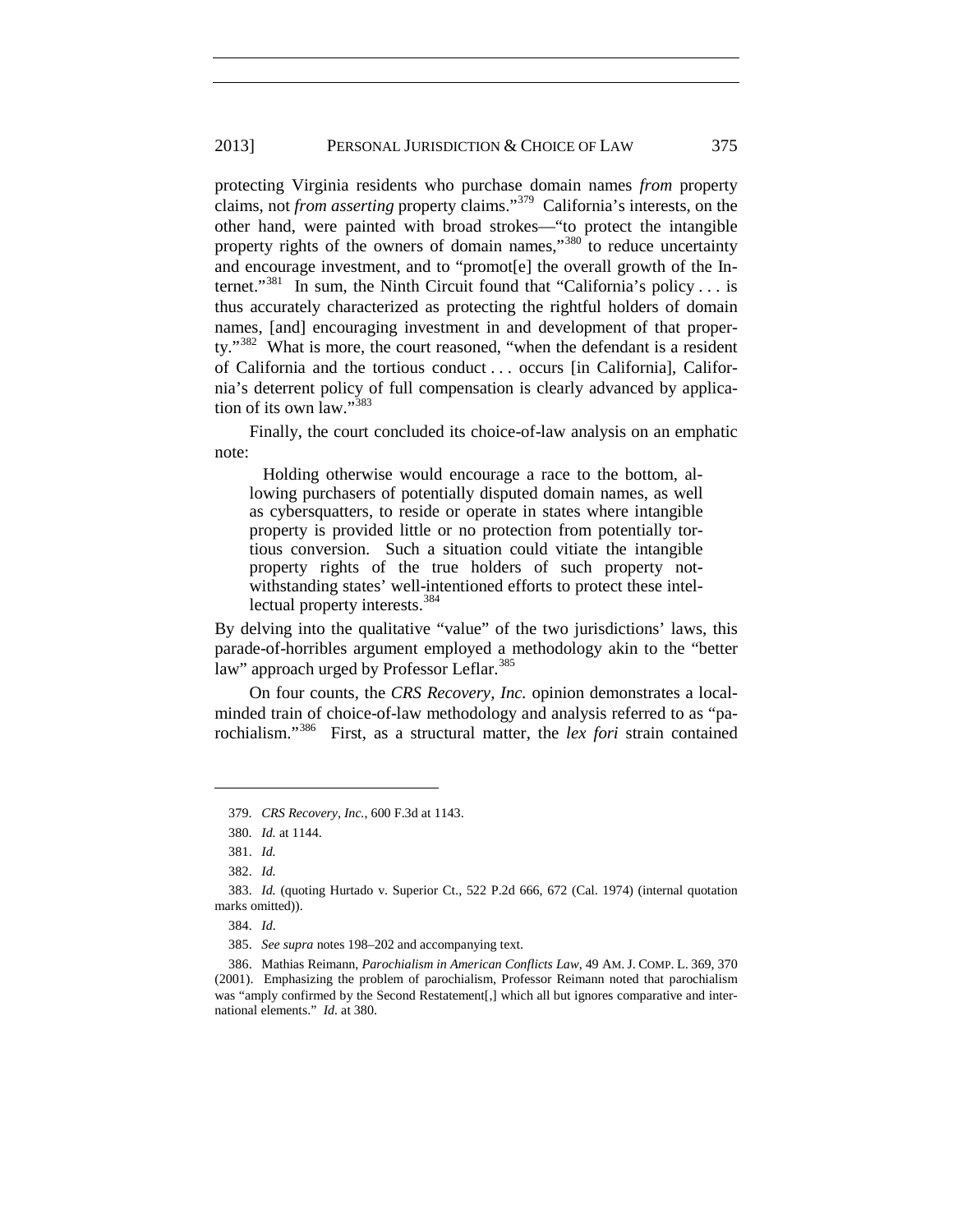protecting Virginia residents who purchase domain names *from* property claims, not *from asserting* property claims."[379] California's interests, on the other hand, were painted with broad strokes—"to protect the intangible property rights of the owners of domain names,"[380] to reduce uncertainty and encourage investment, and to "promot[e] the overall growth of the Internet."[381] In sum, the Ninth Circuit found that "California's policy . . . is thus accurately characterized as protecting the rightful holders of domain names, [and] encouraging investment in and development of that property."[382] What is more, the court reasoned, "when the defendant is a resident of California and the tortious conduct . . . occurs [in California], California's deterrent policy of full compensation is clearly advanced by application of its own law."[383]

Finally, the court concluded its choice-of-law analysis on an emphatic note:

> Holding otherwise would encourage a race to the bottom, allowing purchasers of potentially disputed domain names, as well as cybersquatters, to reside or operate in states where intangible property is provided little or no protection from potentially tortious conversion. Such a situation could vitiate the intangible property rights of the true holders of such property notwithstanding states' well-intentioned efforts to protect these intellectual property interests.[384]

By delving into the qualitative "value" of the two jurisdictions' laws, this parade-of-horribles argument employed a methodology akin to the "better law" approach urged by Professor Leflar.[385]

On four counts, the *CRS Recovery, Inc.* opinion demonstrates a local-minded train of choice-of-law methodology and analysis referred to as "parochialism."[386] First, as a structural matter, the *lex fori* strain contained

---

379. *CRS Recovery, Inc.*, 600 F.3d at 1143.

380. *Id.* at 1144.

381. *Id.*

382. *Id.*

383. *Id.* (quoting Hurtado v. Superior Ct., 522 P.2d 666, 672 (Cal. 1974) (internal quotation marks omitted)).

384. *Id*.

385. *See supra* notes 198–202 and accompanying text.

386. Mathias Reimann, *Parochialism in American Conflicts Law*, 49 AM. J. COMP. L. 369, 370 (2001). Emphasizing the problem of parochialism, Professor Reimann noted that parochialism was "amply confirmed by the Second Restatement[,] which all but ignores comparative and international elements." *Id.* at 380.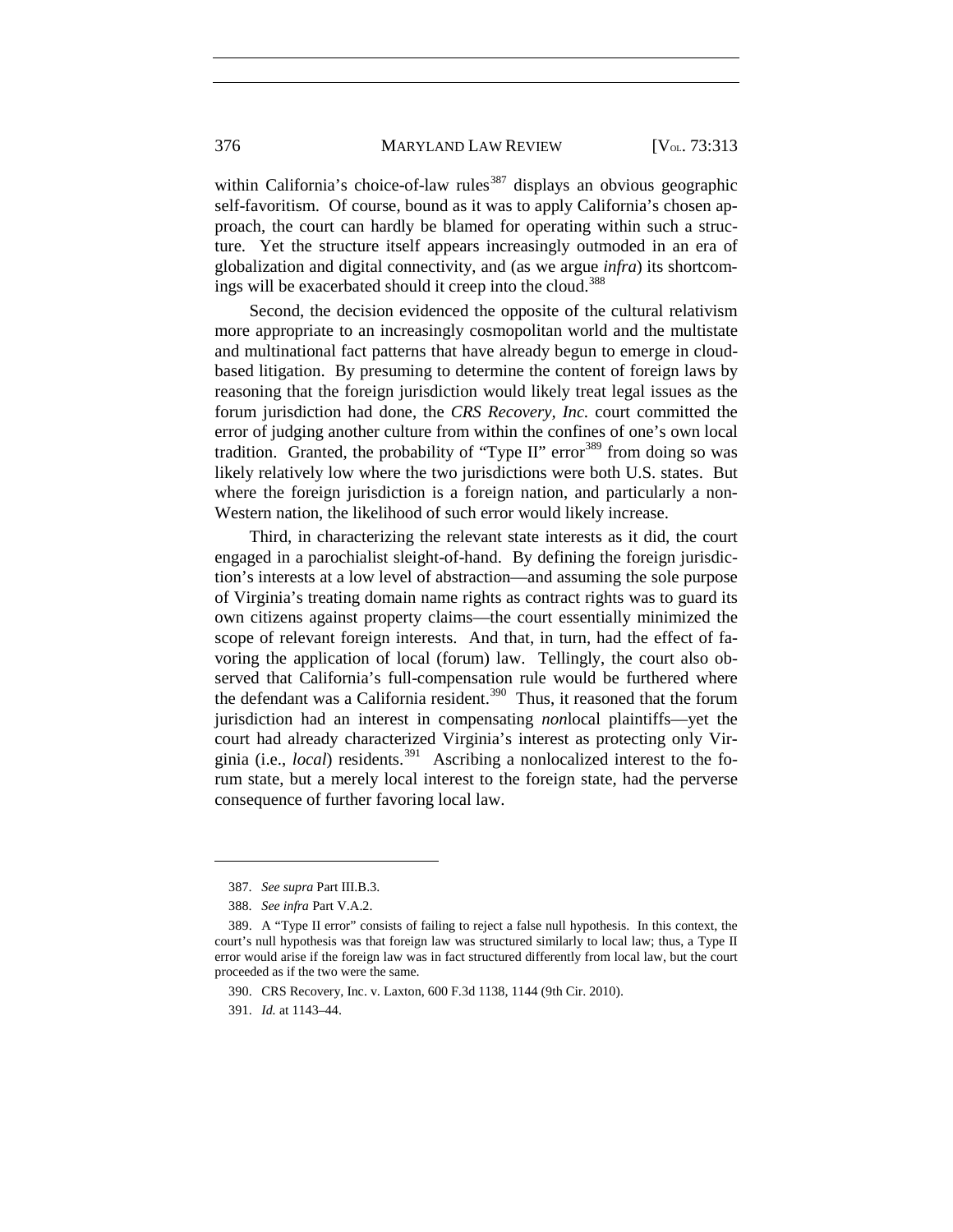within California's choice-of-law rules[387] displays an obvious geographic self-favoritism. Of course, bound as it was to apply California's chosen approach, the court can hardly be blamed for operating within such a structure. Yet the structure itself appears increasingly outmoded in an era of globalization and digital connectivity, and (as we argue *infra*) its shortcomings will be exacerbated should it creep into the cloud.[388]

Second, the decision evidenced the opposite of the cultural relativism more appropriate to an increasingly cosmopolitan world and the multistate and multinational fact patterns that have already begun to emerge in cloud-based litigation. By presuming to determine the content of foreign laws by reasoning that the foreign jurisdiction would likely treat legal issues as the forum jurisdiction had done, the *CRS Recovery, Inc.* court committed the error of judging another culture from within the confines of one's own local tradition. Granted, the probability of "Type II" error[389] from doing so was likely relatively low where the two jurisdictions were both U.S. states. But where the foreign jurisdiction is a foreign nation, and particularly a non-Western nation, the likelihood of such error would likely increase.

Third, in characterizing the relevant state interests as it did, the court engaged in a parochialist sleight-of-hand. By defining the foreign jurisdiction's interests at a low level of abstraction—and assuming the sole purpose of Virginia's treating domain name rights as contract rights was to guard its own citizens against property claims—the court essentially minimized the scope of relevant foreign interests. And that, in turn, had the effect of favoring the application of local (forum) law. Tellingly, the court also observed that California's full-compensation rule would be furthered where the defendant was a California resident.[390] Thus, it reasoned that the forum jurisdiction had an interest in compensating *non*local plaintiffs—yet the court had already characterized Virginia's interest as protecting only Virginia (i.e., *local*) residents.[391] Ascribing a nonlocalized interest to the forum state, but a merely local interest to the foreign state, had the perverse consequence of further favoring local law.

---

387. *See supra* Part III.B.3.

388. *See infra* Part V.A.2.

389. A "Type II error" consists of failing to reject a false null hypothesis. In this context, the court's null hypothesis was that foreign law was structured similarly to local law; thus, a Type II error would arise if the foreign law was in fact structured differently from local law, but the court proceeded as if the two were the same.

390. CRS Recovery, Inc. v. Laxton, 600 F.3d 1138, 1144 (9th Cir. 2010).

391. *Id.* at 1143–44.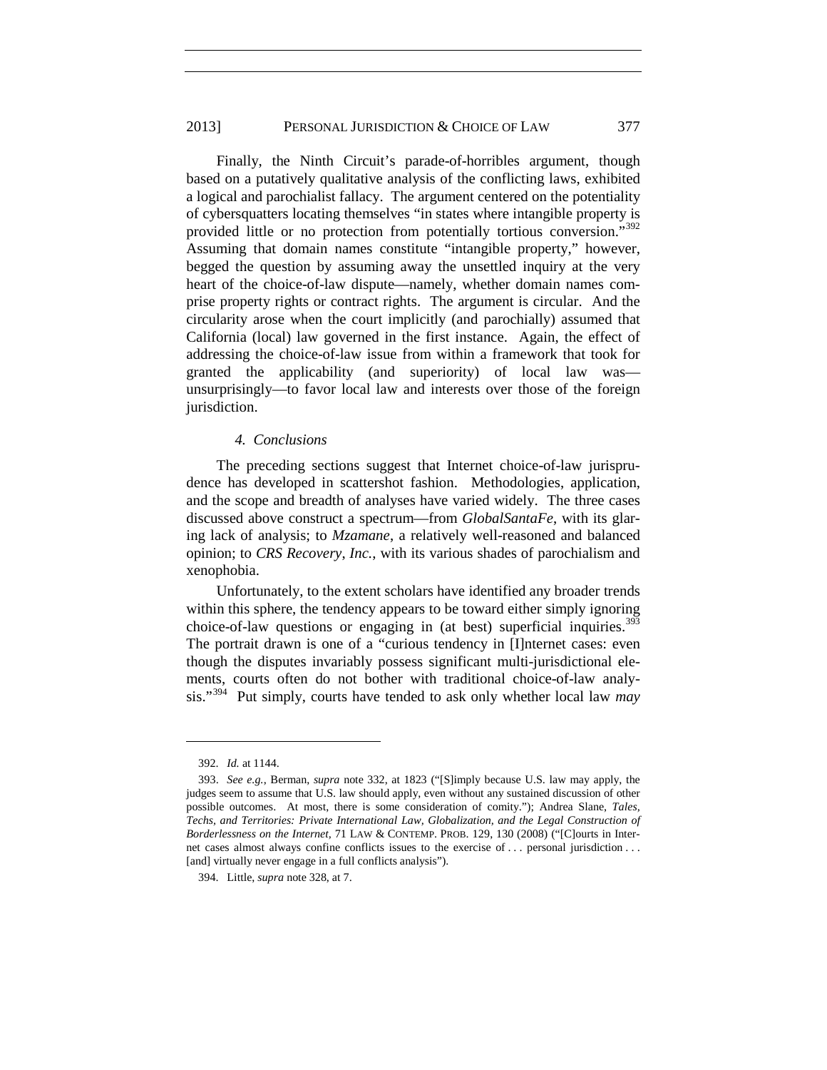Finally, the Ninth Circuit's parade-of-horribles argument, though based on a putatively qualitative analysis of the conflicting laws, exhibited a logical and parochialist fallacy. The argument centered on the potentiality of cybersquatters locating themselves "in states where intangible property is provided little or no protection from potentially tortious conversion."[392] Assuming that domain names constitute "intangible property," however, begged the question by assuming away the unsettled inquiry at the very heart of the choice-of-law dispute—namely, whether domain names comprise property rights or contract rights. The argument is circular. And the circularity arose when the court implicitly (and parochially) assumed that California (local) law governed in the first instance. Again, the effect of addressing the choice-of-law issue from within a framework that took for granted the applicability (and superiority) of local law was—unsurprisingly—to favor local law and interests over those of the foreign jurisdiction.

### *4. Conclusions*

The preceding sections suggest that Internet choice-of-law jurisprudence has developed in scattershot fashion. Methodologies, application, and the scope and breadth of analyses have varied widely. The three cases discussed above construct a spectrum—from *GlobalSantaFe*, with its glaring lack of analysis; to *Mzamane*, a relatively well-reasoned and balanced opinion; to *CRS Recovery, Inc.*, with its various shades of parochialism and xenophobia.

Unfortunately, to the extent scholars have identified any broader trends within this sphere, the tendency appears to be toward either simply ignoring choice-of-law questions or engaging in (at best) superficial inquiries.[393] The portrait drawn is one of a "curious tendency in [I]nternet cases: even though the disputes invariably possess significant multi-jurisdictional elements, courts often do not bother with traditional choice-of-law analysis."[394] Put simply, courts have tended to ask only whether local law *may*

---

392. *Id.* at 1144.

393. *See e.g.*, Berman, *supra* note 332, at 1823 ("[S]imply because U.S. law may apply, the judges seem to assume that U.S. law should apply, even without any sustained discussion of other possible outcomes. At most, there is some consideration of comity."); Andrea Slane, *Tales, Techs, and Territories: Private International Law, Globalization, and the Legal Construction of Borderlessness on the Internet*, 71 LAW & CONTEMP. PROB. 129, 130 (2008) ("[C]ourts in Internet cases almost always confine conflicts issues to the exercise of . . . personal jurisdiction . . . [and] virtually never engage in a full conflicts analysis").

394. Little, *supra* note 328, at 7.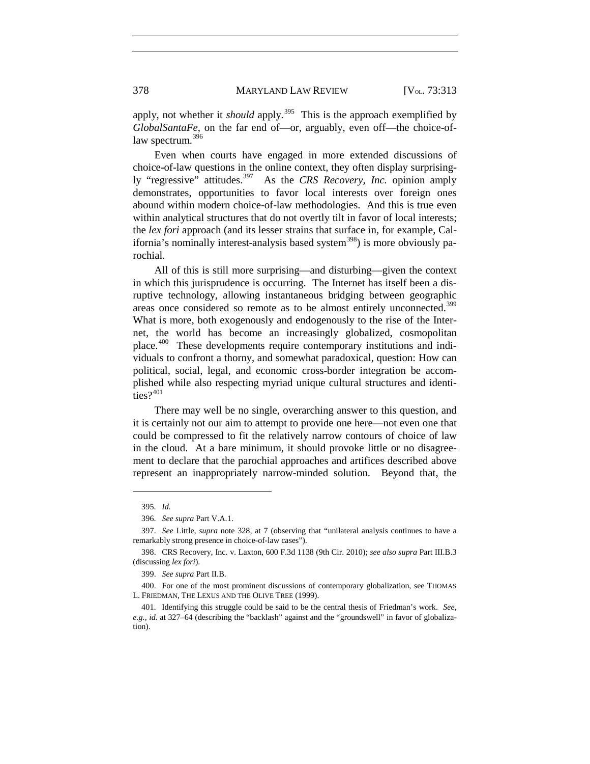apply, not whether it *should* apply.[395] This is the approach exemplified by *GlobalSantaFe*, on the far end of—or, arguably, even off—the choice-of-law spectrum.[396]

Even when courts have engaged in more extended discussions of choice-of-law questions in the online context, they often display surprisingly "regressive" attitudes.[397] As the *CRS Recovery, Inc.* opinion amply demonstrates, opportunities to favor local interests over foreign ones abound within modern choice-of-law methodologies. And this is true even within analytical structures that do not overtly tilt in favor of local interests; the *lex fori* approach (and its lesser strains that surface in, for example, California's nominally interest-analysis based system[398]) is more obviously parochial.

All of this is still more surprising—and disturbing—given the context in which this jurisprudence is occurring. The Internet has itself been a disruptive technology, allowing instantaneous bridging between geographic areas once considered so remote as to be almost entirely unconnected.[399] What is more, both exogenously and endogenously to the rise of the Internet, the world has become an increasingly globalized, cosmopolitan place.[400] These developments require contemporary institutions and individuals to confront a thorny, and somewhat paradoxical, question: How can political, social, legal, and economic cross-border integration be accomplished while also respecting myriad unique cultural structures and identities?[401]

There may well be no single, overarching answer to this question, and it is certainly not our aim to attempt to provide one here—not even one that could be compressed to fit the relatively narrow contours of choice of law in the cloud. At a bare minimum, it should provoke little or no disagreement to declare that the parochial approaches and artifices described above represent an inappropriately narrow-minded solution. Beyond that, the

---

395. *Id.*

396. *See supra* Part V.A.1.

397. *See* Little, *supra* note 328, at 7 (observing that "unilateral analysis continues to have a remarkably strong presence in choice-of-law cases").

398. CRS Recovery, Inc. v. Laxton, 600 F.3d 1138 (9th Cir. 2010); *see also supra* Part III.B.3 (discussing *lex fori*).

399. *See supra* Part II.B.

400. For one of the most prominent discussions of contemporary globalization, see THOMAS L. FRIEDMAN, THE LEXUS AND THE OLIVE TREE (1999).

401. Identifying this struggle could be said to be the central thesis of Friedman's work. *See, e.g.*, *id.* at 327–64 (describing the "backlash" against and the "groundswell" in favor of globalization).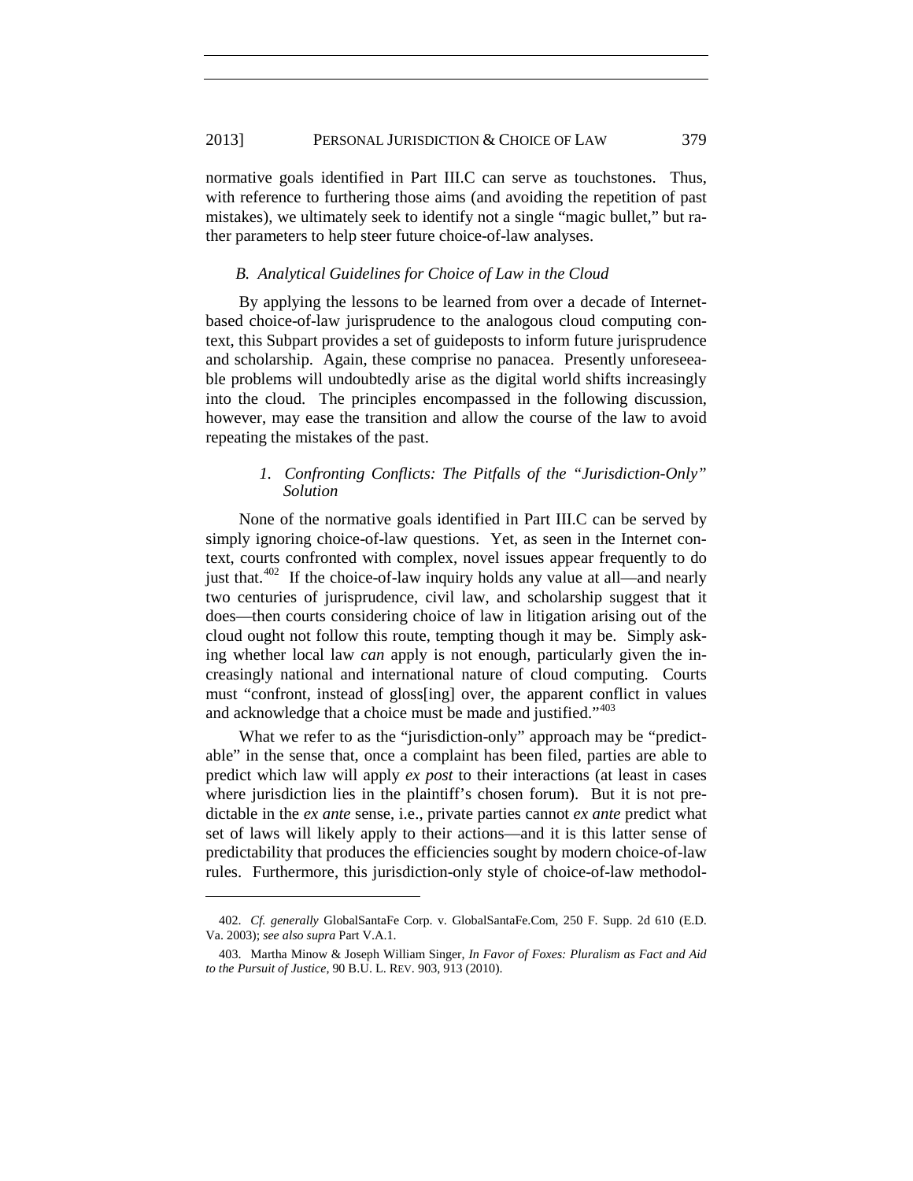normative goals identified in Part III.C can serve as touchstones. Thus, with reference to furthering those aims (and avoiding the repetition of past mistakes), we ultimately seek to identify not a single "magic bullet," but rather parameters to help steer future choice-of-law analyses.

### *B. Analytical Guidelines for Choice of Law in the Cloud*

By applying the lessons to be learned from over a decade of Internet-based choice-of-law jurisprudence to the analogous cloud computing context, this Subpart provides a set of guideposts to inform future jurisprudence and scholarship. Again, these comprise no panacea. Presently unforeseeable problems will undoubtedly arise as the digital world shifts increasingly into the cloud. The principles encompassed in the following discussion, however, may ease the transition and allow the course of the law to avoid repeating the mistakes of the past.

#### *1. Confronting Conflicts: The Pitfalls of the "Jurisdiction-Only" Solution*

None of the normative goals identified in Part III.C can be served by simply ignoring choice-of-law questions. Yet, as seen in the Internet context, courts confronted with complex, novel issues appear frequently to do just that.[402] If the choice-of-law inquiry holds any value at all—and nearly two centuries of jurisprudence, civil law, and scholarship suggest that it does—then courts considering choice of law in litigation arising out of the cloud ought not follow this route, tempting though it may be. Simply asking whether local law *can* apply is not enough, particularly given the increasingly national and international nature of cloud computing. Courts must "confront, instead of gloss[ing] over, the apparent conflict in values and acknowledge that a choice must be made and justified."[403]

What we refer to as the "jurisdiction-only" approach may be "predictable" in the sense that, once a complaint has been filed, parties are able to predict which law will apply *ex post* to their interactions (at least in cases where jurisdiction lies in the plaintiff's chosen forum). But it is not predictable in the *ex ante* sense, i.e., private parties cannot *ex ante* predict what set of laws will likely apply to their actions—and it is this latter sense of predictability that produces the efficiencies sought by modern choice-of-law rules. Furthermore, this jurisdiction-only style of choice-of-law methodol-

---

402. *Cf. generally* GlobalSantaFe Corp. v. GlobalSantaFe.Com, 250 F. Supp. 2d 610 (E.D. Va. 2003); *see also supra* Part V.A.1.

403. Martha Minow & Joseph William Singer, *In Favor of Foxes: Pluralism as Fact and Aid to the Pursuit of Justice*, 90 B.U. L. REV. 903, 913 (2010).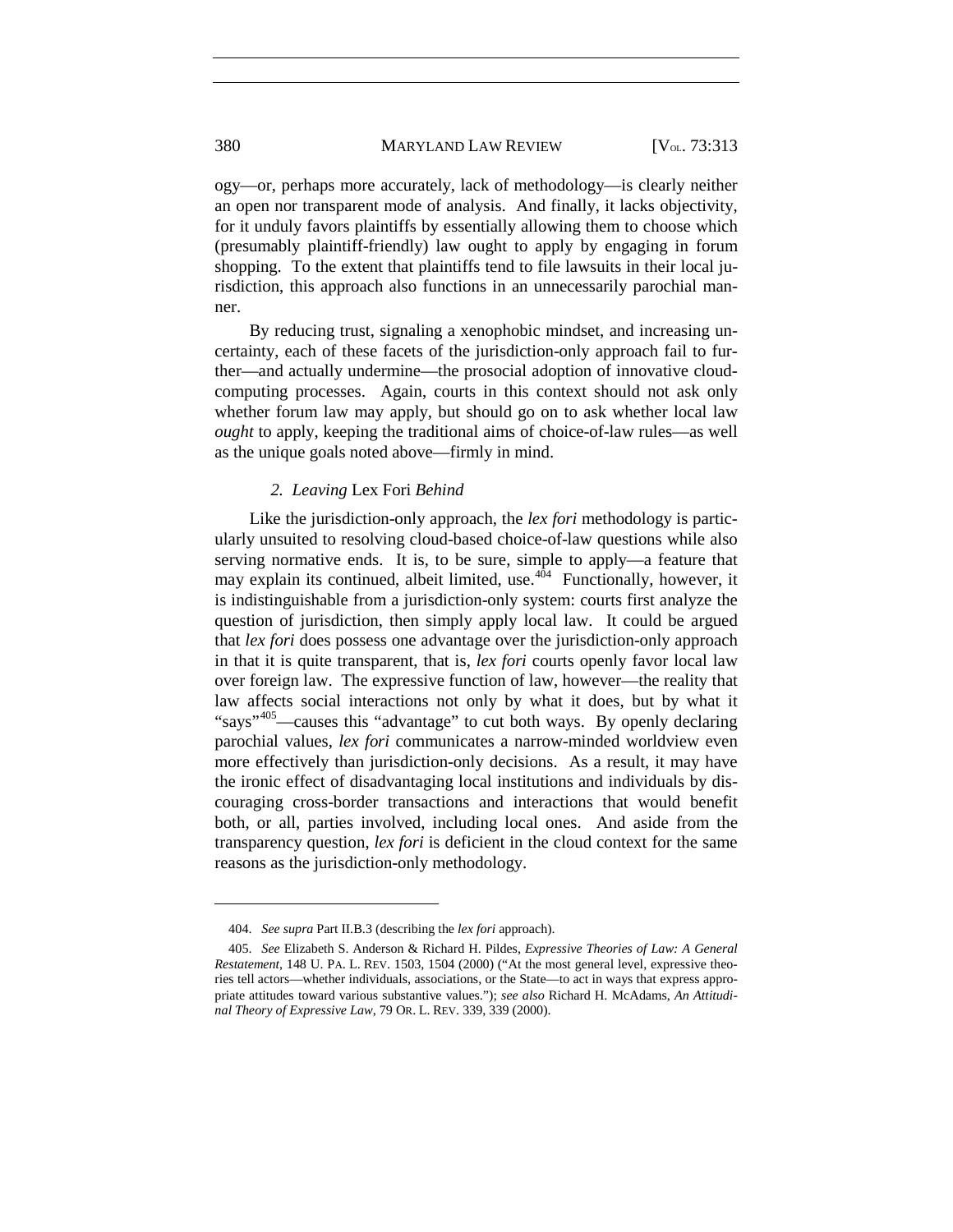ogy—or, perhaps more accurately, lack of methodology—is clearly neither an open nor transparent mode of analysis. And finally, it lacks objectivity, for it unduly favors plaintiffs by essentially allowing them to choose which (presumably plaintiff-friendly) law ought to apply by engaging in forum shopping. To the extent that plaintiffs tend to file lawsuits in their local jurisdiction, this approach also functions in an unnecessarily parochial manner.

By reducing trust, signaling a xenophobic mindset, and increasing uncertainty, each of these facets of the jurisdiction-only approach fail to further—and actually undermine—the prosocial adoption of innovative cloud-computing processes. Again, courts in this context should not ask only whether forum law may apply, but should go on to ask whether local law *ought* to apply, keeping the traditional aims of choice-of-law rules—as well as the unique goals noted above—firmly in mind.

### *2. Leaving* Lex Fori *Behind*

Like the jurisdiction-only approach, the *lex fori* methodology is particularly unsuited to resolving cloud-based choice-of-law questions while also serving normative ends. It is, to be sure, simple to apply—a feature that may explain its continued, albeit limited, use.[404] Functionally, however, it is indistinguishable from a jurisdiction-only system: courts first analyze the question of jurisdiction, then simply apply local law. It could be argued that *lex fori* does possess one advantage over the jurisdiction-only approach in that it is quite transparent, that is, *lex fori* courts openly favor local law over foreign law. The expressive function of law, however—the reality that law affects social interactions not only by what it does, but by what it "says"[405]—causes this "advantage" to cut both ways. By openly declaring parochial values, *lex fori* communicates a narrow-minded worldview even more effectively than jurisdiction-only decisions. As a result, it may have the ironic effect of disadvantaging local institutions and individuals by discouraging cross-border transactions and interactions that would benefit both, or all, parties involved, including local ones. And aside from the transparency question, *lex fori* is deficient in the cloud context for the same reasons as the jurisdiction-only methodology.

---

404. *See supra* Part II.B.3 (describing the *lex fori* approach).

405. *See* Elizabeth S. Anderson & Richard H. Pildes, *Expressive Theories of Law: A General Restatement*, 148 U. PA. L. REV. 1503, 1504 (2000) ("At the most general level, expressive theories tell actors—whether individuals, associations, or the State—to act in ways that express appropriate attitudes toward various substantive values."); *see also* Richard H. McAdams, *An Attitudinal Theory of Expressive Law*, 79 OR. L. REV. 339, 339 (2000).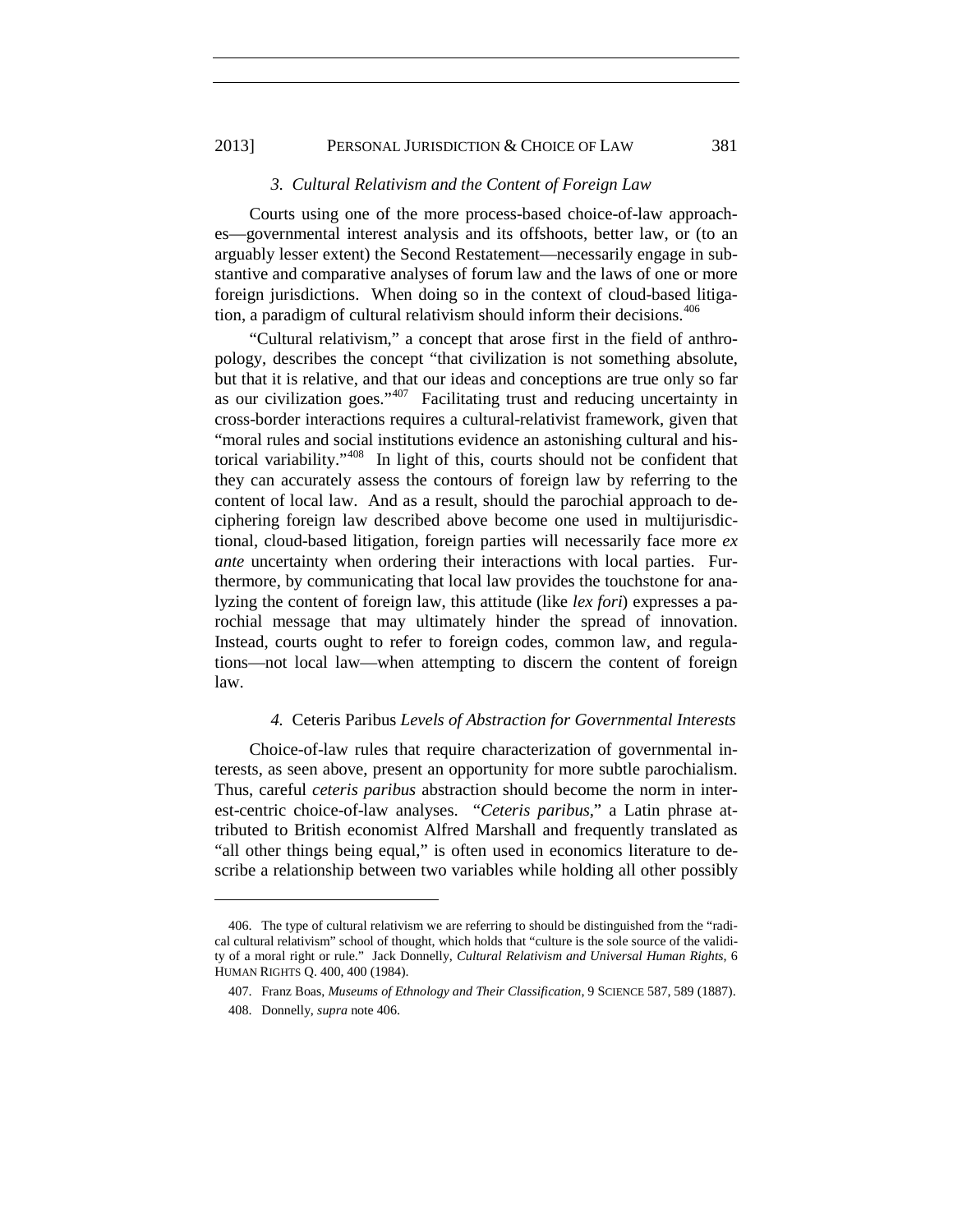### *3. Cultural Relativism and the Content of Foreign Law*

Courts using one of the more process-based choice-of-law approaches—governmental interest analysis and its offshoots, better law, or (to an arguably lesser extent) the Second Restatement—necessarily engage in substantive and comparative analyses of forum law and the laws of one or more foreign jurisdictions. When doing so in the context of cloud-based litigation, a paradigm of cultural relativism should inform their decisions.[406]

"Cultural relativism," a concept that arose first in the field of anthropology, describes the concept "that civilization is not something absolute, but that it is relative, and that our ideas and conceptions are true only so far as our civilization goes."[407] Facilitating trust and reducing uncertainty in cross-border interactions requires a cultural-relativist framework, given that "moral rules and social institutions evidence an astonishing cultural and historical variability."[408] In light of this, courts should not be confident that they can accurately assess the contours of foreign law by referring to the content of local law. And as a result, should the parochial approach to deciphering foreign law described above become one used in multijurisdictional, cloud-based litigation, foreign parties will necessarily face more *ex ante* uncertainty when ordering their interactions with local parties. Furthermore, by communicating that local law provides the touchstone for analyzing the content of foreign law, this attitude (like *lex fori*) expresses a parochial message that may ultimately hinder the spread of innovation. Instead, courts ought to refer to foreign codes, common law, and regulations—not local law—when attempting to discern the content of foreign law.

### *4.* Ceteris Paribus *Levels of Abstraction for Governmental Interests*

Choice-of-law rules that require characterization of governmental interests, as seen above, present an opportunity for more subtle parochialism. Thus, careful *ceteris paribus* abstraction should become the norm in interest-centric choice-of-law analyses. "*Ceteris paribus*," a Latin phrase attributed to British economist Alfred Marshall and frequently translated as "all other things being equal," is often used in economics literature to describe a relationship between two variables while holding all other possibly

---

406. The type of cultural relativism we are referring to should be distinguished from the "radical cultural relativism" school of thought, which holds that "culture is the sole source of the validity of a moral right or rule." Jack Donnelly, *Cultural Relativism and Universal Human Rights*, 6 HUMAN RIGHTS Q. 400, 400 (1984).

407. Franz Boas, *Museums of Ethnology and Their Classification*, 9 SCIENCE 587, 589 (1887).

408. Donnelly, *supra* note 406.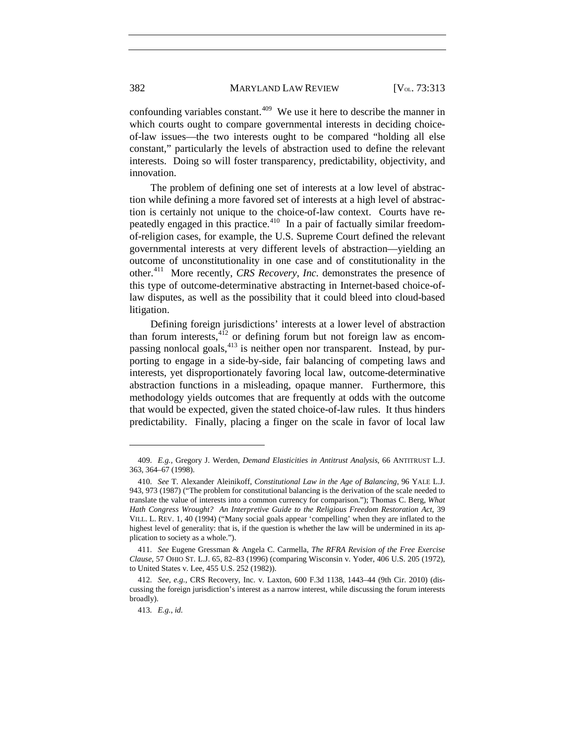confounding variables constant.[409] We use it here to describe the manner in which courts ought to compare governmental interests in deciding choice-of-law issues—the two interests ought to be compared "holding all else constant," particularly the levels of abstraction used to define the relevant interests. Doing so will foster transparency, predictability, objectivity, and innovation.

The problem of defining one set of interests at a low level of abstraction while defining a more favored set of interests at a high level of abstraction is certainly not unique to the choice-of-law context. Courts have repeatedly engaged in this practice.[410] In a pair of factually similar freedom-of-religion cases, for example, the U.S. Supreme Court defined the relevant governmental interests at very different levels of abstraction—yielding an outcome of unconstitutionality in one case and of constitutionality in the other.[411] More recently, *CRS Recovery, Inc.* demonstrates the presence of this type of outcome-determinative abstracting in Internet-based choice-of-law disputes, as well as the possibility that it could bleed into cloud-based litigation.

Defining foreign jurisdictions' interests at a lower level of abstraction than forum interests,[412] or defining forum but not foreign law as encompassing nonlocal goals,[413] is neither open nor transparent. Instead, by purporting to engage in a side-by-side, fair balancing of competing laws and interests, yet disproportionately favoring local law, outcome-determinative abstraction functions in a misleading, opaque manner. Furthermore, this methodology yields outcomes that are frequently at odds with the outcome that would be expected, given the stated choice-of-law rules. It thus hinders predictability. Finally, placing a finger on the scale in favor of local law

---

409. *E.g.*, Gregory J. Werden, *Demand Elasticities in Antitrust Analysis*, 66 ANTITRUST L.J. 363, 364–67 (1998).

410. *See* T. Alexander Aleinikoff, *Constitutional Law in the Age of Balancing*, 96 YALE L.J. 943, 973 (1987) ("The problem for constitutional balancing is the derivation of the scale needed to translate the value of interests into a common currency for comparison."); Thomas C. Berg, *What Hath Congress Wrought? An Interpretive Guide to the Religious Freedom Restoration Act*, 39 VILL. L. REV. 1, 40 (1994) ("Many social goals appear 'compelling' when they are inflated to the highest level of generality: that is, if the question is whether the law will be undermined in its application to society as a whole.").

411. *See* Eugene Gressman & Angela C. Carmella, *The RFRA Revision of the Free Exercise Clause*, 57 OHIO ST. L.J. 65, 82–83 (1996) (comparing Wisconsin v. Yoder, 406 U.S. 205 (1972), to United States v. Lee, 455 U.S. 252 (1982)).

412. *See, e.g.*, CRS Recovery, Inc. v. Laxton, 600 F.3d 1138, 1443–44 (9th Cir. 2010) (discussing the foreign jurisdiction's interest as a narrow interest, while discussing the forum interests broadly).

413. *E.g.*, *id.*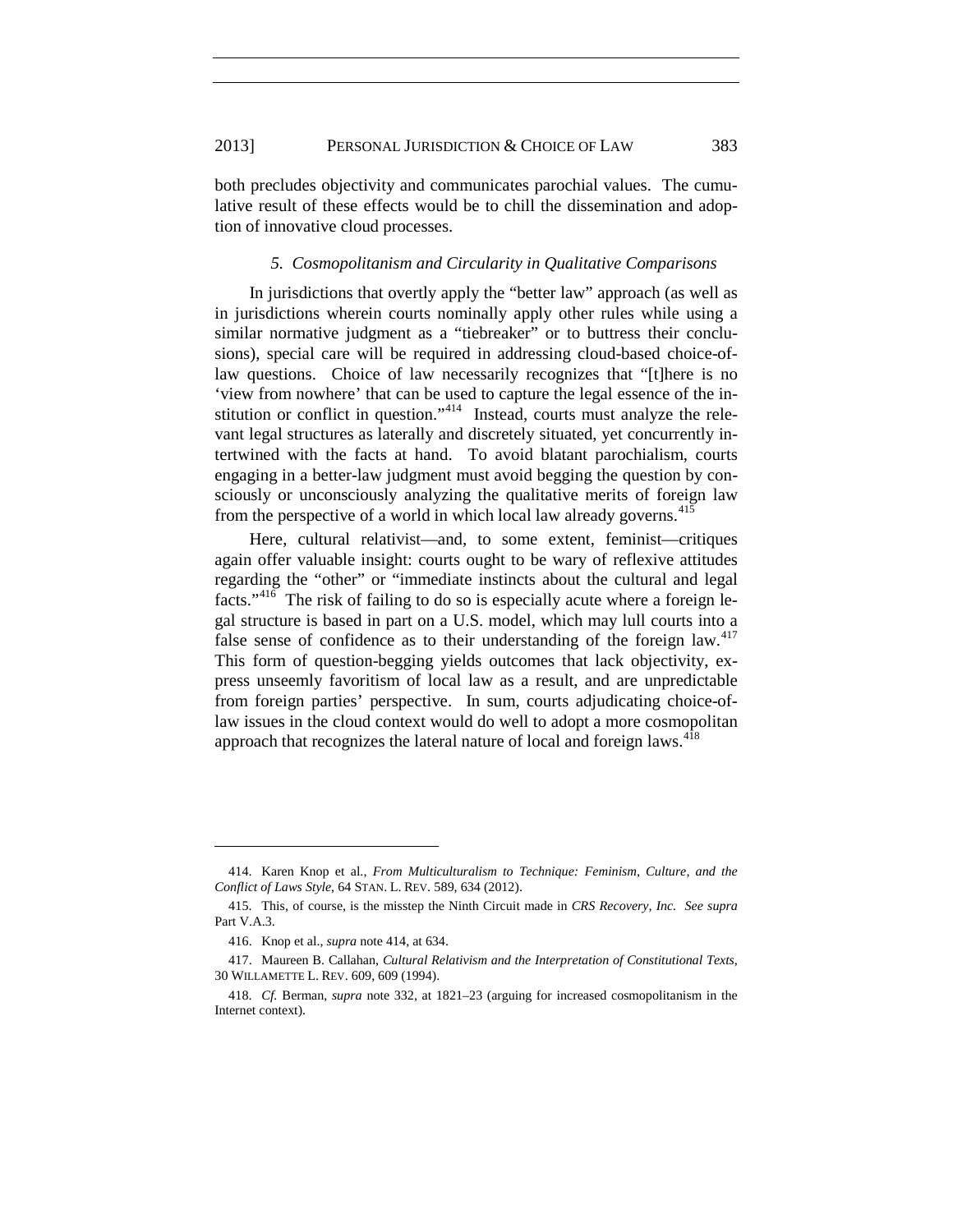both precludes objectivity and communicates parochial values. The cumulative result of these effects would be to chill the dissemination and adoption of innovative cloud processes.

### *5. Cosmopolitanism and Circularity in Qualitative Comparisons*

In jurisdictions that overtly apply the "better law" approach (as well as in jurisdictions wherein courts nominally apply other rules while using a similar normative judgment as a "tiebreaker" or to buttress their conclusions), special care will be required in addressing cloud-based choice-of-law questions. Choice of law necessarily recognizes that "[t]here is no 'view from nowhere' that can be used to capture the legal essence of the institution or conflict in question."[414] Instead, courts must analyze the relevant legal structures as laterally and discretely situated, yet concurrently intertwined with the facts at hand. To avoid blatant parochialism, courts engaging in a better-law judgment must avoid begging the question by consciously or unconsciously analyzing the qualitative merits of foreign law from the perspective of a world in which local law already governs.[415]

Here, cultural relativist—and, to some extent, feminist—critiques again offer valuable insight: courts ought to be wary of reflexive attitudes regarding the "other" or "immediate instincts about the cultural and legal facts."[416] The risk of failing to do so is especially acute where a foreign legal structure is based in part on a U.S. model, which may lull courts into a false sense of confidence as to their understanding of the foreign law.[417] This form of question-begging yields outcomes that lack objectivity, express unseemly favoritism of local law as a result, and are unpredictable from foreign parties' perspective. In sum, courts adjudicating choice-of-law issues in the cloud context would do well to adopt a more cosmopolitan approach that recognizes the lateral nature of local and foreign laws.[418]

---

414. Karen Knop et al., *From Multiculturalism to Technique: Feminism, Culture, and the Conflict of Laws Style*, 64 STAN. L. REV. 589, 634 (2012).

415. This, of course, is the misstep the Ninth Circuit made in *CRS Recovery, Inc.* *See supra* Part V.A.3.

416. Knop et al., *supra* note 414, at 634.

417. Maureen B. Callahan, *Cultural Relativism and the Interpretation of Constitutional Texts*, 30 WILLAMETTE L. REV. 609, 609 (1994).

418. *Cf.* Berman, *supra* note 332, at 1821–23 (arguing for increased cosmopolitanism in the Internet context).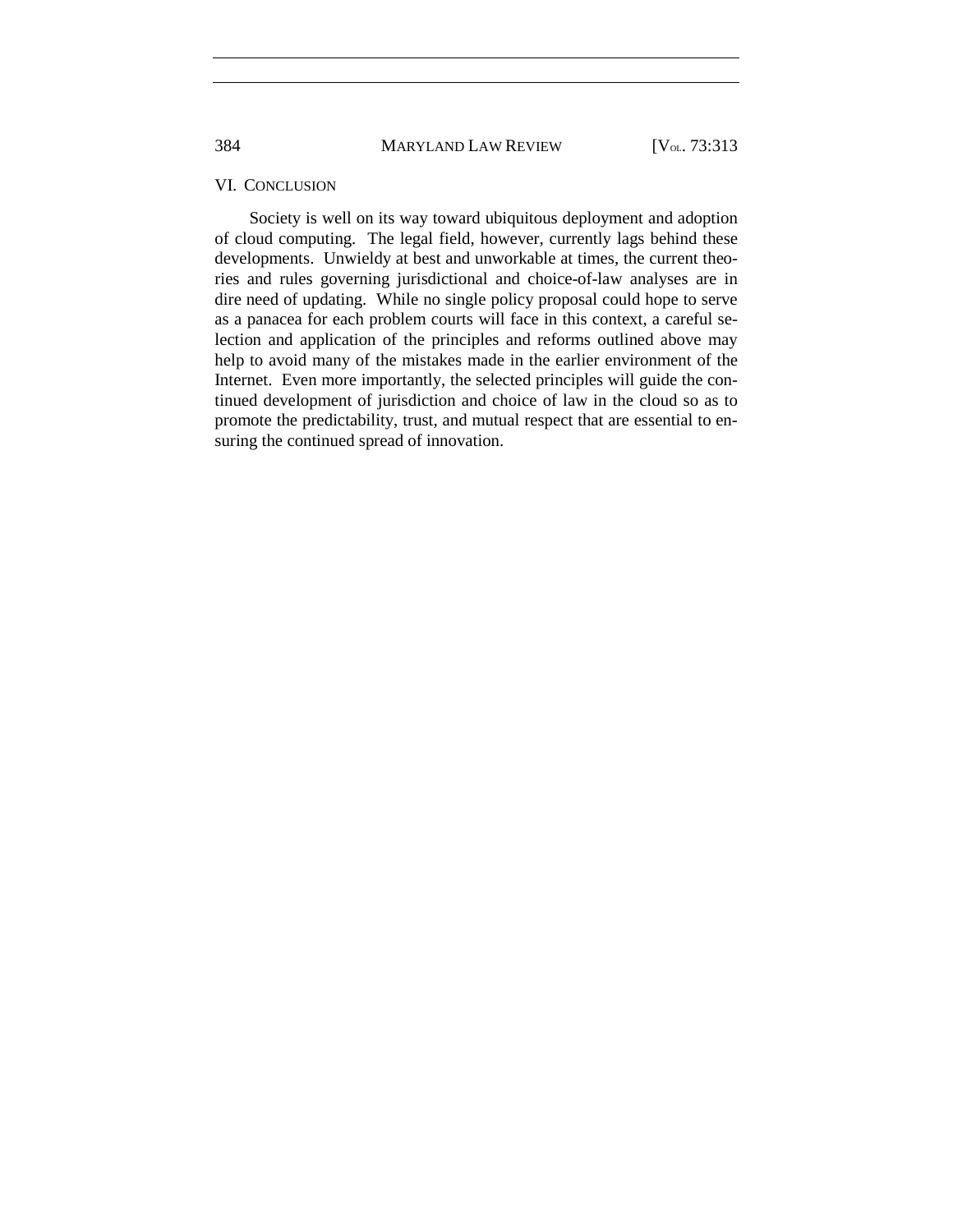## VI. CONCLUSION

Society is well on its way toward ubiquitous deployment and adoption of cloud computing. The legal field, however, currently lags behind these developments. Unwieldy at best and unworkable at times, the current theories and rules governing jurisdictional and choice-of-law analyses are in dire need of updating. While no single policy proposal could hope to serve as a panacea for each problem courts will face in this context, a careful selection and application of the principles and reforms outlined above may help to avoid many of the mistakes made in the earlier environment of the Internet. Even more importantly, the selected principles will guide the continued development of jurisdiction and choice of law in the cloud so as to promote the predictability, trust, and mutual respect that are essential to ensuring the continued spread of innovation.